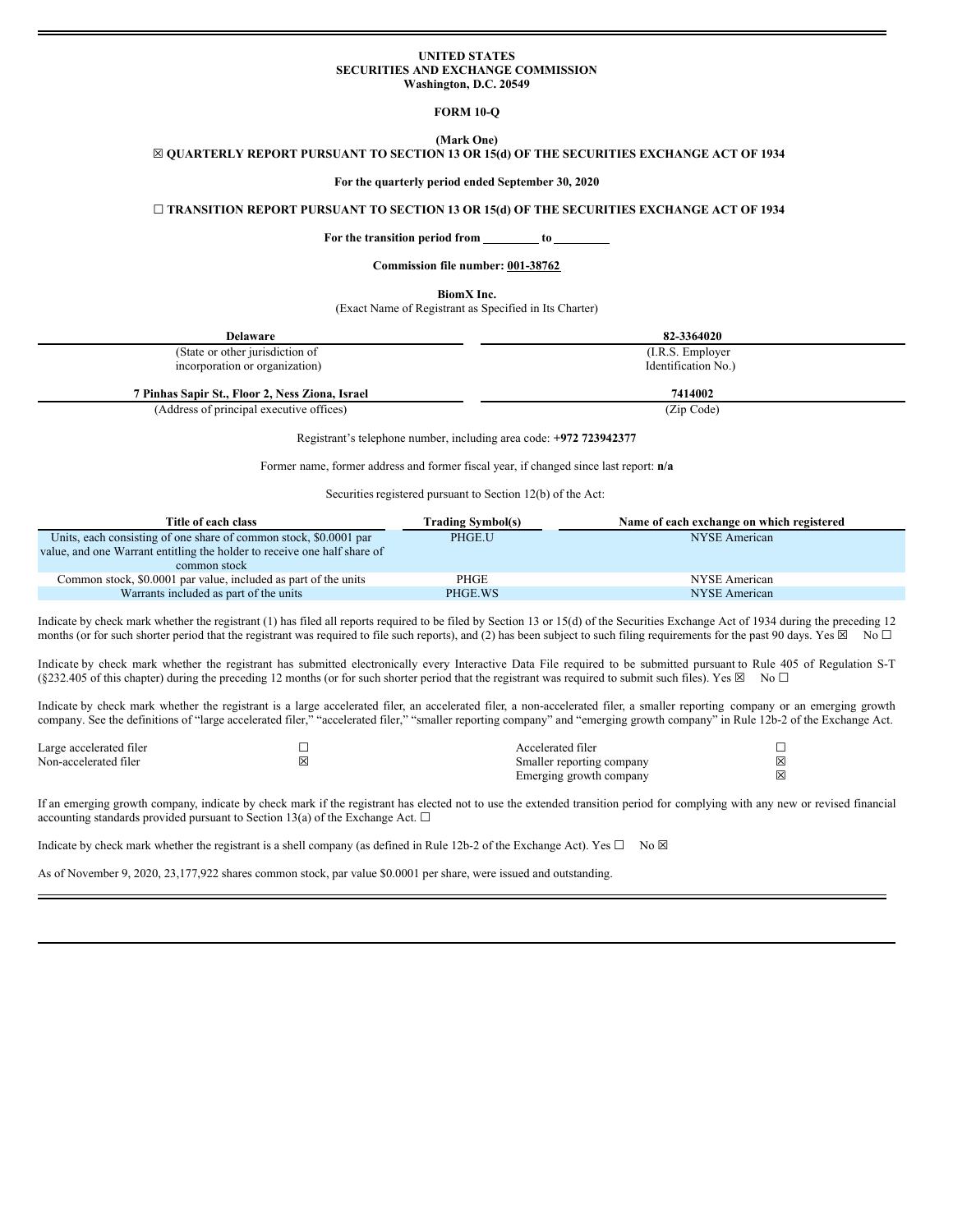**UNITED STATES**
**SECURITIES AND EXCHANGE COMMISSION**
**Washington, D.C. 20549**

**FORM 10-Q**

**(Mark One)**
**☒ QUARTERLY REPORT PURSUANT TO SECTION 13 OR 15(d) OF THE SECURITIES EXCHANGE ACT OF 1934**

**For the quarterly period ended September 30, 2020**

**☐ TRANSITION REPORT PURSUANT TO SECTION 13 OR 15(d) OF THE SECURITIES EXCHANGE ACT OF 1934**

**For the transition period from \_\_\_\_\_\_\_\_\_ to \_\_\_\_\_\_\_\_\_**

**Commission file number: 001-38762**

**BiomX Inc.**
(Exact Name of Registrant as Specified in Its Charter)

| **Delaware** | **82-3364020** |
|---|---|
| (State or other jurisdiction of incorporation or organization) | (I.R.S. Employer Identification No.) |
| **7 Pinhas Sapir St., Floor 2, Ness Ziona, Israel** | **7414002** |
| (Address of principal executive offices) | (Zip Code) |

Registrant's telephone number, including area code: **+972 723942377**

Former name, former address and former fiscal year, if changed since last report: **n/a**

Securities registered pursuant to Section 12(b) of the Act:

| Title of each class | Trading Symbol(s) | Name of each exchange on which registered |
|---|---|---|
| Units, each consisting of one share of common stock, $0.0001 par value, and one Warrant entitling the holder to receive one half share of common stock | PHGE.U | NYSE American |
| Common stock, $0.0001 par value, included as part of the units | PHGE | NYSE American |
| Warrants included as part of the units | PHGE.WS | NYSE American |

Indicate by check mark whether the registrant (1) has filed all reports required to be filed by Section 13 or 15(d) of the Securities Exchange Act of 1934 during the preceding 12 months (or for such shorter period that the registrant was required to file such reports), and (2) has been subject to such filing requirements for the past 90 days. Yes ☒ No ☐

Indicate by check mark whether the registrant has submitted electronically every Interactive Data File required to be submitted pursuant to Rule 405 of Regulation S-T (§232.405 of this chapter) during the preceding 12 months (or for such shorter period that the registrant was required to submit such files). Yes ☒ No ☐

Indicate by check mark whether the registrant is a large accelerated filer, an accelerated filer, a non-accelerated filer, a smaller reporting company or an emerging growth company. See the definitions of "large accelerated filer," "accelerated filer," "smaller reporting company" and "emerging growth company" in Rule 12b-2 of the Exchange Act.

| | | | |
|---|---|---|---|
| Large accelerated filer | ☐ | Accelerated filer | ☐ |
| Non-accelerated filer | ☒ | Smaller reporting company | ☒ |
| | | Emerging growth company | ☒ |

If an emerging growth company, indicate by check mark if the registrant has elected not to use the extended transition period for complying with any new or revised financial accounting standards provided pursuant to Section 13(a) of the Exchange Act. ☐

Indicate by check mark whether the registrant is a shell company (as defined in Rule 12b-2 of the Exchange Act). Yes ☐ No ☒

As of November 9, 2020, 23,177,922 shares common stock, par value $0.0001 per share, were issued and outstanding.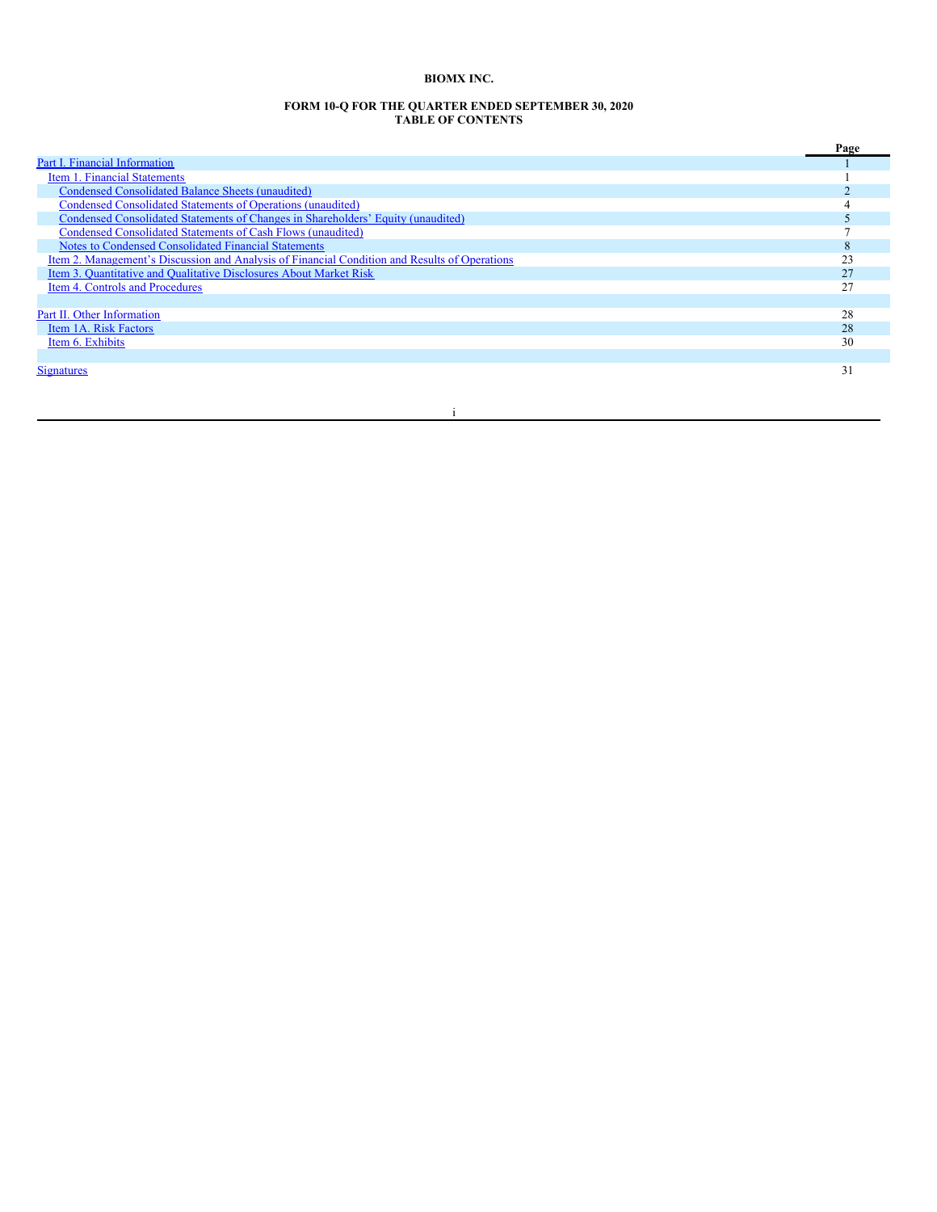**BIOMX INC.**

**FORM 10-Q FOR THE QUARTER ENDED SEPTEMBER 30, 2020**
**TABLE OF CONTENTS**

| | Page |
|---|---|
| Part I. Financial Information | 1 |
| Item 1. Financial Statements | 1 |
| Condensed Consolidated Balance Sheets (unaudited) | 2 |
| Condensed Consolidated Statements of Operations (unaudited) | 4 |
| Condensed Consolidated Statements of Changes in Shareholders' Equity (unaudited) | 5 |
| Condensed Consolidated Statements of Cash Flows (unaudited) | 7 |
| Notes to Condensed Consolidated Financial Statements | 8 |
| Item 2. Management's Discussion and Analysis of Financial Condition and Results of Operations | 23 |
| Item 3. Quantitative and Qualitative Disclosures About Market Risk | 27 |
| Item 4. Controls and Procedures | 27 |
| | |
| Part II. Other Information | 28 |
| Item 1A. Risk Factors | 28 |
| Item 6. Exhibits | 30 |
| | |
| Signatures | 31 |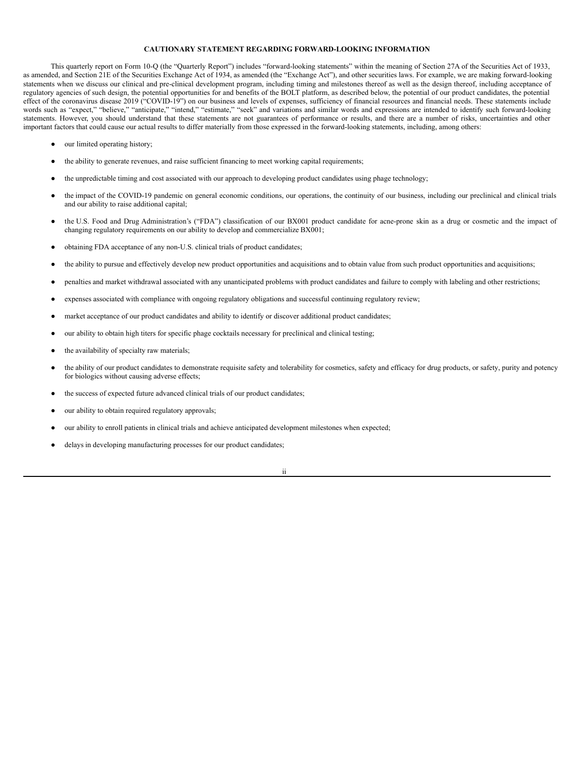**CAUTIONARY STATEMENT REGARDING FORWARD-LOOKING INFORMATION**

This quarterly report on Form 10-Q (the "Quarterly Report") includes "forward-looking statements" within the meaning of Section 27A of the Securities Act of 1933, as amended, and Section 21E of the Securities Exchange Act of 1934, as amended (the "Exchange Act"), and other securities laws. For example, we are making forward-looking statements when we discuss our clinical and pre-clinical development program, including timing and milestones thereof as well as the design thereof, including acceptance of regulatory agencies of such design, the potential opportunities for and benefits of the BOLT platform, as described below, the potential of our product candidates, the potential effect of the coronavirus disease 2019 ("COVID-19") on our business and levels of expenses, sufficiency of financial resources and financial needs. These statements include words such as "expect," "believe," "anticipate," "intend," "estimate," "seek" and variations and similar words and expressions are intended to identify such forward-looking statements. However, you should understand that these statements are not guarantees of performance or results, and there are a number of risks, uncertainties and other important factors that could cause our actual results to differ materially from those expressed in the forward-looking statements, including, among others:

- our limited operating history;
- the ability to generate revenues, and raise sufficient financing to meet working capital requirements;
- the unpredictable timing and cost associated with our approach to developing product candidates using phage technology;
- the impact of the COVID-19 pandemic on general economic conditions, our operations, the continuity of our business, including our preclinical and clinical trials and our ability to raise additional capital;
- the U.S. Food and Drug Administration's ("FDA") classification of our BX001 product candidate for acne-prone skin as a drug or cosmetic and the impact of changing regulatory requirements on our ability to develop and commercialize BX001;
- obtaining FDA acceptance of any non-U.S. clinical trials of product candidates;
- the ability to pursue and effectively develop new product opportunities and acquisitions and to obtain value from such product opportunities and acquisitions;
- penalties and market withdrawal associated with any unanticipated problems with product candidates and failure to comply with labeling and other restrictions;
- expenses associated with compliance with ongoing regulatory obligations and successful continuing regulatory review;
- market acceptance of our product candidates and ability to identify or discover additional product candidates;
- our ability to obtain high titers for specific phage cocktails necessary for preclinical and clinical testing;
- the availability of specialty raw materials;
- the ability of our product candidates to demonstrate requisite safety and tolerability for cosmetics, safety and efficacy for drug products, or safety, purity and potency for biologics without causing adverse effects;
- the success of expected future advanced clinical trials of our product candidates;
- our ability to obtain required regulatory approvals;
- our ability to enroll patients in clinical trials and achieve anticipated development milestones when expected;
- delays in developing manufacturing processes for our product candidates;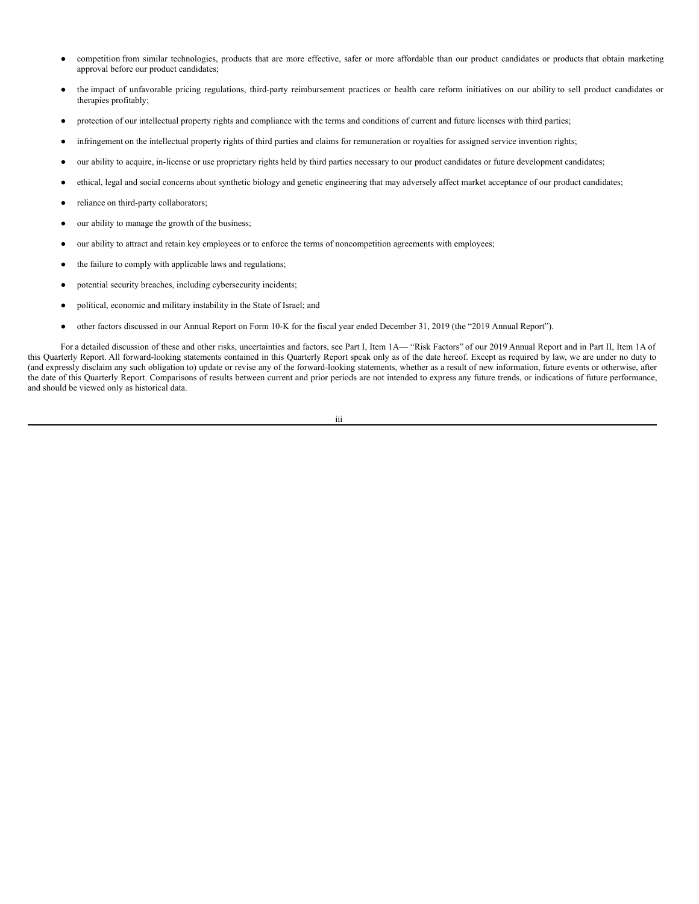- competition from similar technologies, products that are more effective, safer or more affordable than our product candidates or products that obtain marketing approval before our product candidates;
- the impact of unfavorable pricing regulations, third-party reimbursement practices or health care reform initiatives on our ability to sell product candidates or therapies profitably;
- protection of our intellectual property rights and compliance with the terms and conditions of current and future licenses with third parties;
- infringement on the intellectual property rights of third parties and claims for remuneration or royalties for assigned service invention rights;
- our ability to acquire, in-license or use proprietary rights held by third parties necessary to our product candidates or future development candidates;
- ethical, legal and social concerns about synthetic biology and genetic engineering that may adversely affect market acceptance of our product candidates;
- reliance on third-party collaborators;
- our ability to manage the growth of the business;
- our ability to attract and retain key employees or to enforce the terms of noncompetition agreements with employees;
- the failure to comply with applicable laws and regulations;
- potential security breaches, including cybersecurity incidents;
- political, economic and military instability in the State of Israel; and
- other factors discussed in our Annual Report on Form 10-K for the fiscal year ended December 31, 2019 (the "2019 Annual Report").

For a detailed discussion of these and other risks, uncertainties and factors, see Part I, Item 1A— "Risk Factors" of our 2019 Annual Report and in Part II, Item 1A of this Quarterly Report. All forward-looking statements contained in this Quarterly Report speak only as of the date hereof. Except as required by law, we are under no duty to (and expressly disclaim any such obligation to) update or revise any of the forward-looking statements, whether as a result of new information, future events or otherwise, after the date of this Quarterly Report. Comparisons of results between current and prior periods are not intended to express any future trends, or indications of future performance, and should be viewed only as historical data.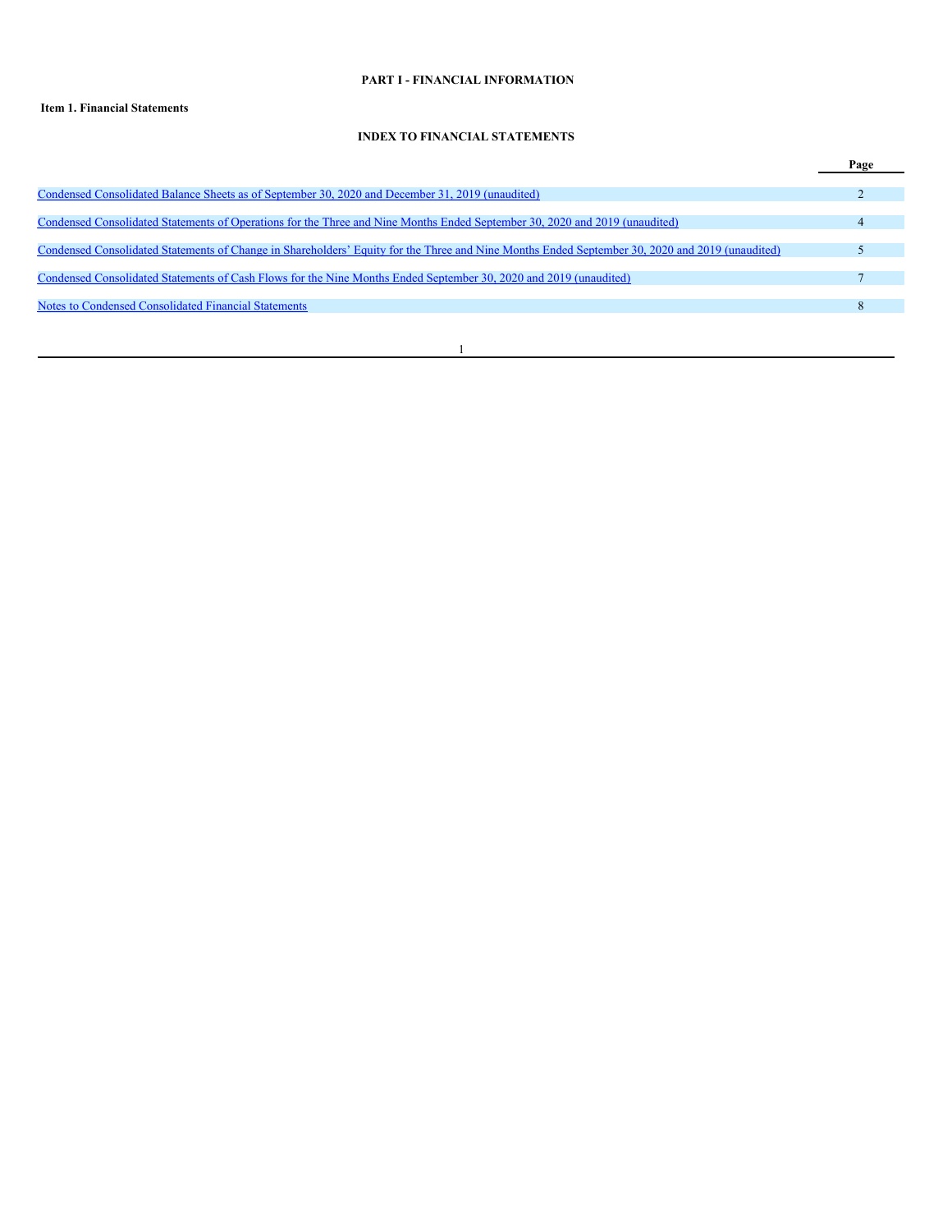**PART I - FINANCIAL INFORMATION**

**Item 1. Financial Statements**

**INDEX TO FINANCIAL STATEMENTS**

| | Page |
|---|---|
| Condensed Consolidated Balance Sheets as of September 30, 2020 and December 31, 2019 (unaudited) | 2 |
| Condensed Consolidated Statements of Operations for the Three and Nine Months Ended September 30, 2020 and 2019 (unaudited) | 4 |
| Condensed Consolidated Statements of Change in Shareholders' Equity for the Three and Nine Months Ended September 30, 2020 and 2019 (unaudited) | 5 |
| Condensed Consolidated Statements of Cash Flows for the Nine Months Ended September 30, 2020 and 2019 (unaudited) | 7 |
| Notes to Condensed Consolidated Financial Statements | 8 |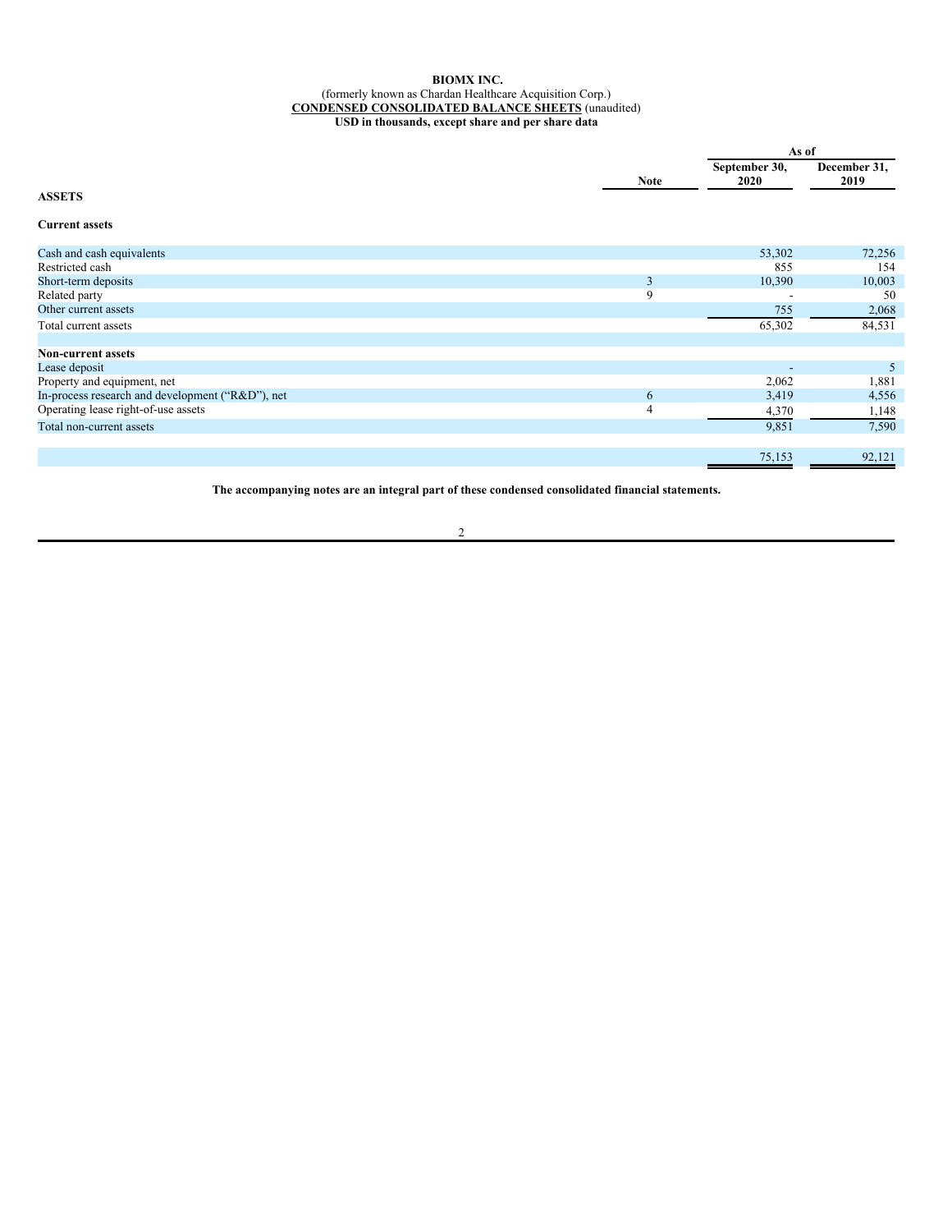**BIOMX INC.**

(formerly known as Chardan Healthcare Acquisition Corp.)

**CONDENSED CONSOLIDATED BALANCE SHEETS** (unaudited)

**USD in thousands, except share and per share data**

| | Note | As of September 30, 2020 | As of December 31, 2019 |
|---|---|---|---|
| **ASSETS** | | | |
| **Current assets** | | | |
| Cash and cash equivalents | | 53,302 | 72,256 |
| Restricted cash | | 855 | 154 |
| Short-term deposits | 3 | 10,390 | 10,003 |
| Related party | 9 | - | 50 |
| Other current assets | | 755 | 2,068 |
| Total current assets | | 65,302 | 84,531 |
| | | | |
| **Non-current assets** | | | |
| Lease deposit | | - | 5 |
| Property and equipment, net | | 2,062 | 1,881 |
| In-process research and development (“R&D”), net | 6 | 3,419 | 4,556 |
| Operating lease right-of-use assets | 4 | 4,370 | 1,148 |
| Total non-current assets | | 9,851 | 7,590 |
| | | | |
| | | 75,153 | 92,121 |

**The accompanying notes are an integral part of these condensed consolidated financial statements.**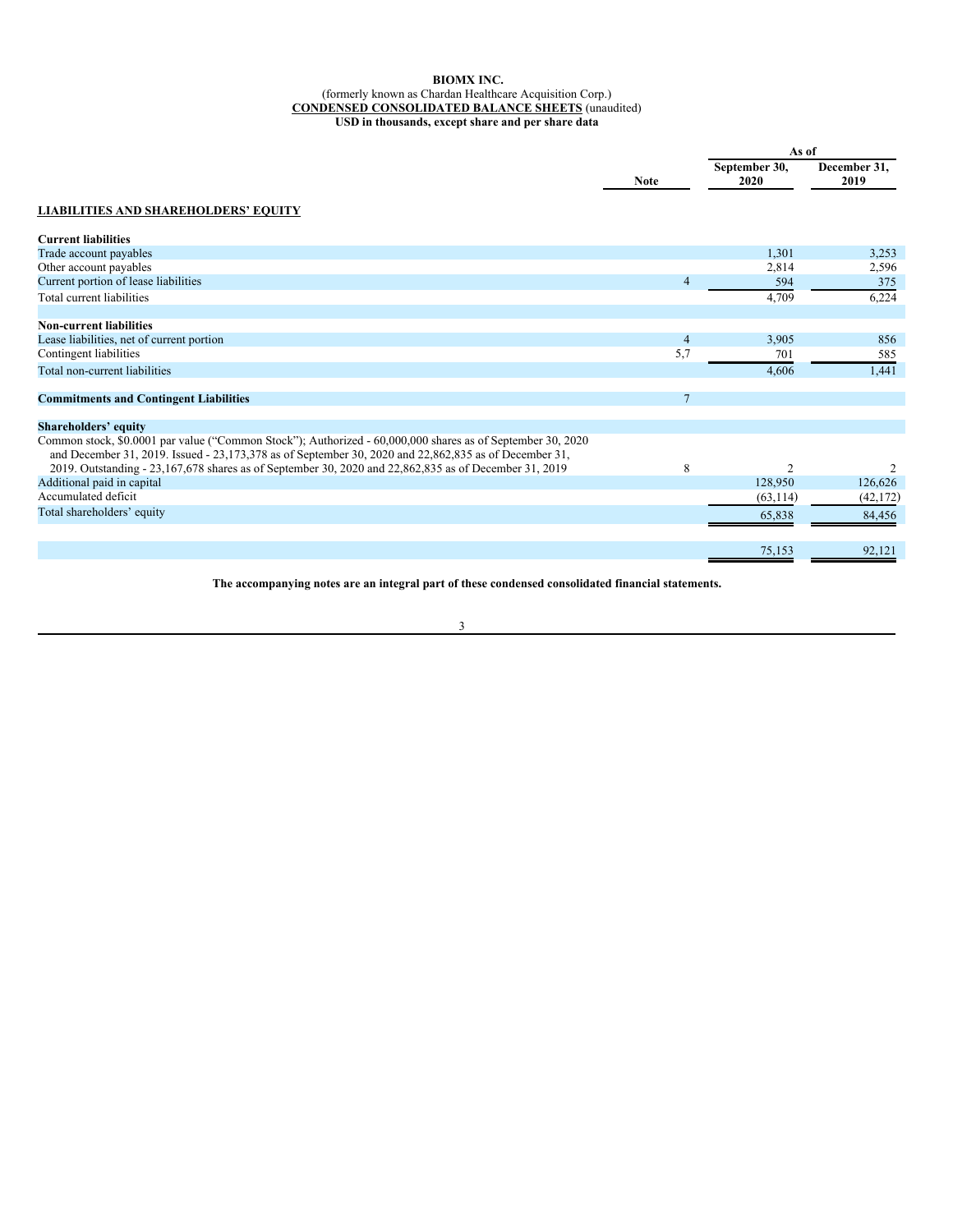**BIOMX INC.**
(formerly known as Chardan Healthcare Acquisition Corp.)
**CONDENSED CONSOLIDATED BALANCE SHEETS** (unaudited)
**USD in thousands, except share and per share data**

| | Note | As of September 30, 2020 | As of December 31, 2019 |
|---|---|---|---|
| **LIABILITIES AND SHAREHOLDERS' EQUITY** | | | |
| **Current liabilities** | | | |
| Trade account payables | | 1,301 | 3,253 |
| Other account payables | | 2,814 | 2,596 |
| Current portion of lease liabilities | 4 | 594 | 375 |
| Total current liabilities | | 4,709 | 6,224 |
| | | | |
| **Non-current liabilities** | | | |
| Lease liabilities, net of current portion | 4 | 3,905 | 856 |
| Contingent liabilities | 5,7 | 701 | 585 |
| Total non-current liabilities | | 4,606 | 1,441 |
| | | | |
| **Commitments and Contingent Liabilities** | 7 | | |
| | | | |
| **Shareholders' equity** | | | |
| Common stock, $0.0001 par value ("Common Stock"); Authorized - 60,000,000 shares as of September 30, 2020 and December 31, 2019. Issued - 23,173,378 as of September 30, 2020 and 22,862,835 as of December 31, 2019. Outstanding - 23,167,678 shares as of September 30, 2020 and 22,862,835 as of December 31, 2019 | 8 | 2 | 2 |
| Additional paid in capital | | 128,950 | 126,626 |
| Accumulated deficit | | (63,114) | (42,172) |
| Total shareholders' equity | | 65,838 | 84,456 |
| | | | |
| | | 75,153 | 92,121 |

**The accompanying notes are an integral part of these condensed consolidated financial statements.**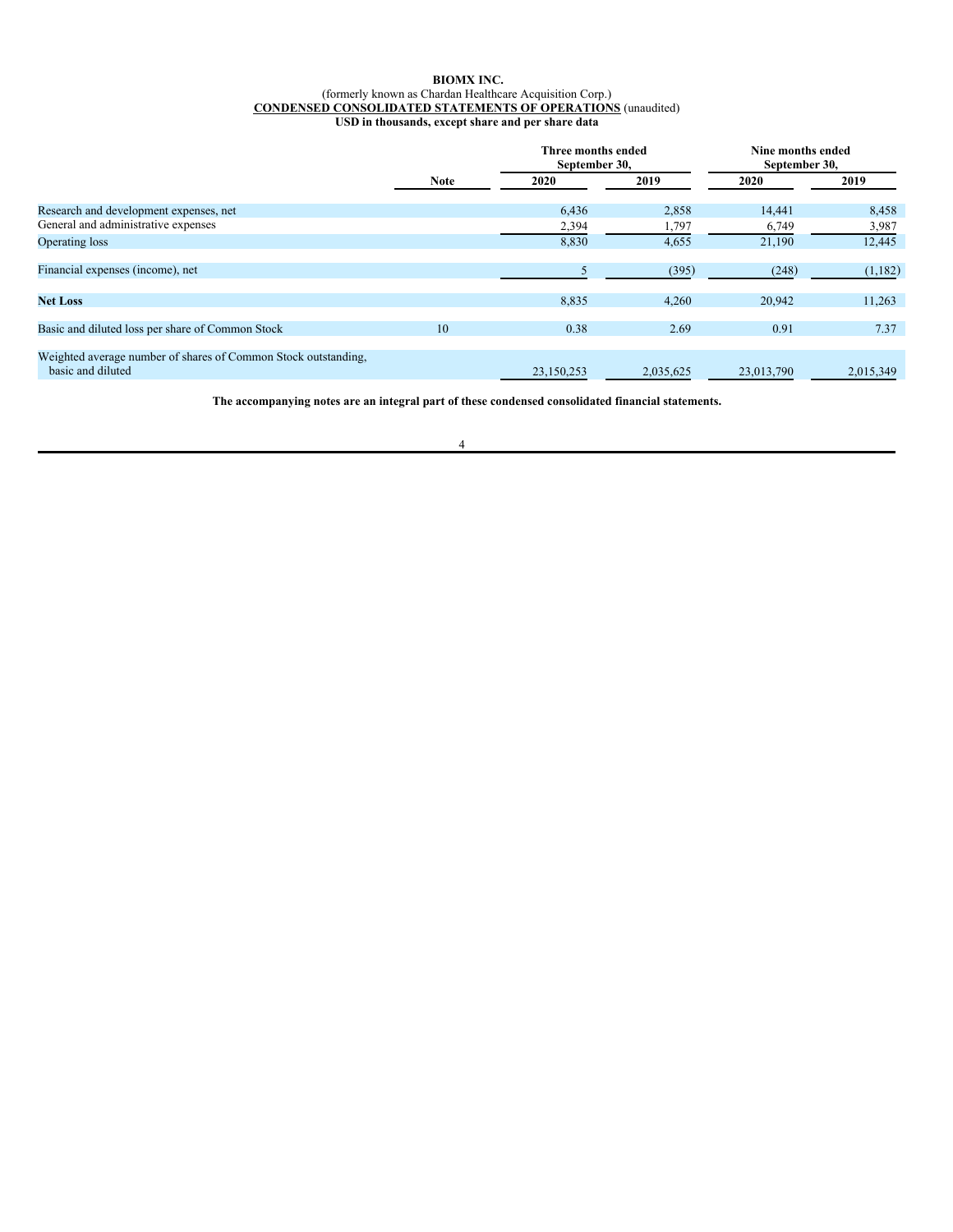**BIOMX INC.**

(formerly known as Chardan Healthcare Acquisition Corp.)

**CONDENSED CONSOLIDATED STATEMENTS OF OPERATIONS** (unaudited)

**USD in thousands, except share and per share data**

| | | Three months ended September 30, | | Nine months ended September 30, | |
|---|---|---|---|---|---|
| | **Note** | **2020** | **2019** | **2020** | **2019** |
| Research and development expenses, net | | 6,436 | 2,858 | 14,441 | 8,458 |
| General and administrative expenses | | 2,394 | 1,797 | 6,749 | 3,987 |
| Operating loss | | 8,830 | 4,655 | 21,190 | 12,445 |
| Financial expenses (income), net | | 5 | (395) | (248) | (1,182) |
| **Net Loss** | | 8,835 | 4,260 | 20,942 | 11,263 |
| Basic and diluted loss per share of Common Stock | 10 | 0.38 | 2.69 | 0.91 | 7.37 |
| Weighted average number of shares of Common Stock outstanding, basic and diluted | | 23,150,253 | 2,035,625 | 23,013,790 | 2,015,349 |

**The accompanying notes are an integral part of these condensed consolidated financial statements.**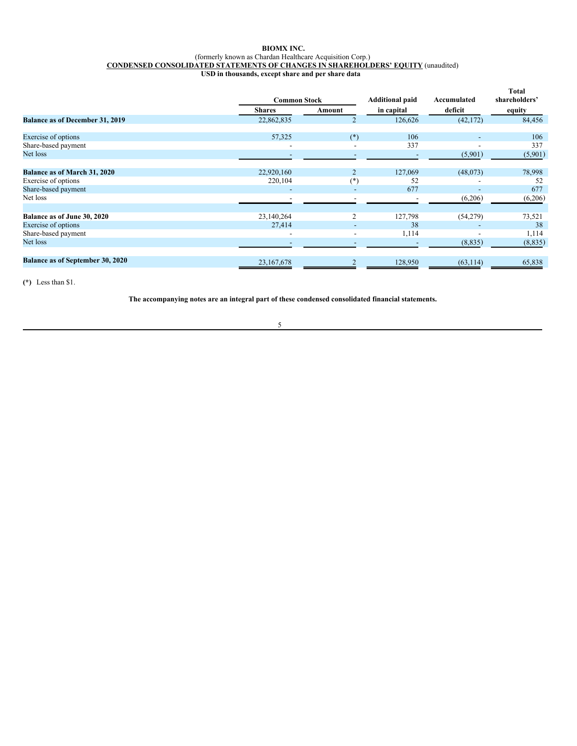**BIOMX INC.**

(formerly known as Chardan Healthcare Acquisition Corp.)

**CONDENSED CONSOLIDATED STATEMENTS OF CHANGES IN SHAREHOLDERS' EQUITY** (unaudited)

**USD in thousands, except share and per share data**

| | Common Stock | | Additional paid in capital | Accumulated deficit | Total shareholders' equity |
|---|---|---|---|---|---|
| | Shares | Amount | | | |
| **Balance as of December 31, 2019** | 22,862,835 | 2 | 126,626 | (42,172) | 84,456 |
| Exercise of options | 57,325 | (*) | 106 | - | 106 |
| Share-based payment | - | - | 337 | - | 337 |
| Net loss | - | - | - | (5,901) | (5,901) |
| **Balance as of March 31, 2020** | 22,920,160 | 2 | 127,069 | (48,073) | 78,998 |
| Exercise of options | 220,104 | (*) | 52 | - | 52 |
| Share-based payment | - | - | 677 | - | 677 |
| Net loss | - | - | - | (6,206) | (6,206) |
| **Balance as of June 30, 2020** | 23,140,264 | 2 | 127,798 | (54,279) | 73,521 |
| Exercise of options | 27,414 | - | 38 | - | 38 |
| Share-based payment | - | - | 1,114 | - | 1,114 |
| Net loss | - | - | - | (8,835) | (8,835) |
| **Balance as of September 30, 2020** | 23,167,678 | 2 | 128,950 | (63,114) | 65,838 |

**(*)** Less than $1.

**The accompanying notes are an integral part of these condensed consolidated financial statements.**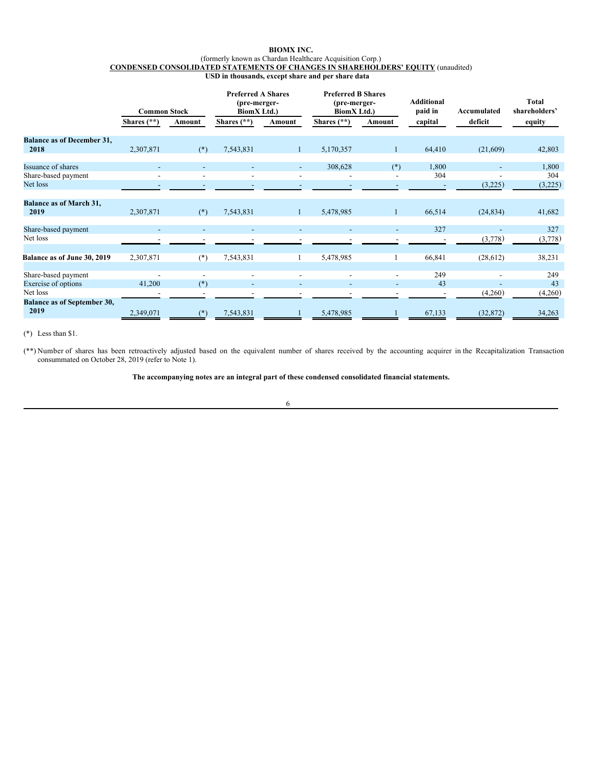**BIOMX INC.**

(formerly known as Chardan Healthcare Acquisition Corp.)

**CONDENSED CONSOLIDATED STATEMENTS OF CHANGES IN SHAREHOLDERS' EQUITY** (unaudited)

**USD in thousands, except share and per share data**

| | Common Stock | | Preferred A Shares (pre-merger-BiomX Ltd.) | | Preferred B Shares (pre-merger-BiomX Ltd.) | | Additional paid in | Accumulated | Total shareholders' |
|---|---|---|---|---|---|---|---|---|---|
| | Shares (**) | Amount | Shares (**) | Amount | Shares (**) | Amount | capital | deficit | equity |
| **Balance as of December 31, 2018** | 2,307,871 | (*) | 7,543,831 | 1 | 5,170,357 | 1 | 64,410 | (21,609) | 42,803 |
| Issuance of shares | - | - | - | - | 308,628 | (*) | 1,800 | - | 1,800 |
| Share-based payment | - | - | - | - | - | - | 304 | - | 304 |
| Net loss | - | - | - | - | - | - | - | (3,225) | (3,225) |
| **Balance as of March 31, 2019** | 2,307,871 | (*) | 7,543,831 | 1 | 5,478,985 | 1 | 66,514 | (24,834) | 41,682 |
| Share-based payment | - | - | - | - | - | - | 327 | - | 327 |
| Net loss | - | - | - | - | - | - | - | (3,778) | (3,778) |
| **Balance as of June 30, 2019** | 2,307,871 | (*) | 7,543,831 | 1 | 5,478,985 | 1 | 66,841 | (28,612) | 38,231 |
| Share-based payment | - | - | - | - | - | - | 249 | - | 249 |
| Exercise of options | 41,200 | (*) | - | - | - | - | 43 | - | 43 |
| Net loss | - | - | - | - | - | - | - | (4,260) | (4,260) |
| **Balance as of September 30, 2019** | 2,349,071 | (*) | 7,543,831 | 1 | 5,478,985 | 1 | 67,133 | (32,872) | 34,263 |

(*) Less than $1.

(**) Number of shares has been retroactively adjusted based on the equivalent number of shares received by the accounting acquirer in the Recapitalization Transaction consummated on October 28, 2019 (refer to Note 1).

**The accompanying notes are an integral part of these condensed consolidated financial statements.**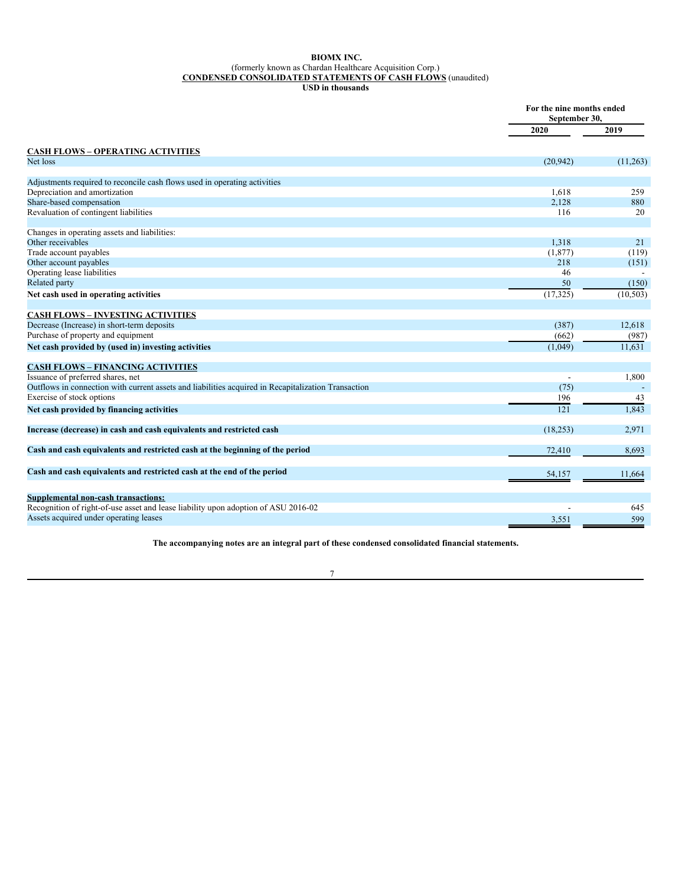**BIOMX INC.**

(formerly known as Chardan Healthcare Acquisition Corp.)

**CONDENSED CONSOLIDATED STATEMENTS OF CASH FLOWS** (unaudited)

**USD in thousands**

| | For the nine months ended September 30, | |
|---|---|---|
| | 2020 | 2019 |
| **CASH FLOWS – OPERATING ACTIVITIES** | | |
| Net loss | (20,942) | (11,263) |
| | | |
| Adjustments required to reconcile cash flows used in operating activities | | |
| Depreciation and amortization | 1,618 | 259 |
| Share-based compensation | 2,128 | 880 |
| Revaluation of contingent liabilities | 116 | 20 |
| | | |
| Changes in operating assets and liabilities: | | |
| Other receivables | 1,318 | 21 |
| Trade account payables | (1,877) | (119) |
| Other account payables | 218 | (151) |
| Operating lease liabilities | 46 | - |
| Related party | 50 | (150) |
| **Net cash used in operating activities** | (17,325) | (10,503) |
| | | |
| **CASH FLOWS – INVESTING ACTIVITIES** | | |
| Decrease (Increase) in short-term deposits | (387) | 12,618 |
| Purchase of property and equipment | (662) | (987) |
| **Net cash provided by (used in) investing activities** | (1,049) | 11,631 |
| | | |
| **CASH FLOWS – FINANCING ACTIVITIES** | | |
| Issuance of preferred shares, net | - | 1,800 |
| Outflows in connection with current assets and liabilities acquired in Recapitalization Transaction | (75) | - |
| Exercise of stock options | 196 | 43 |
| **Net cash provided by financing activities** | 121 | 1,843 |
| | | |
| **Increase (decrease) in cash and cash equivalents and restricted cash** | (18,253) | 2,971 |
| | | |
| **Cash and cash equivalents and restricted cash at the beginning of the period** | 72,410 | 8,693 |
| | | |
| **Cash and cash equivalents and restricted cash at the end of the period** | 54,157 | 11,664 |
| | | |
| **Supplemental non-cash transactions:** | | |
| Recognition of right-of-use asset and lease liability upon adoption of ASU 2016-02 | - | 645 |
| Assets acquired under operating leases | 3,551 | 599 |

**The accompanying notes are an integral part of these condensed consolidated financial statements.**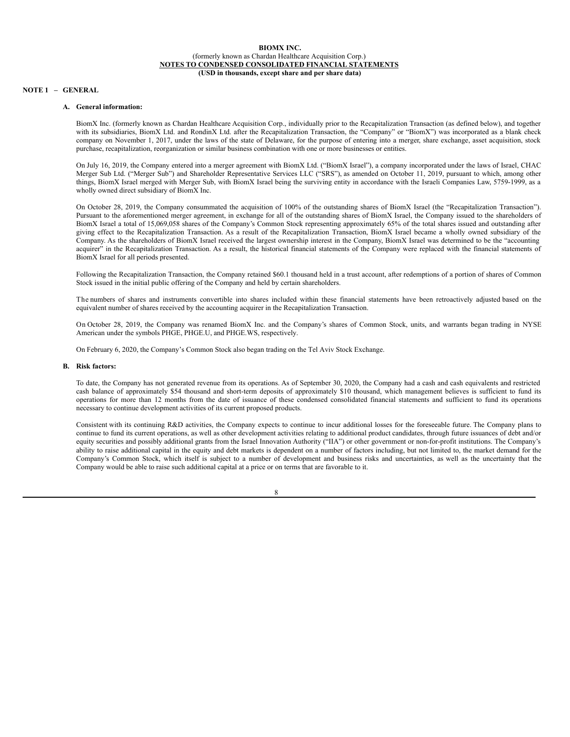**BIOMX INC.**
(formerly known as Chardan Healthcare Acquisition Corp.)
**NOTES TO CONDENSED CONSOLIDATED FINANCIAL STATEMENTS**
**(USD in thousands, except share and per share data)**

## NOTE 1 – GENERAL

### A. General information:

BiomX Inc. (formerly known as Chardan Healthcare Acquisition Corp., individually prior to the Recapitalization Transaction (as defined below), and together with its subsidiaries, BiomX Ltd. and RondinX Ltd. after the Recapitalization Transaction, the "Company" or "BiomX") was incorporated as a blank check company on November 1, 2017, under the laws of the state of Delaware, for the purpose of entering into a merger, share exchange, asset acquisition, stock purchase, recapitalization, reorganization or similar business combination with one or more businesses or entities.

On July 16, 2019, the Company entered into a merger agreement with BiomX Ltd. ("BiomX Israel"), a company incorporated under the laws of Israel, CHAC Merger Sub Ltd. ("Merger Sub") and Shareholder Representative Services LLC ("SRS"), as amended on October 11, 2019, pursuant to which, among other things, BiomX Israel merged with Merger Sub, with BiomX Israel being the surviving entity in accordance with the Israeli Companies Law, 5759-1999, as a wholly owned direct subsidiary of BiomX Inc.

On October 28, 2019, the Company consummated the acquisition of 100% of the outstanding shares of BiomX Israel (the "Recapitalization Transaction"). Pursuant to the aforementioned merger agreement, in exchange for all of the outstanding shares of BiomX Israel, the Company issued to the shareholders of BiomX Israel a total of 15,069,058 shares of the Company's Common Stock representing approximately 65% of the total shares issued and outstanding after giving effect to the Recapitalization Transaction. As a result of the Recapitalization Transaction, BiomX Israel became a wholly owned subsidiary of the Company. As the shareholders of BiomX Israel received the largest ownership interest in the Company, BiomX Israel was determined to be the "accounting acquirer" in the Recapitalization Transaction. As a result, the historical financial statements of the Company were replaced with the financial statements of BiomX Israel for all periods presented.

Following the Recapitalization Transaction, the Company retained $60.1 thousand held in a trust account, after redemptions of a portion of shares of Common Stock issued in the initial public offering of the Company and held by certain shareholders.

The numbers of shares and instruments convertible into shares included within these financial statements have been retroactively adjusted based on the equivalent number of shares received by the accounting acquirer in the Recapitalization Transaction.

On October 28, 2019, the Company was renamed BiomX Inc. and the Company's shares of Common Stock, units, and warrants began trading in NYSE American under the symbols PHGE, PHGE.U, and PHGE.WS, respectively.

On February 6, 2020, the Company's Common Stock also began trading on the Tel Aviv Stock Exchange.

### B. Risk factors:

To date, the Company has not generated revenue from its operations. As of September 30, 2020, the Company had a cash and cash equivalents and restricted cash balance of approximately $54 thousand and short-term deposits of approximately $10 thousand, which management believes is sufficient to fund its operations for more than 12 months from the date of issuance of these condensed consolidated financial statements and sufficient to fund its operations necessary to continue development activities of its current proposed products.

Consistent with its continuing R&D activities, the Company expects to continue to incur additional losses for the foreseeable future. The Company plans to continue to fund its current operations, as well as other development activities relating to additional product candidates, through future issuances of debt and/or equity securities and possibly additional grants from the Israel Innovation Authority ("IIA") or other government or non-for-profit institutions. The Company's ability to raise additional capital in the equity and debt markets is dependent on a number of factors including, but not limited to, the market demand for the Company's Common Stock, which itself is subject to a number of development and business risks and uncertainties, as well as the uncertainty that the Company would be able to raise such additional capital at a price or on terms that are favorable to it.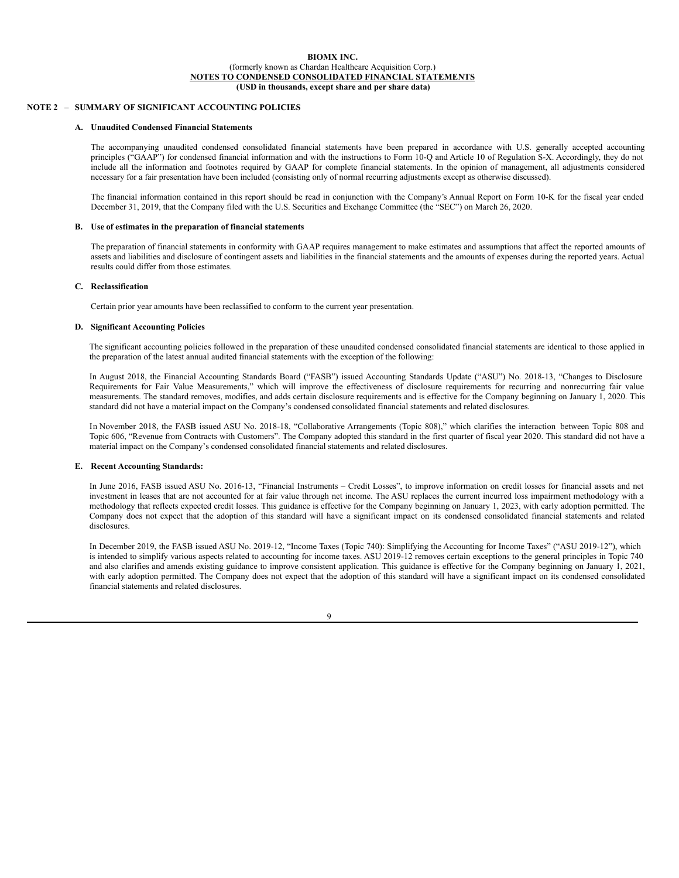**BIOMX INC.**
(formerly known as Chardan Healthcare Acquisition Corp.)
**NOTES TO CONDENSED CONSOLIDATED FINANCIAL STATEMENTS**
**(USD in thousands, except share and per share data)**

## NOTE 2 – SUMMARY OF SIGNIFICANT ACCOUNTING POLICIES

### A. Unaudited Condensed Financial Statements

The accompanying unaudited condensed consolidated financial statements have been prepared in accordance with U.S. generally accepted accounting principles ("GAAP") for condensed financial information and with the instructions to Form 10-Q and Article 10 of Regulation S-X. Accordingly, they do not include all the information and footnotes required by GAAP for complete financial statements. In the opinion of management, all adjustments considered necessary for a fair presentation have been included (consisting only of normal recurring adjustments except as otherwise discussed).

The financial information contained in this report should be read in conjunction with the Company's Annual Report on Form 10-K for the fiscal year ended December 31, 2019, that the Company filed with the U.S. Securities and Exchange Committee (the "SEC") on March 26, 2020.

### B. Use of estimates in the preparation of financial statements

The preparation of financial statements in conformity with GAAP requires management to make estimates and assumptions that affect the reported amounts of assets and liabilities and disclosure of contingent assets and liabilities in the financial statements and the amounts of expenses during the reported years. Actual results could differ from those estimates.

### C. Reclassification

Certain prior year amounts have been reclassified to conform to the current year presentation.

### D. Significant Accounting Policies

The significant accounting policies followed in the preparation of these unaudited condensed consolidated financial statements are identical to those applied in the preparation of the latest annual audited financial statements with the exception of the following:

In August 2018, the Financial Accounting Standards Board ("FASB") issued Accounting Standards Update ("ASU") No. 2018-13, "Changes to Disclosure Requirements for Fair Value Measurements," which will improve the effectiveness of disclosure requirements for recurring and nonrecurring fair value measurements. The standard removes, modifies, and adds certain disclosure requirements and is effective for the Company beginning on January 1, 2020. This standard did not have a material impact on the Company's condensed consolidated financial statements and related disclosures.

In November 2018, the FASB issued ASU No. 2018-18, "Collaborative Arrangements (Topic 808)," which clarifies the interaction between Topic 808 and Topic 606, "Revenue from Contracts with Customers". The Company adopted this standard in the first quarter of fiscal year 2020. This standard did not have a material impact on the Company's condensed consolidated financial statements and related disclosures.

### E. Recent Accounting Standards:

In June 2016, FASB issued ASU No. 2016-13, "Financial Instruments – Credit Losses", to improve information on credit losses for financial assets and net investment in leases that are not accounted for at fair value through net income. The ASU replaces the current incurred loss impairment methodology with a methodology that reflects expected credit losses. This guidance is effective for the Company beginning on January 1, 2023, with early adoption permitted. The Company does not expect that the adoption of this standard will have a significant impact on its condensed consolidated financial statements and related disclosures.

In December 2019, the FASB issued ASU No. 2019-12, "Income Taxes (Topic 740): Simplifying the Accounting for Income Taxes" ("ASU 2019-12"), which is intended to simplify various aspects related to accounting for income taxes. ASU 2019-12 removes certain exceptions to the general principles in Topic 740 and also clarifies and amends existing guidance to improve consistent application. This guidance is effective for the Company beginning on January 1, 2021, with early adoption permitted. The Company does not expect that the adoption of this standard will have a significant impact on its condensed consolidated financial statements and related disclosures.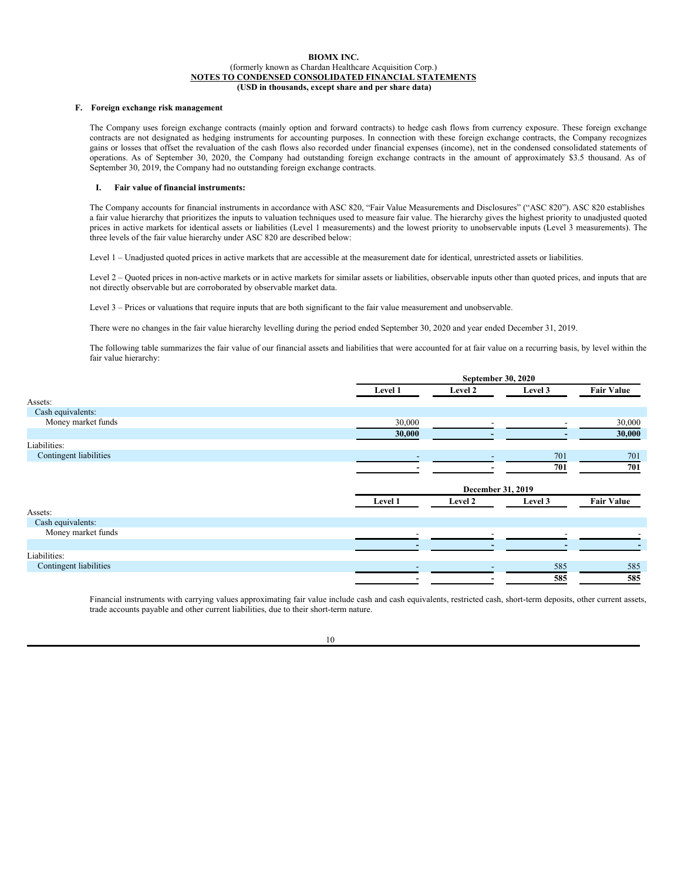**BIOMX INC.**
(formerly known as Chardan Healthcare Acquisition Corp.)
**NOTES TO CONDENSED CONSOLIDATED FINANCIAL STATEMENTS**
**(USD in thousands, except share and per share data)**

**F. Foreign exchange risk management**

The Company uses foreign exchange contracts (mainly option and forward contracts) to hedge cash flows from currency exposure. These foreign exchange contracts are not designated as hedging instruments for accounting purposes. In connection with these foreign exchange contracts, the Company recognizes gains or losses that offset the revaluation of the cash flows also recorded under financial expenses (income), net in the condensed consolidated statements of operations. As of September 30, 2020, the Company had outstanding foreign exchange contracts in the amount of approximately $3.5 thousand. As of September 30, 2019, the Company had no outstanding foreign exchange contracts.

**I. Fair value of financial instruments:**

The Company accounts for financial instruments in accordance with ASC 820, "Fair Value Measurements and Disclosures" ("ASC 820"). ASC 820 establishes a fair value hierarchy that prioritizes the inputs to valuation techniques used to measure fair value. The hierarchy gives the highest priority to unadjusted quoted prices in active markets for identical assets or liabilities (Level 1 measurements) and the lowest priority to unobservable inputs (Level 3 measurements). The three levels of the fair value hierarchy under ASC 820 are described below:

Level 1 – Unadjusted quoted prices in active markets that are accessible at the measurement date for identical, unrestricted assets or liabilities.

Level 2 – Quoted prices in non-active markets or in active markets for similar assets or liabilities, observable inputs other than quoted prices, and inputs that are not directly observable but are corroborated by observable market data.

Level 3 – Prices or valuations that require inputs that are both significant to the fair value measurement and unobservable.

There were no changes in the fair value hierarchy levelling during the period ended September 30, 2020 and year ended December 31, 2019.

The following table summarizes the fair value of our financial assets and liabilities that were accounted for at fair value on a recurring basis, by level within the fair value hierarchy:

| | September 30, 2020 | | | |
|---|---|---|---|---|
| | **Level 1** | **Level 2** | **Level 3** | **Fair Value** |
| Assets: | | | | |
| Cash equivalents: | | | | |
| Money market funds | 30,000 | - | - | 30,000 |
| | **30,000** | **-** | **-** | **30,000** |
| Liabilities: | | | | |
| Contingent liabilities | - | - | 701 | 701 |
| | **-** | **-** | **701** | **701** |

| | December 31, 2019 | | | |
|---|---|---|---|---|
| | **Level 1** | **Level 2** | **Level 3** | **Fair Value** |
| Assets: | | | | |
| Cash equivalents: | | | | |
| Money market funds | - | - | - | - |
| | **-** | **-** | **-** | **-** |
| Liabilities: | | | | |
| Contingent liabilities | - | - | 585 | 585 |
| | **-** | **-** | **585** | **585** |

Financial instruments with carrying values approximating fair value include cash and cash equivalents, restricted cash, short-term deposits, other current assets, trade accounts payable and other current liabilities, due to their short-term nature.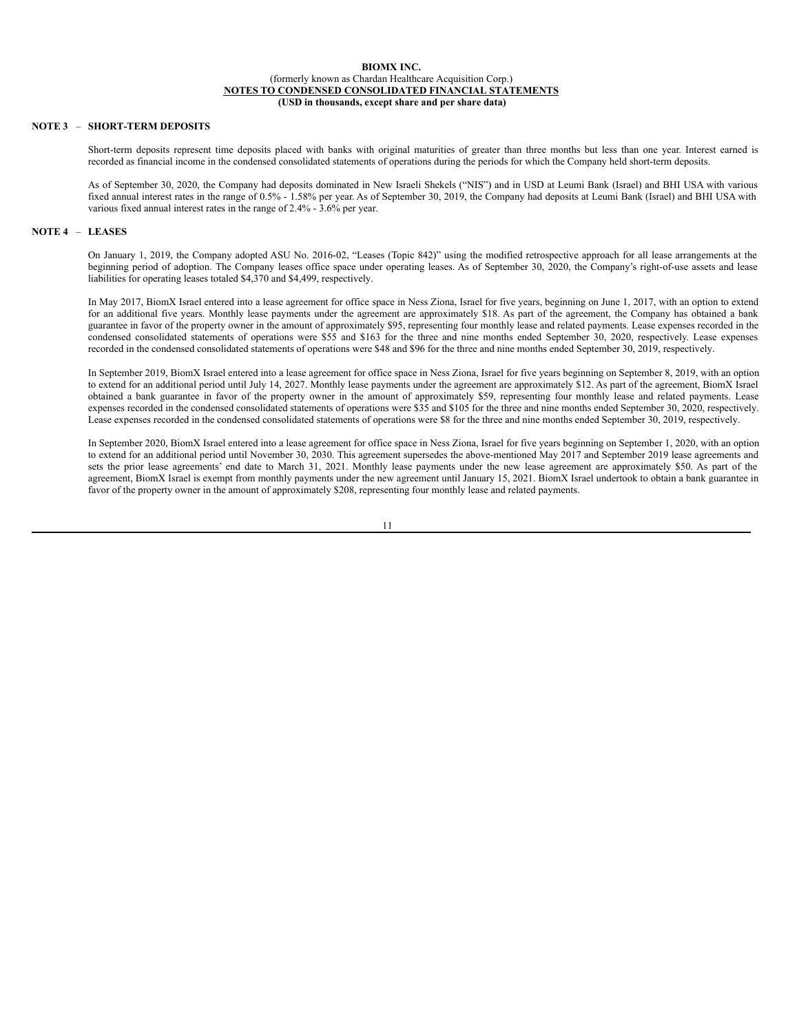**BIOMX INC.**
(formerly known as Chardan Healthcare Acquisition Corp.)
**NOTES TO CONDENSED CONSOLIDATED FINANCIAL STATEMENTS**
**(USD in thousands, except share and per share data)**

## NOTE 3 – SHORT-TERM DEPOSITS

Short-term deposits represent time deposits placed with banks with original maturities of greater than three months but less than one year. Interest earned is recorded as financial income in the condensed consolidated statements of operations during the periods for which the Company held short-term deposits.

As of September 30, 2020, the Company had deposits dominated in New Israeli Shekels ("NIS") and in USD at Leumi Bank (Israel) and BHI USA with various fixed annual interest rates in the range of 0.5% - 1.58% per year. As of September 30, 2019, the Company had deposits at Leumi Bank (Israel) and BHI USA with various fixed annual interest rates in the range of 2.4% - 3.6% per year.

## NOTE 4 – LEASES

On January 1, 2019, the Company adopted ASU No. 2016-02, "Leases (Topic 842)" using the modified retrospective approach for all lease arrangements at the beginning period of adoption. The Company leases office space under operating leases. As of September 30, 2020, the Company's right-of-use assets and lease liabilities for operating leases totaled $4,370 and $4,499, respectively.

In May 2017, BiomX Israel entered into a lease agreement for office space in Ness Ziona, Israel for five years, beginning on June 1, 2017, with an option to extend for an additional five years. Monthly lease payments under the agreement are approximately $18. As part of the agreement, the Company has obtained a bank guarantee in favor of the property owner in the amount of approximately $95, representing four monthly lease and related payments. Lease expenses recorded in the condensed consolidated statements of operations were $55 and $163 for the three and nine months ended September 30, 2020, respectively. Lease expenses recorded in the condensed consolidated statements of operations were $48 and $96 for the three and nine months ended September 30, 2019, respectively.

In September 2019, BiomX Israel entered into a lease agreement for office space in Ness Ziona, Israel for five years beginning on September 8, 2019, with an option to extend for an additional period until July 14, 2027. Monthly lease payments under the agreement are approximately $12. As part of the agreement, BiomX Israel obtained a bank guarantee in favor of the property owner in the amount of approximately $59, representing four monthly lease and related payments. Lease expenses recorded in the condensed consolidated statements of operations were $35 and $105 for the three and nine months ended September 30, 2020, respectively. Lease expenses recorded in the condensed consolidated statements of operations were $8 for the three and nine months ended September 30, 2019, respectively.

In September 2020, BiomX Israel entered into a lease agreement for office space in Ness Ziona, Israel for five years beginning on September 1, 2020, with an option to extend for an additional period until November 30, 2030. This agreement supersedes the above-mentioned May 2017 and September 2019 lease agreements and sets the prior lease agreements' end date to March 31, 2021. Monthly lease payments under the new lease agreement are approximately $50. As part of the agreement, BiomX Israel is exempt from monthly payments under the new agreement until January 15, 2021. BiomX Israel undertook to obtain a bank guarantee in favor of the property owner in the amount of approximately $208, representing four monthly lease and related payments.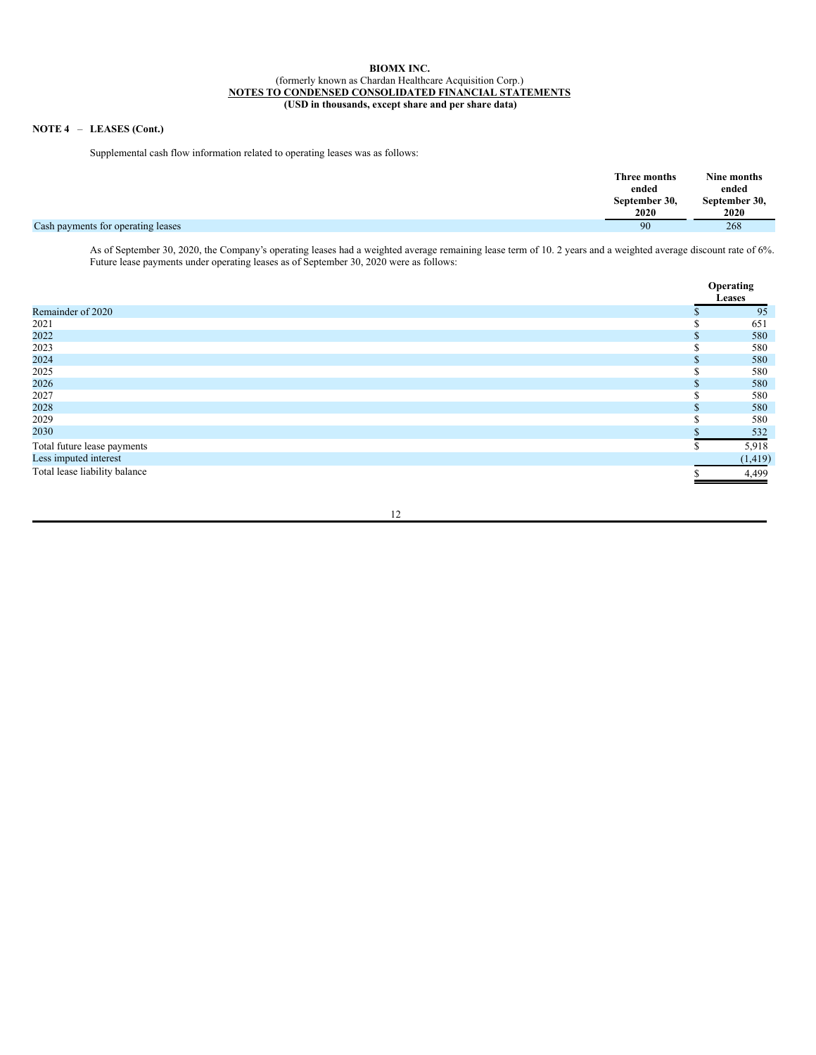**BIOMX INC.**
(formerly known as Chardan Healthcare Acquisition Corp.)
**NOTES TO CONDENSED CONSOLIDATED FINANCIAL STATEMENTS**
**(USD in thousands, except share and per share data)**

**NOTE 4 – LEASES (Cont.)**

Supplemental cash flow information related to operating leases was as follows:

| | Three months ended September 30, 2020 | Nine months ended September 30, 2020 |
|---|---|---|
| Cash payments for operating leases | 90 | 268 |

As of September 30, 2020, the Company's operating leases had a weighted average remaining lease term of 10. 2 years and a weighted average discount rate of 6%. Future lease payments under operating leases as of September 30, 2020 were as follows:

| | Operating Leases |
|---|---|
| Remainder of 2020 | $ 95 |
| 2021 | $ 651 |
| 2022 | $ 580 |
| 2023 | $ 580 |
| 2024 | $ 580 |
| 2025 | $ 580 |
| 2026 | $ 580 |
| 2027 | $ 580 |
| 2028 | $ 580 |
| 2029 | $ 580 |
| 2030 | $ 532 |
| Total future lease payments | $ 5,918 |
| Less imputed interest | (1,419) |
| Total lease liability balance | $ 4,499 |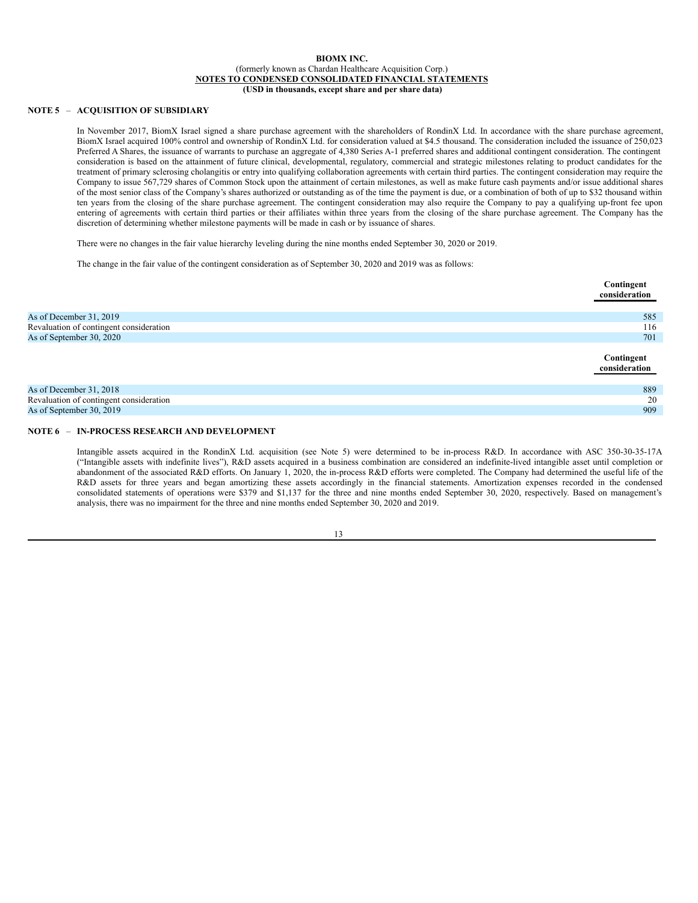**BIOMX INC.**
(formerly known as Chardan Healthcare Acquisition Corp.)
**NOTES TO CONDENSED CONSOLIDATED FINANCIAL STATEMENTS**
**(USD in thousands, except share and per share data)**

## NOTE 5 – ACQUISITION OF SUBSIDIARY

In November 2017, BiomX Israel signed a share purchase agreement with the shareholders of RondinX Ltd. In accordance with the share purchase agreement, BiomX Israel acquired 100% control and ownership of RondinX Ltd. for consideration valued at $4.5 thousand. The consideration included the issuance of 250,023 Preferred A Shares, the issuance of warrants to purchase an aggregate of 4,380 Series A-1 preferred shares and additional contingent consideration. The contingent consideration is based on the attainment of future clinical, developmental, regulatory, commercial and strategic milestones relating to product candidates for the treatment of primary sclerosing cholangitis or entry into qualifying collaboration agreements with certain third parties. The contingent consideration may require the Company to issue 567,729 shares of Common Stock upon the attainment of certain milestones, as well as make future cash payments and/or issue additional shares of the most senior class of the Company's shares authorized or outstanding as of the time the payment is due, or a combination of both of up to $32 thousand within ten years from the closing of the share purchase agreement. The contingent consideration may also require the Company to pay a qualifying up-front fee upon entering of agreements with certain third parties or their affiliates within three years from the closing of the share purchase agreement. The Company has the discretion of determining whether milestone payments will be made in cash or by issuance of shares.

There were no changes in the fair value hierarchy leveling during the nine months ended September 30, 2020 or 2019.

The change in the fair value of the contingent consideration as of September 30, 2020 and 2019 was as follows:

| | Contingent consideration |
|---|---|
| As of December 31, 2019 | 585 |
| Revaluation of contingent consideration | 116 |
| As of September 30, 2020 | 701 |

| | Contingent consideration |
|---|---|
| As of December 31, 2018 | 889 |
| Revaluation of contingent consideration | 20 |
| As of September 30, 2019 | 909 |

## NOTE 6 – IN-PROCESS RESEARCH AND DEVELOPMENT

Intangible assets acquired in the RondinX Ltd. acquisition (see Note 5) were determined to be in-process R&D. In accordance with ASC 350-30-35-17A ("Intangible assets with indefinite lives"), R&D assets acquired in a business combination are considered an indefinite-lived intangible asset until completion or abandonment of the associated R&D efforts. On January 1, 2020, the in-process R&D efforts were completed. The Company had determined the useful life of the R&D assets for three years and began amortizing these assets accordingly in the financial statements. Amortization expenses recorded in the condensed consolidated statements of operations were $379 and $1,137 for the three and nine months ended September 30, 2020, respectively. Based on management's analysis, there was no impairment for the three and nine months ended September 30, 2020 and 2019.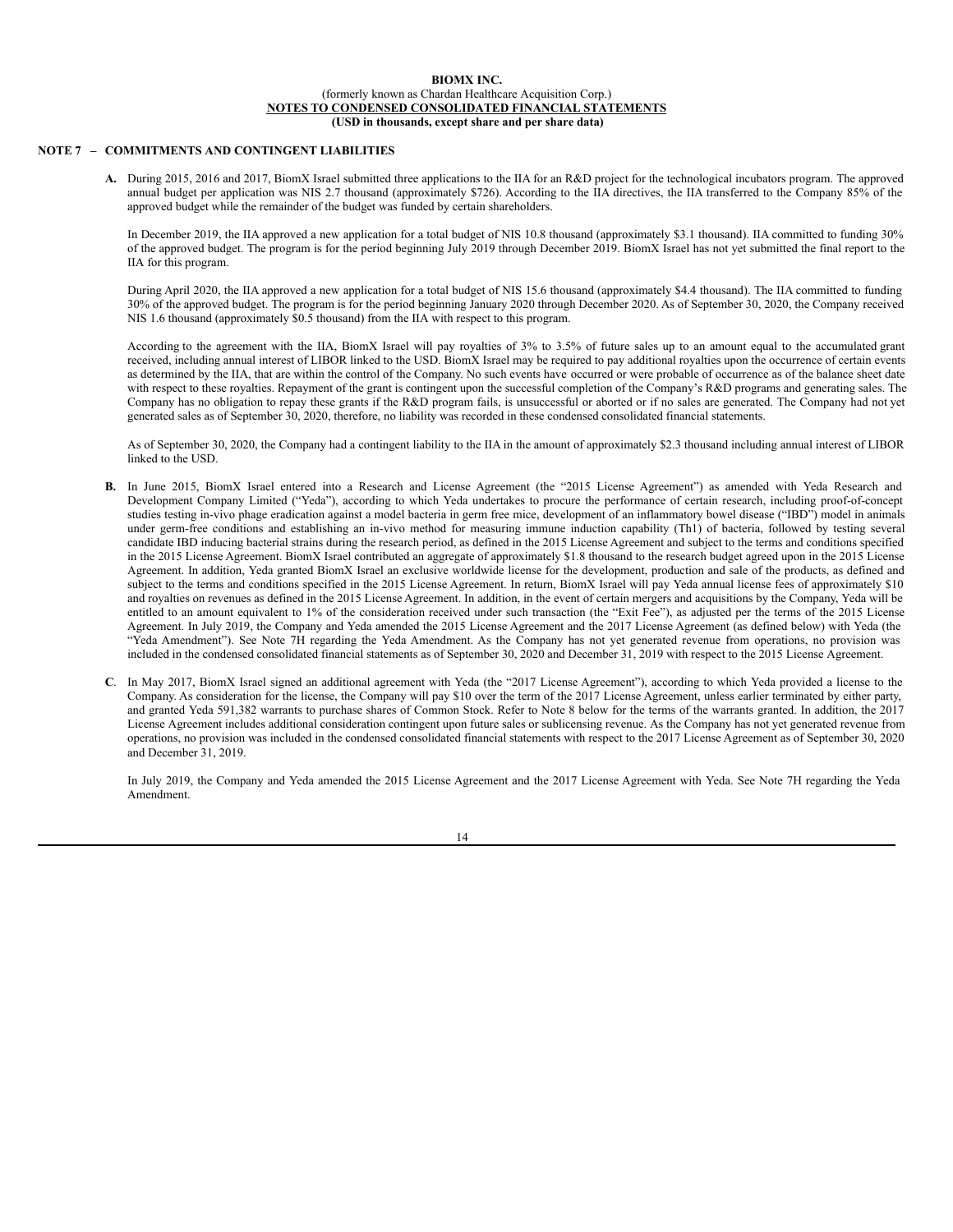**NOTE 7 – COMMITMENTS AND CONTINGENT LIABILITIES**

**A.** During 2015, 2016 and 2017, BiomX Israel submitted three applications to the IIA for an R&D project for the technological incubators program. The approved annual budget per application was NIS 2.7 thousand (approximately $726). According to the IIA directives, the IIA transferred to the Company 85% of the approved budget while the remainder of the budget was funded by certain shareholders.

In December 2019, the IIA approved a new application for a total budget of NIS 10.8 thousand (approximately $3.1 thousand). IIA committed to funding 30% of the approved budget. The program is for the period beginning July 2019 through December 2019. BiomX Israel has not yet submitted the final report to the IIA for this program.

During April 2020, the IIA approved a new application for a total budget of NIS 15.6 thousand (approximately $4.4 thousand). The IIA committed to funding 30% of the approved budget. The program is for the period beginning January 2020 through December 2020. As of September 30, 2020, the Company received NIS 1.6 thousand (approximately $0.5 thousand) from the IIA with respect to this program.

According to the agreement with the IIA, BiomX Israel will pay royalties of 3% to 3.5% of future sales up to an amount equal to the accumulated grant received, including annual interest of LIBOR linked to the USD. BiomX Israel may be required to pay additional royalties upon the occurrence of certain events as determined by the IIA, that are within the control of the Company. No such events have occurred or were probable of occurrence as of the balance sheet date with respect to these royalties. Repayment of the grant is contingent upon the successful completion of the Company's R&D programs and generating sales. The Company has no obligation to repay these grants if the R&D program fails, is unsuccessful or aborted or if no sales are generated. The Company had not yet generated sales as of September 30, 2020, therefore, no liability was recorded in these condensed consolidated financial statements.

As of September 30, 2020, the Company had a contingent liability to the IIA in the amount of approximately $2.3 thousand including annual interest of LIBOR linked to the USD.

**B.** In June 2015, BiomX Israel entered into a Research and License Agreement (the "2015 License Agreement") as amended with Yeda Research and Development Company Limited ("Yeda"), according to which Yeda undertakes to procure the performance of certain research, including proof-of-concept studies testing in-vivo phage eradication against a model bacteria in germ free mice, development of an inflammatory bowel disease ("IBD") model in animals under germ-free conditions and establishing an in-vivo method for measuring immune induction capability (Th1) of bacteria, followed by testing several candidate IBD inducing bacterial strains during the research period, as defined in the 2015 License Agreement and subject to the terms and conditions specified in the 2015 License Agreement. BiomX Israel contributed an aggregate of approximately $1.8 thousand to the research budget agreed upon in the 2015 License Agreement. In addition, Yeda granted BiomX Israel an exclusive worldwide license for the development, production and sale of the products, as defined and subject to the terms and conditions specified in the 2015 License Agreement. In return, BiomX Israel will pay Yeda annual license fees of approximately $10 and royalties on revenues as defined in the 2015 License Agreement. In addition, in the event of certain mergers and acquisitions by the Company, Yeda will be entitled to an amount equivalent to 1% of the consideration received under such transaction (the "Exit Fee"), as adjusted per the terms of the 2015 License Agreement. In July 2019, the Company and Yeda amended the 2015 License Agreement and the 2017 License Agreement (as defined below) with Yeda (the "Yeda Amendment"). See Note 7H regarding the Yeda Amendment. As the Company has not yet generated revenue from operations, no provision was included in the condensed consolidated financial statements as of September 30, 2020 and December 31, 2019 with respect to the 2015 License Agreement.

**C**. In May 2017, BiomX Israel signed an additional agreement with Yeda (the "2017 License Agreement"), according to which Yeda provided a license to the Company. As consideration for the license, the Company will pay $10 over the term of the 2017 License Agreement, unless earlier terminated by either party, and granted Yeda 591,382 warrants to purchase shares of Common Stock. Refer to Note 8 below for the terms of the warrants granted. In addition, the 2017 License Agreement includes additional consideration contingent upon future sales or sublicensing revenue. As the Company has not yet generated revenue from operations, no provision was included in the condensed consolidated financial statements with respect to the 2017 License Agreement as of September 30, 2020 and December 31, 2019.

In July 2019, the Company and Yeda amended the 2015 License Agreement and the 2017 License Agreement with Yeda. See Note 7H regarding the Yeda Amendment.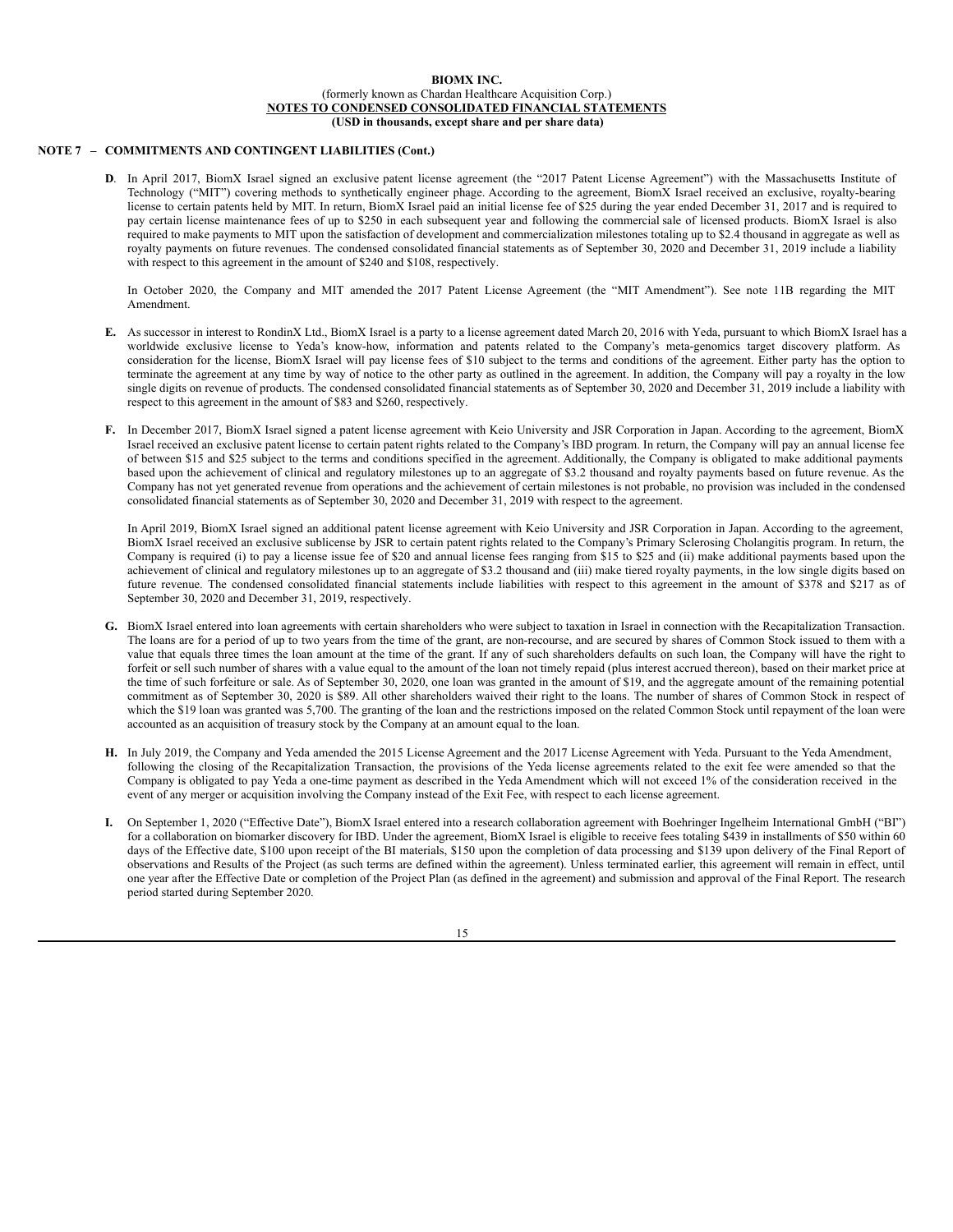**BIOMX INC.**

(formerly known as Chardan Healthcare Acquisition Corp.)

**NOTES TO CONDENSED CONSOLIDATED FINANCIAL STATEMENTS**

**(USD in thousands, except share and per share data)**

**NOTE 7 – COMMITMENTS AND CONTINGENT LIABILITIES (Cont.)**

**D**. In April 2017, BiomX Israel signed an exclusive patent license agreement (the "2017 Patent License Agreement") with the Massachusetts Institute of Technology ("MIT") covering methods to synthetically engineer phage. According to the agreement, BiomX Israel received an exclusive, royalty-bearing license to certain patents held by MIT. In return, BiomX Israel paid an initial license fee of $25 during the year ended December 31, 2017 and is required to pay certain license maintenance fees of up to $250 in each subsequent year and following the commercial sale of licensed products. BiomX Israel is also required to make payments to MIT upon the satisfaction of development and commercialization milestones totaling up to $2.4 thousand in aggregate as well as royalty payments on future revenues. The condensed consolidated financial statements as of September 30, 2020 and December 31, 2019 include a liability with respect to this agreement in the amount of $240 and $108, respectively.

In October 2020, the Company and MIT amended the 2017 Patent License Agreement (the "MIT Amendment"). See note 11B regarding the MIT Amendment.

**E.** As successor in interest to RondinX Ltd., BiomX Israel is a party to a license agreement dated March 20, 2016 with Yeda, pursuant to which BiomX Israel has a worldwide exclusive license to Yeda's know-how, information and patents related to the Company's meta-genomics target discovery platform. As consideration for the license, BiomX Israel will pay license fees of $10 subject to the terms and conditions of the agreement. Either party has the option to terminate the agreement at any time by way of notice to the other party as outlined in the agreement. In addition, the Company will pay a royalty in the low single digits on revenue of products. The condensed consolidated financial statements as of September 30, 2020 and December 31, 2019 include a liability with respect to this agreement in the amount of $83 and $260, respectively.

**F.** In December 2017, BiomX Israel signed a patent license agreement with Keio University and JSR Corporation in Japan. According to the agreement, BiomX Israel received an exclusive patent license to certain patent rights related to the Company's IBD program. In return, the Company will pay an annual license fee of between $15 and $25 subject to the terms and conditions specified in the agreement. Additionally, the Company is obligated to make additional payments based upon the achievement of clinical and regulatory milestones up to an aggregate of $3.2 thousand and royalty payments based on future revenue. As the Company has not yet generated revenue from operations and the achievement of certain milestones is not probable, no provision was included in the condensed consolidated financial statements as of September 30, 2020 and December 31, 2019 with respect to the agreement.

In April 2019, BiomX Israel signed an additional patent license agreement with Keio University and JSR Corporation in Japan. According to the agreement, BiomX Israel received an exclusive sublicense by JSR to certain patent rights related to the Company's Primary Sclerosing Cholangitis program. In return, the Company is required (i) to pay a license issue fee of $20 and annual license fees ranging from $15 to $25 and (ii) make additional payments based upon the achievement of clinical and regulatory milestones up to an aggregate of $3.2 thousand and (iii) make tiered royalty payments, in the low single digits based on future revenue. The condensed consolidated financial statements include liabilities with respect to this agreement in the amount of $378 and $217 as of September 30, 2020 and December 31, 2019, respectively.

**G.** BiomX Israel entered into loan agreements with certain shareholders who were subject to taxation in Israel in connection with the Recapitalization Transaction. The loans are for a period of up to two years from the time of the grant, are non-recourse, and are secured by shares of Common Stock issued to them with a value that equals three times the loan amount at the time of the grant. If any of such shareholders defaults on such loan, the Company will have the right to forfeit or sell such number of shares with a value equal to the amount of the loan not timely repaid (plus interest accrued thereon), based on their market price at the time of such forfeiture or sale. As of September 30, 2020, one loan was granted in the amount of $19, and the aggregate amount of the remaining potential commitment as of September 30, 2020 is $89. All other shareholders waived their right to the loans. The number of shares of Common Stock in respect of which the $19 loan was granted was 5,700. The granting of the loan and the restrictions imposed on the related Common Stock until repayment of the loan were accounted as an acquisition of treasury stock by the Company at an amount equal to the loan.

**H.** In July 2019, the Company and Yeda amended the 2015 License Agreement and the 2017 License Agreement with Yeda. Pursuant to the Yeda Amendment, following the closing of the Recapitalization Transaction, the provisions of the Yeda license agreements related to the exit fee were amended so that the Company is obligated to pay Yeda a one-time payment as described in the Yeda Amendment which will not exceed 1% of the consideration received in the event of any merger or acquisition involving the Company instead of the Exit Fee, with respect to each license agreement.

**I.** On September 1, 2020 ("Effective Date"), BiomX Israel entered into a research collaboration agreement with Boehringer Ingelheim International GmbH ("BI") for a collaboration on biomarker discovery for IBD. Under the agreement, BiomX Israel is eligible to receive fees totaling $439 in installments of $50 within 60 days of the Effective date, $100 upon receipt of the BI materials, $150 upon the completion of data processing and $139 upon delivery of the Final Report of observations and Results of the Project (as such terms are defined within the agreement). Unless terminated earlier, this agreement will remain in effect, until one year after the Effective Date or completion of the Project Plan (as defined in the agreement) and submission and approval of the Final Report. The research period started during September 2020.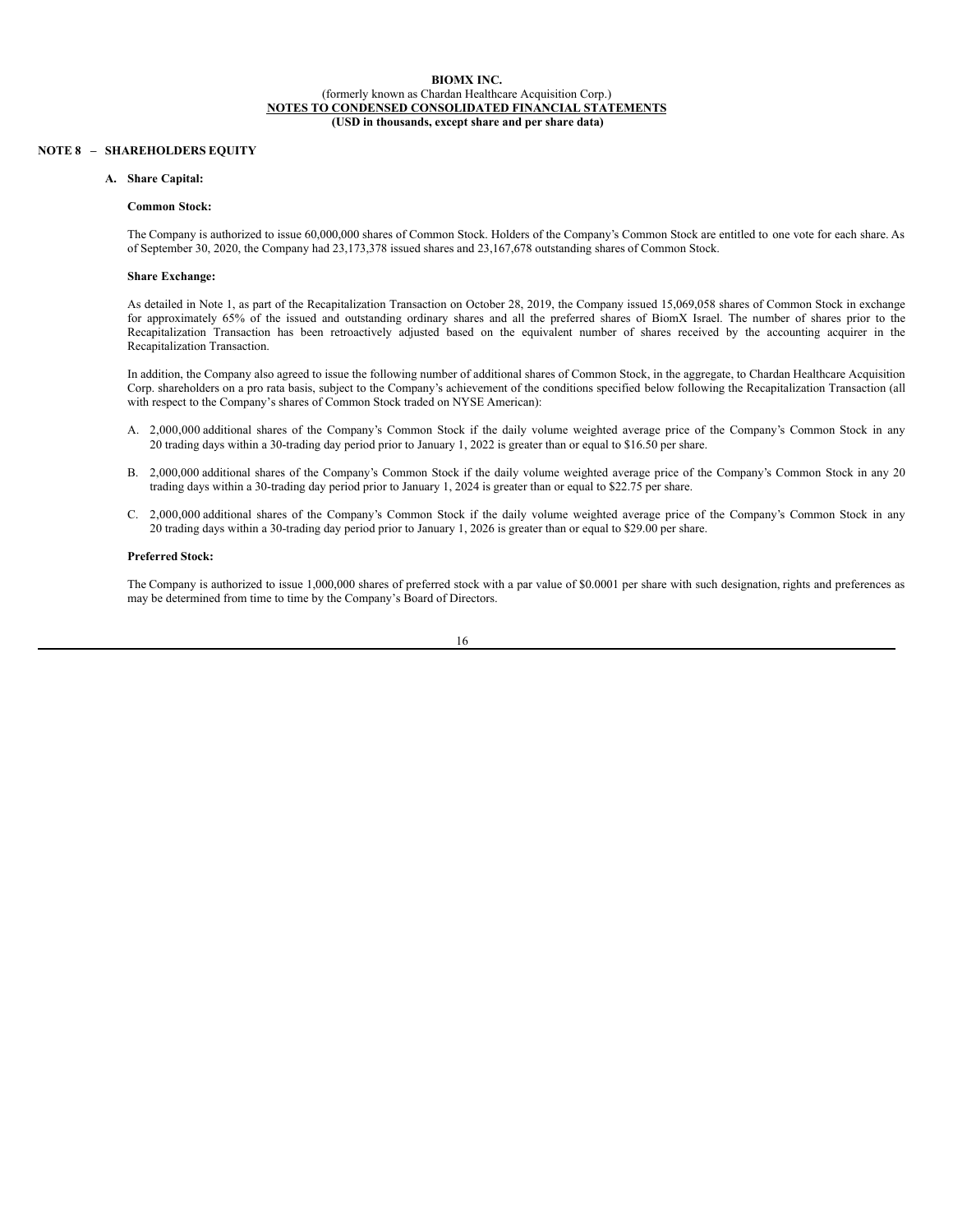**BIOMX INC.**
(formerly known as Chardan Healthcare Acquisition Corp.)
**NOTES TO CONDENSED CONSOLIDATED FINANCIAL STATEMENTS**
**(USD in thousands, except share and per share data)**

## NOTE 8 – SHAREHOLDERS EQUITY

### A. Share Capital:

**Common Stock:**

The Company is authorized to issue 60,000,000 shares of Common Stock. Holders of the Company's Common Stock are entitled to one vote for each share. As of September 30, 2020, the Company had 23,173,378 issued shares and 23,167,678 outstanding shares of Common Stock.

**Share Exchange:**

As detailed in Note 1, as part of the Recapitalization Transaction on October 28, 2019, the Company issued 15,069,058 shares of Common Stock in exchange for approximately 65% of the issued and outstanding ordinary shares and all the preferred shares of BiomX Israel. The number of shares prior to the Recapitalization Transaction has been retroactively adjusted based on the equivalent number of shares received by the accounting acquirer in the Recapitalization Transaction.

In addition, the Company also agreed to issue the following number of additional shares of Common Stock, in the aggregate, to Chardan Healthcare Acquisition Corp. shareholders on a pro rata basis, subject to the Company's achievement of the conditions specified below following the Recapitalization Transaction (all with respect to the Company's shares of Common Stock traded on NYSE American):

A. 2,000,000 additional shares of the Company's Common Stock if the daily volume weighted average price of the Company's Common Stock in any 20 trading days within a 30-trading day period prior to January 1, 2022 is greater than or equal to $16.50 per share.

B. 2,000,000 additional shares of the Company's Common Stock if the daily volume weighted average price of the Company's Common Stock in any 20 trading days within a 30-trading day period prior to January 1, 2024 is greater than or equal to $22.75 per share.

C. 2,000,000 additional shares of the Company's Common Stock if the daily volume weighted average price of the Company's Common Stock in any 20 trading days within a 30-trading day period prior to January 1, 2026 is greater than or equal to $29.00 per share.

**Preferred Stock:**

The Company is authorized to issue 1,000,000 shares of preferred stock with a par value of $0.0001 per share with such designation, rights and preferences as may be determined from time to time by the Company's Board of Directors.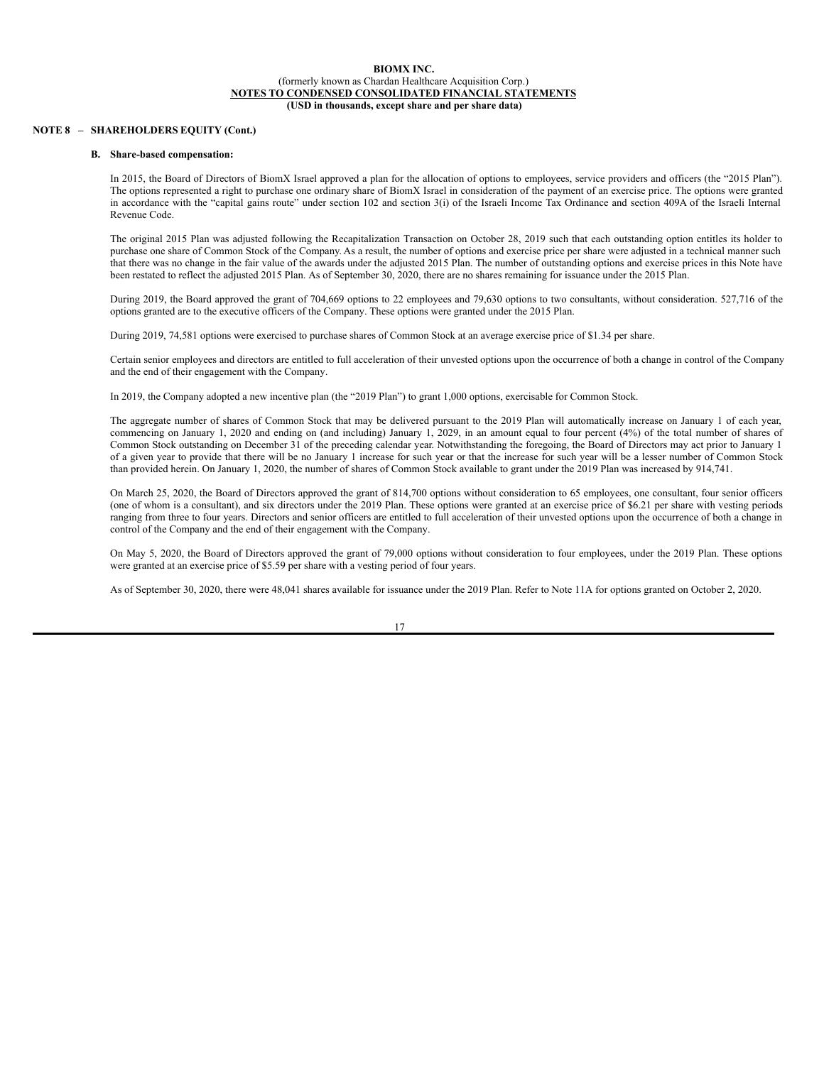**BIOMX INC.**
(formerly known as Chardan Healthcare Acquisition Corp.)
**NOTES TO CONDENSED CONSOLIDATED FINANCIAL STATEMENTS**
**(USD in thousands, except share and per share data)**

## NOTE 8 – SHAREHOLDERS EQUITY (Cont.)

### B. Share-based compensation:

In 2015, the Board of Directors of BiomX Israel approved a plan for the allocation of options to employees, service providers and officers (the "2015 Plan"). The options represented a right to purchase one ordinary share of BiomX Israel in consideration of the payment of an exercise price. The options were granted in accordance with the "capital gains route" under section 102 and section 3(i) of the Israeli Income Tax Ordinance and section 409A of the Israeli Internal Revenue Code.

The original 2015 Plan was adjusted following the Recapitalization Transaction on October 28, 2019 such that each outstanding option entitles its holder to purchase one share of Common Stock of the Company. As a result, the number of options and exercise price per share were adjusted in a technical manner such that there was no change in the fair value of the awards under the adjusted 2015 Plan. The number of outstanding options and exercise prices in this Note have been restated to reflect the adjusted 2015 Plan. As of September 30, 2020, there are no shares remaining for issuance under the 2015 Plan.

During 2019, the Board approved the grant of 704,669 options to 22 employees and 79,630 options to two consultants, without consideration. 527,716 of the options granted are to the executive officers of the Company. These options were granted under the 2015 Plan.

During 2019, 74,581 options were exercised to purchase shares of Common Stock at an average exercise price of $1.34 per share.

Certain senior employees and directors are entitled to full acceleration of their unvested options upon the occurrence of both a change in control of the Company and the end of their engagement with the Company.

In 2019, the Company adopted a new incentive plan (the "2019 Plan") to grant 1,000 options, exercisable for Common Stock.

The aggregate number of shares of Common Stock that may be delivered pursuant to the 2019 Plan will automatically increase on January 1 of each year, commencing on January 1, 2020 and ending on (and including) January 1, 2029, in an amount equal to four percent (4%) of the total number of shares of Common Stock outstanding on December 31 of the preceding calendar year. Notwithstanding the foregoing, the Board of Directors may act prior to January 1 of a given year to provide that there will be no January 1 increase for such year or that the increase for such year will be a lesser number of Common Stock than provided herein. On January 1, 2020, the number of shares of Common Stock available to grant under the 2019 Plan was increased by 914,741.

On March 25, 2020, the Board of Directors approved the grant of 814,700 options without consideration to 65 employees, one consultant, four senior officers (one of whom is a consultant), and six directors under the 2019 Plan. These options were granted at an exercise price of $6.21 per share with vesting periods ranging from three to four years. Directors and senior officers are entitled to full acceleration of their unvested options upon the occurrence of both a change in control of the Company and the end of their engagement with the Company.

On May 5, 2020, the Board of Directors approved the grant of 79,000 options without consideration to four employees, under the 2019 Plan. These options were granted at an exercise price of $5.59 per share with a vesting period of four years.

As of September 30, 2020, there were 48,041 shares available for issuance under the 2019 Plan. Refer to Note 11A for options granted on October 2, 2020.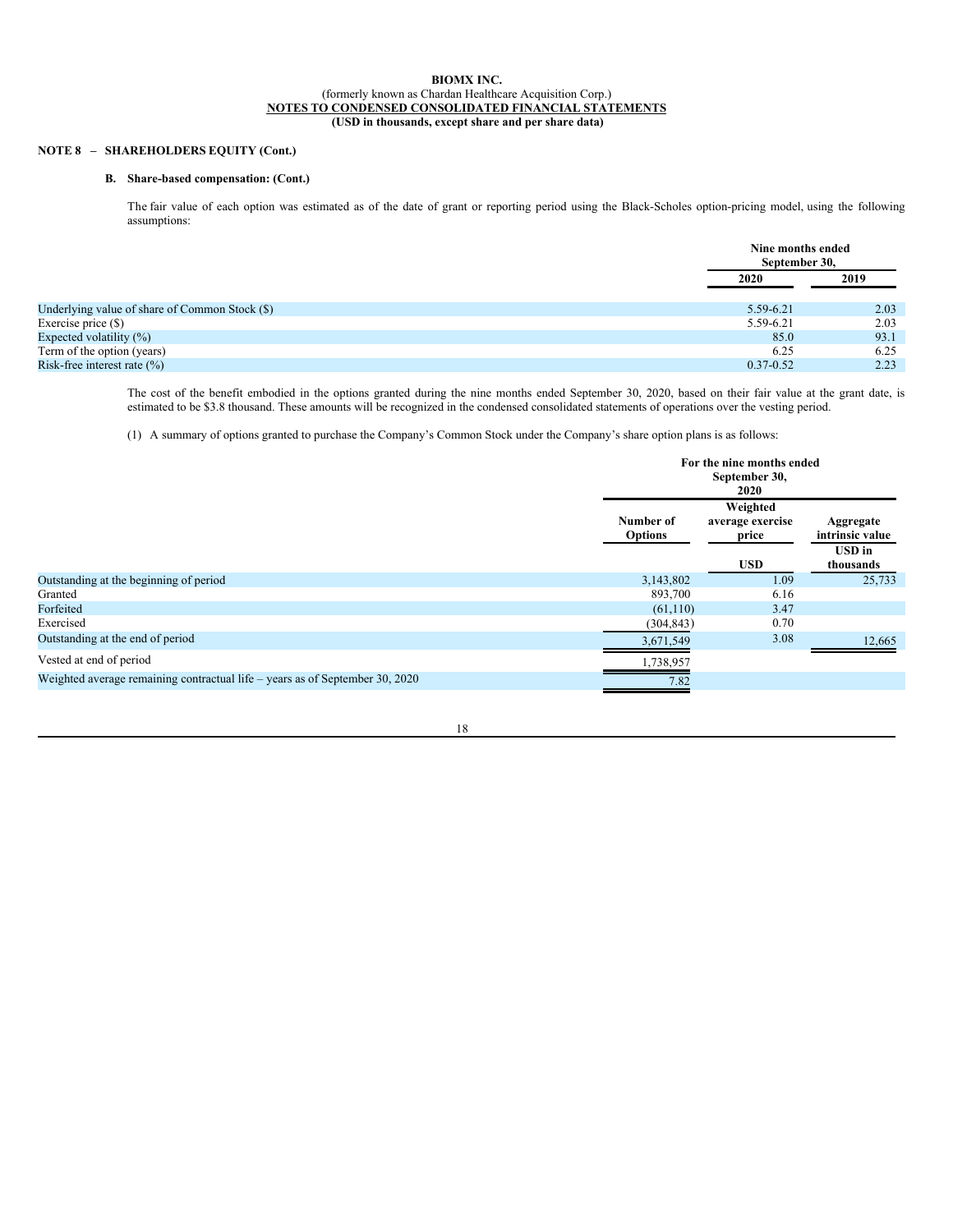**BIOMX INC.**
(formerly known as Chardan Healthcare Acquisition Corp.)
**NOTES TO CONDENSED CONSOLIDATED FINANCIAL STATEMENTS**
**(USD in thousands, except share and per share data)**

**NOTE 8 – SHAREHOLDERS EQUITY (Cont.)**

**B. Share-based compensation: (Cont.)**

The fair value of each option was estimated as of the date of grant or reporting period using the Black-Scholes option-pricing model, using the following assumptions:

| | Nine months ended September 30, | |
|---|---|---|
| | 2020 | 2019 |
| Underlying value of share of Common Stock ($) | 5.59-6.21 | 2.03 |
| Exercise price ($) | 5.59-6.21 | 2.03 |
| Expected volatility (%) | 85.0 | 93.1 |
| Term of the option (years) | 6.25 | 6.25 |
| Risk-free interest rate (%) | 0.37-0.52 | 2.23 |

The cost of the benefit embodied in the options granted during the nine months ended September 30, 2020, based on their fair value at the grant date, is estimated to be $3.8 thousand. These amounts will be recognized in the condensed consolidated statements of operations over the vesting period.

(1) A summary of options granted to purchase the Company's Common Stock under the Company's share option plans is as follows:

| | For the nine months ended September 30, 2020 | | |
|---|---|---|---|
| | Number of Options | Weighted average exercise price | Aggregate intrinsic value |
| | | USD | USD in thousands |
| Outstanding at the beginning of period | 3,143,802 | 1.09 | 25,733 |
| Granted | 893,700 | 6.16 | |
| Forfeited | (61,110) | 3.47 | |
| Exercised | (304,843) | 0.70 | |
| Outstanding at the end of period | 3,671,549 | 3.08 | 12,665 |
| Vested at end of period | 1,738,957 | | |
| Weighted average remaining contractual life – years as of September 30, 2020 | 7.82 | | |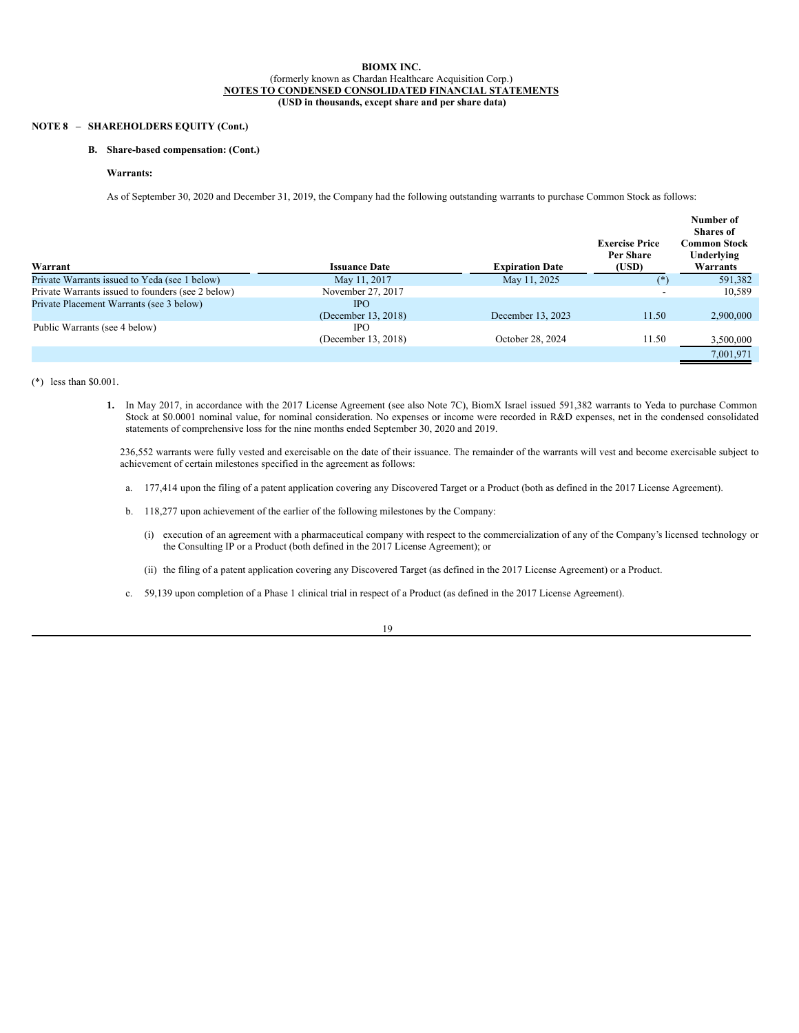**BIOMX INC.**
(formerly known as Chardan Healthcare Acquisition Corp.)
**NOTES TO CONDENSED CONSOLIDATED FINANCIAL STATEMENTS**
**(USD in thousands, except share and per share data)**

**NOTE 8 – SHAREHOLDERS EQUITY (Cont.)**

**B. Share-based compensation: (Cont.)**

**Warrants:**

As of September 30, 2020 and December 31, 2019, the Company had the following outstanding warrants to purchase Common Stock as follows:

| Warrant | Issuance Date | Expiration Date | Exercise Price Per Share (USD) | Number of Shares of Common Stock Underlying Warrants |
|---|---|---|---|---|
| Private Warrants issued to Yeda (see 1 below) | May 11, 2017 | May 11, 2025 | (*) | 591,382 |
| Private Warrants issued to founders (see 2 below) | November 27, 2017 | | - | 10,589 |
| Private Placement Warrants (see 3 below) | IPO (December 13, 2018) | December 13, 2023 | 11.50 | 2,900,000 |
| Public Warrants (see 4 below) | IPO (December 13, 2018) | October 28, 2024 | 11.50 | 3,500,000 |
| | | | | 7,001,971 |

(*) less than $0.001.

**1.** In May 2017, in accordance with the 2017 License Agreement (see also Note 7C), BiomX Israel issued 591,382 warrants to Yeda to purchase Common Stock at $0.0001 nominal value, for nominal consideration. No expenses or income were recorded in R&D expenses, net in the condensed consolidated statements of comprehensive loss for the nine months ended September 30, 2020 and 2019.

236,552 warrants were fully vested and exercisable on the date of their issuance. The remainder of the warrants will vest and become exercisable subject to achievement of certain milestones specified in the agreement as follows:

a. 177,414 upon the filing of a patent application covering any Discovered Target or a Product (both as defined in the 2017 License Agreement).

b. 118,277 upon achievement of the earlier of the following milestones by the Company:

(i) execution of an agreement with a pharmaceutical company with respect to the commercialization of any of the Company's licensed technology or the Consulting IP or a Product (both defined in the 2017 License Agreement); or

(ii) the filing of a patent application covering any Discovered Target (as defined in the 2017 License Agreement) or a Product.

c. 59,139 upon completion of a Phase 1 clinical trial in respect of a Product (as defined in the 2017 License Agreement).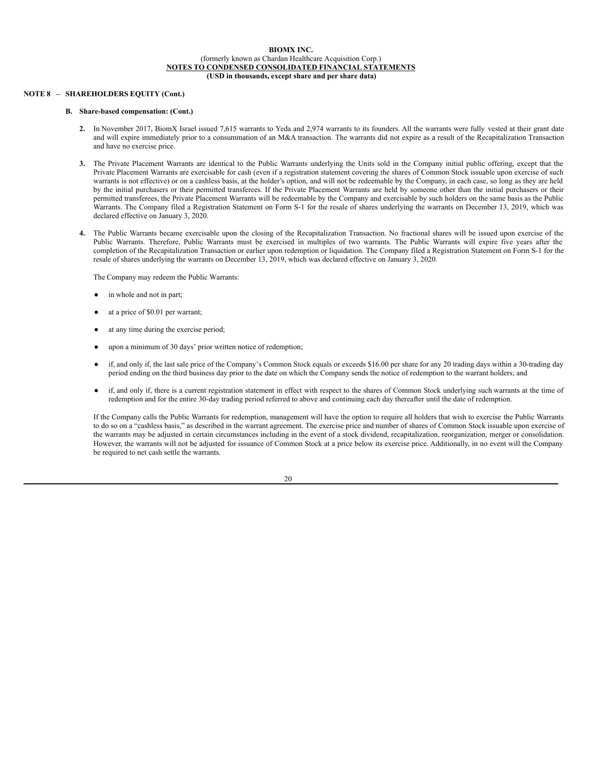**BIOMX INC.**
(formerly known as Chardan Healthcare Acquisition Corp.)
**NOTES TO CONDENSED CONSOLIDATED FINANCIAL STATEMENTS**
**(USD in thousands, except share and per share data)**

**NOTE 8 – SHAREHOLDERS EQUITY (Cont.)**

**B. Share-based compensation: (Cont.)**

**2.** In November 2017, BiomX Israel issued 7,615 warrants to Yeda and 2,974 warrants to its founders. All the warrants were fully vested at their grant date and will expire immediately prior to a consummation of an M&A transaction. The warrants did not expire as a result of the Recapitalization Transaction and have no exercise price.

**3.** The Private Placement Warrants are identical to the Public Warrants underlying the Units sold in the Company initial public offering, except that the Private Placement Warrants are exercisable for cash (even if a registration statement covering the shares of Common Stock issuable upon exercise of such warrants is not effective) or on a cashless basis, at the holder's option, and will not be redeemable by the Company, in each case, so long as they are held by the initial purchasers or their permitted transferees. If the Private Placement Warrants are held by someone other than the initial purchasers or their permitted transferees, the Private Placement Warrants will be redeemable by the Company and exercisable by such holders on the same basis as the Public Warrants. The Company filed a Registration Statement on Form S-1 for the resale of shares underlying the warrants on December 13, 2019, which was declared effective on January 3, 2020.

**4.** The Public Warrants became exercisable upon the closing of the Recapitalization Transaction. No fractional shares will be issued upon exercise of the Public Warrants. Therefore, Public Warrants must be exercised in multiples of two warrants. The Public Warrants will expire five years after the completion of the Recapitalization Transaction or earlier upon redemption or liquidation. The Company filed a Registration Statement on Form S-1 for the resale of shares underlying the warrants on December 13, 2019, which was declared effective on January 3, 2020.

The Company may redeem the Public Warrants:

- in whole and not in part;
- at a price of $0.01 per warrant;
- at any time during the exercise period;
- upon a minimum of 30 days' prior written notice of redemption;
- if, and only if, the last sale price of the Company's Common Stock equals or exceeds $16.00 per share for any 20 trading days within a 30-trading day period ending on the third business day prior to the date on which the Company sends the notice of redemption to the warrant holders; and
- if, and only if, there is a current registration statement in effect with respect to the shares of Common Stock underlying such warrants at the time of redemption and for the entire 30-day trading period referred to above and continuing each day thereafter until the date of redemption.

If the Company calls the Public Warrants for redemption, management will have the option to require all holders that wish to exercise the Public Warrants to do so on a "cashless basis," as described in the warrant agreement. The exercise price and number of shares of Common Stock issuable upon exercise of the warrants may be adjusted in certain circumstances including in the event of a stock dividend, recapitalization, reorganization, merger or consolidation. However, the warrants will not be adjusted for issuance of Common Stock at a price below its exercise price. Additionally, in no event will the Company be required to net cash settle the warrants.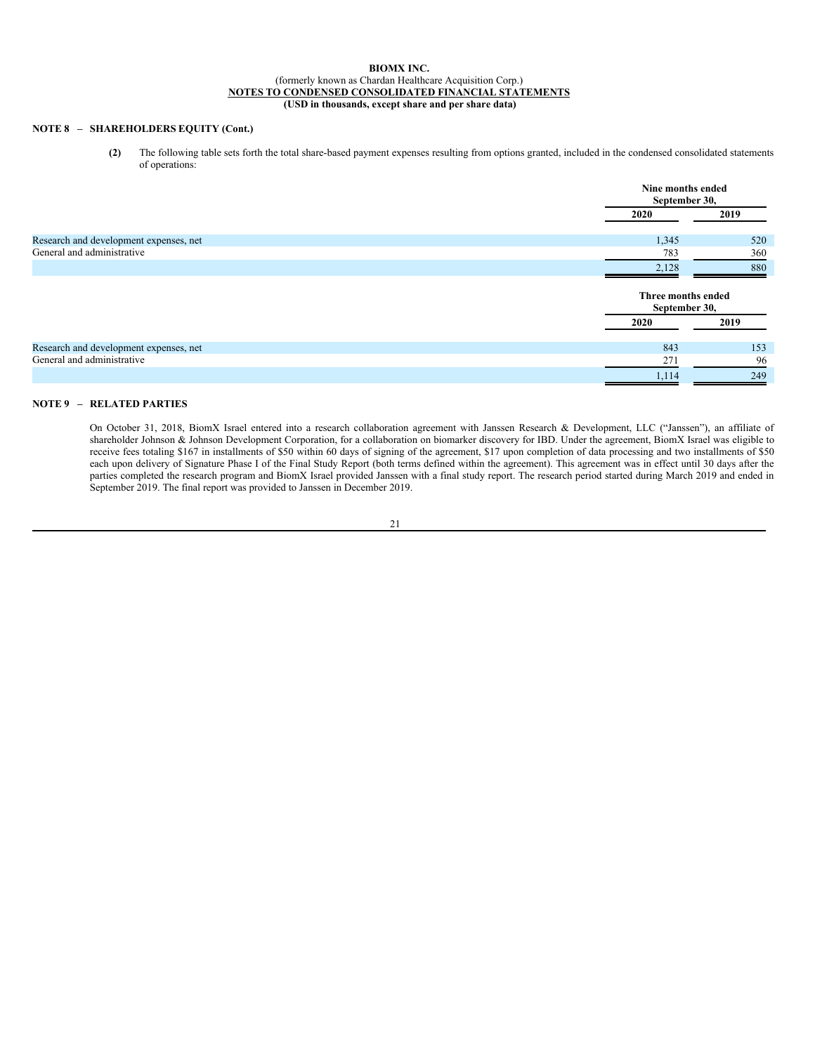**BIOMX INC.**
(formerly known as Chardan Healthcare Acquisition Corp.)
**NOTES TO CONDENSED CONSOLIDATED FINANCIAL STATEMENTS**
**(USD in thousands, except share and per share data)**

**NOTE 8 – SHAREHOLDERS EQUITY (Cont.)**

**(2)** The following table sets forth the total share-based payment expenses resulting from options granted, included in the condensed consolidated statements of operations:

| | Nine months ended September 30, | |
|---|---|---|
| | 2020 | 2019 |
| Research and development expenses, net | 1,345 | 520 |
| General and administrative | 783 | 360 |
| | 2,128 | 880 |

| | Three months ended September 30, | |
|---|---|---|
| | 2020 | 2019 |
| Research and development expenses, net | 843 | 153 |
| General and administrative | 271 | 96 |
| | 1,114 | 249 |

**NOTE 9 – RELATED PARTIES**

On October 31, 2018, BiomX Israel entered into a research collaboration agreement with Janssen Research & Development, LLC ("Janssen"), an affiliate of shareholder Johnson & Johnson Development Corporation, for a collaboration on biomarker discovery for IBD. Under the agreement, BiomX Israel was eligible to receive fees totaling $167 in installments of $50 within 60 days of signing of the agreement, $17 upon completion of data processing and two installments of $50 each upon delivery of Signature Phase I of the Final Study Report (both terms defined within the agreement). This agreement was in effect until 30 days after the parties completed the research program and BiomX Israel provided Janssen with a final study report. The research period started during March 2019 and ended in September 2019. The final report was provided to Janssen in December 2019.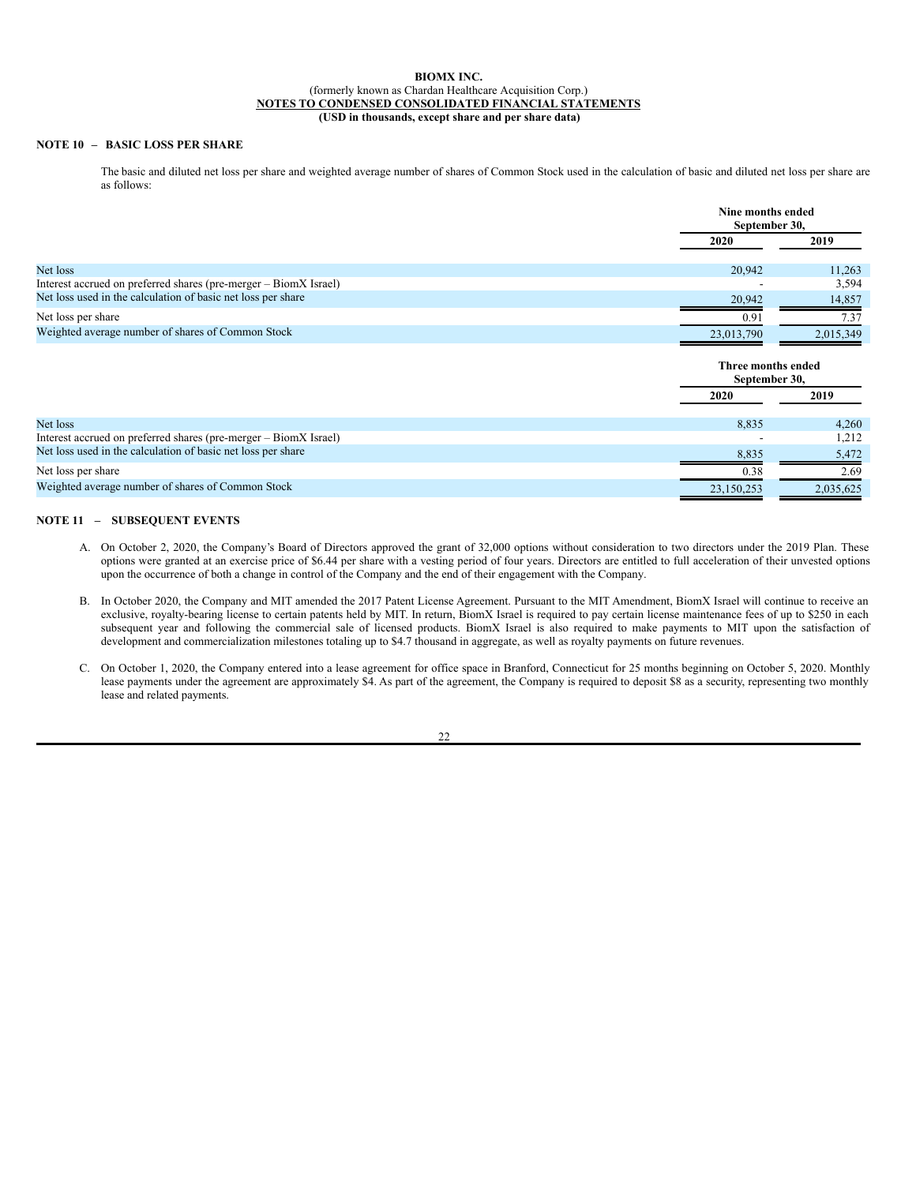**BIOMX INC.**
(formerly known as Chardan Healthcare Acquisition Corp.)
**NOTES TO CONDENSED CONSOLIDATED FINANCIAL STATEMENTS**
**(USD in thousands, except share and per share data)**

**NOTE 10 – BASIC LOSS PER SHARE**

The basic and diluted net loss per share and weighted average number of shares of Common Stock used in the calculation of basic and diluted net loss per share are as follows:

| | Nine months ended September 30, | |
|---|---|---|
| | **2020** | **2019** |
| Net loss | 20,942 | 11,263 |
| Interest accrued on preferred shares (pre-merger – BiomX Israel) | - | 3,594 |
| Net loss used in the calculation of basic net loss per share | 20,942 | 14,857 |
| Net loss per share | 0.91 | 7.37 |
| Weighted average number of shares of Common Stock | 23,013,790 | 2,015,349 |

| | Three months ended September 30, | |
|---|---|---|
| | **2020** | **2019** |
| Net loss | 8,835 | 4,260 |
| Interest accrued on preferred shares (pre-merger – BiomX Israel) | - | 1,212 |
| Net loss used in the calculation of basic net loss per share | 8,835 | 5,472 |
| Net loss per share | 0.38 | 2.69 |
| Weighted average number of shares of Common Stock | 23,150,253 | 2,035,625 |

**NOTE 11 – SUBSEQUENT EVENTS**

A. On October 2, 2020, the Company's Board of Directors approved the grant of 32,000 options without consideration to two directors under the 2019 Plan. These options were granted at an exercise price of $6.44 per share with a vesting period of four years. Directors are entitled to full acceleration of their unvested options upon the occurrence of both a change in control of the Company and the end of their engagement with the Company.

B. In October 2020, the Company and MIT amended the 2017 Patent License Agreement. Pursuant to the MIT Amendment, BiomX Israel will continue to receive an exclusive, royalty-bearing license to certain patents held by MIT. In return, BiomX Israel is required to pay certain license maintenance fees of up to $250 in each subsequent year and following the commercial sale of licensed products. BiomX Israel is also required to make payments to MIT upon the satisfaction of development and commercialization milestones totaling up to $4.7 thousand in aggregate, as well as royalty payments on future revenues.

C. On October 1, 2020, the Company entered into a lease agreement for office space in Branford, Connecticut for 25 months beginning on October 5, 2020. Monthly lease payments under the agreement are approximately $4. As part of the agreement, the Company is required to deposit $8 as a security, representing two monthly lease and related payments.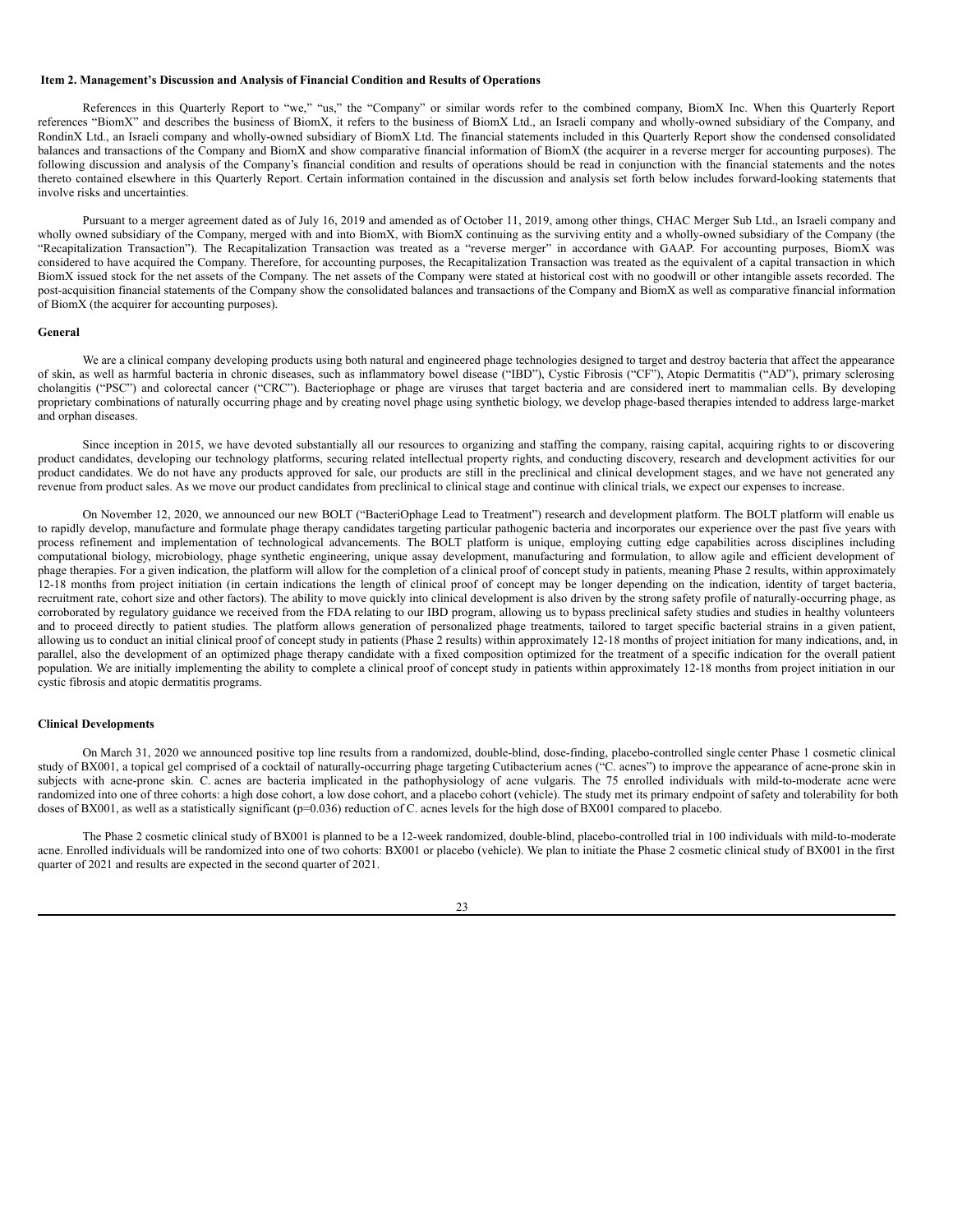## Item 2. Management's Discussion and Analysis of Financial Condition and Results of Operations

References in this Quarterly Report to "we," "us," the "Company" or similar words refer to the combined company, BiomX Inc. When this Quarterly Report references "BiomX" and describes the business of BiomX, it refers to the business of BiomX Ltd., an Israeli company and wholly-owned subsidiary of the Company, and RondinX Ltd., an Israeli company and wholly-owned subsidiary of BiomX Ltd. The financial statements included in this Quarterly Report show the condensed consolidated balances and transactions of the Company and BiomX and show comparative financial information of BiomX (the acquirer in a reverse merger for accounting purposes). The following discussion and analysis of the Company's financial condition and results of operations should be read in conjunction with the financial statements and the notes thereto contained elsewhere in this Quarterly Report. Certain information contained in the discussion and analysis set forth below includes forward-looking statements that involve risks and uncertainties.

Pursuant to a merger agreement dated as of July 16, 2019 and amended as of October 11, 2019, among other things, CHAC Merger Sub Ltd., an Israeli company and wholly owned subsidiary of the Company, merged with and into BiomX, with BiomX continuing as the surviving entity and a wholly-owned subsidiary of the Company (the "Recapitalization Transaction"). The Recapitalization Transaction was treated as a "reverse merger" in accordance with GAAP. For accounting purposes, BiomX was considered to have acquired the Company. Therefore, for accounting purposes, the Recapitalization Transaction was treated as the equivalent of a capital transaction in which BiomX issued stock for the net assets of the Company. The net assets of the Company were stated at historical cost with no goodwill or other intangible assets recorded. The post-acquisition financial statements of the Company show the consolidated balances and transactions of the Company and BiomX as well as comparative financial information of BiomX (the acquirer for accounting purposes).

### General

We are a clinical company developing products using both natural and engineered phage technologies designed to target and destroy bacteria that affect the appearance of skin, as well as harmful bacteria in chronic diseases, such as inflammatory bowel disease ("IBD"), Cystic Fibrosis ("CF"), Atopic Dermatitis ("AD"), primary sclerosing cholangitis ("PSC") and colorectal cancer ("CRC"). Bacteriophage or phage are viruses that target bacteria and are considered inert to mammalian cells. By developing proprietary combinations of naturally occurring phage and by creating novel phage using synthetic biology, we develop phage-based therapies intended to address large-market and orphan diseases.

Since inception in 2015, we have devoted substantially all our resources to organizing and staffing the company, raising capital, acquiring rights to or discovering product candidates, developing our technology platforms, securing related intellectual property rights, and conducting discovery, research and development activities for our product candidates. We do not have any products approved for sale, our products are still in the preclinical and clinical development stages, and we have not generated any revenue from product sales. As we move our product candidates from preclinical to clinical stage and continue with clinical trials, we expect our expenses to increase.

On November 12, 2020, we announced our new BOLT ("BacteriOphage Lead to Treatment") research and development platform. The BOLT platform will enable us to rapidly develop, manufacture and formulate phage therapy candidates targeting particular pathogenic bacteria and incorporates our experience over the past five years with process refinement and implementation of technological advancements. The BOLT platform is unique, employing cutting edge capabilities across disciplines including computational biology, microbiology, phage synthetic engineering, unique assay development, manufacturing and formulation, to allow agile and efficient development of phage therapies. For a given indication, the platform will allow for the completion of a clinical proof of concept study in patients, meaning Phase 2 results, within approximately 12-18 months from project initiation (in certain indications the length of clinical proof of concept may be longer depending on the indication, identity of target bacteria, recruitment rate, cohort size and other factors). The ability to move quickly into clinical development is also driven by the strong safety profile of naturally-occurring phage, as corroborated by regulatory guidance we received from the FDA relating to our IBD program, allowing us to bypass preclinical safety studies and studies in healthy volunteers and to proceed directly to patient studies. The platform allows generation of personalized phage treatments, tailored to target specific bacterial strains in a given patient, allowing us to conduct an initial clinical proof of concept study in patients (Phase 2 results) within approximately 12-18 months of project initiation for many indications, and, in parallel, also the development of an optimized phage therapy candidate with a fixed composition optimized for the treatment of a specific indication for the overall patient population. We are initially implementing the ability to complete a clinical proof of concept study in patients within approximately 12-18 months from project initiation in our cystic fibrosis and atopic dermatitis programs.

### Clinical Developments

On March 31, 2020 we announced positive top line results from a randomized, double-blind, dose-finding, placebo-controlled single center Phase 1 cosmetic clinical study of BX001, a topical gel comprised of a cocktail of naturally-occurring phage targeting Cutibacterium acnes ("C. acnes") to improve the appearance of acne-prone skin in subjects with acne-prone skin. C. acnes are bacteria implicated in the pathophysiology of acne vulgaris. The 75 enrolled individuals with mild-to-moderate acne were randomized into one of three cohorts: a high dose cohort, a low dose cohort, and a placebo cohort (vehicle). The study met its primary endpoint of safety and tolerability for both doses of BX001, as well as a statistically significant ($p=0.036$) reduction of C. acnes levels for the high dose of BX001 compared to placebo.

The Phase 2 cosmetic clinical study of BX001 is planned to be a 12-week randomized, double-blind, placebo-controlled trial in 100 individuals with mild-to-moderate acne. Enrolled individuals will be randomized into one of two cohorts: BX001 or placebo (vehicle). We plan to initiate the Phase 2 cosmetic clinical study of BX001 in the first quarter of 2021 and results are expected in the second quarter of 2021.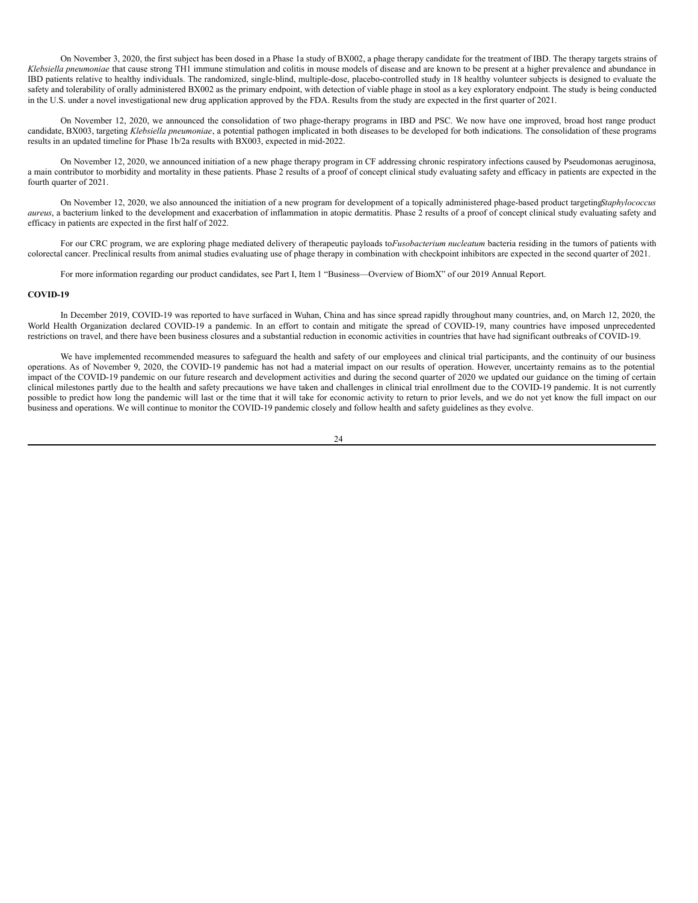On November 3, 2020, the first subject has been dosed in a Phase 1a study of BX002, a phage therapy candidate for the treatment of IBD. The therapy targets strains of *Klebsiella pneumoniae* that cause strong TH1 immune stimulation and colitis in mouse models of disease and are known to be present at a higher prevalence and abundance in IBD patients relative to healthy individuals. The randomized, single-blind, multiple-dose, placebo-controlled study in 18 healthy volunteer subjects is designed to evaluate the safety and tolerability of orally administered BX002 as the primary endpoint, with detection of viable phage in stool as a key exploratory endpoint. The study is being conducted in the U.S. under a novel investigational new drug application approved by the FDA. Results from the study are expected in the first quarter of 2021.

On November 12, 2020, we announced the consolidation of two phage-therapy programs in IBD and PSC. We now have one improved, broad host range product candidate, BX003, targeting *Klebsiella pneumoniae*, a potential pathogen implicated in both diseases to be developed for both indications. The consolidation of these programs results in an updated timeline for Phase 1b/2a results with BX003, expected in mid-2022.

On November 12, 2020, we announced initiation of a new phage therapy program in CF addressing chronic respiratory infections caused by Pseudomonas aeruginosa, a main contributor to morbidity and mortality in these patients. Phase 2 results of a proof of concept clinical study evaluating safety and efficacy in patients are expected in the fourth quarter of 2021.

On November 12, 2020, we also announced the initiation of a new program for development of a topically administered phage-based product targeting *Staphylococcus aureus*, a bacterium linked to the development and exacerbation of inflammation in atopic dermatitis. Phase 2 results of a proof of concept clinical study evaluating safety and efficacy in patients are expected in the first half of 2022.

For our CRC program, we are exploring phage mediated delivery of therapeutic payloads to *Fusobacterium nucleatum* bacteria residing in the tumors of patients with colorectal cancer. Preclinical results from animal studies evaluating use of phage therapy in combination with checkpoint inhibitors are expected in the second quarter of 2021.

For more information regarding our product candidates, see Part I, Item 1 "Business—Overview of BiomX" of our 2019 Annual Report.

**COVID-19**

In December 2019, COVID-19 was reported to have surfaced in Wuhan, China and has since spread rapidly throughout many countries, and, on March 12, 2020, the World Health Organization declared COVID-19 a pandemic. In an effort to contain and mitigate the spread of COVID-19, many countries have imposed unprecedented restrictions on travel, and there have been business closures and a substantial reduction in economic activities in countries that have had significant outbreaks of COVID-19.

We have implemented recommended measures to safeguard the health and safety of our employees and clinical trial participants, and the continuity of our business operations. As of November 9, 2020, the COVID-19 pandemic has not had a material impact on our results of operation. However, uncertainty remains as to the potential impact of the COVID-19 pandemic on our future research and development activities and during the second quarter of 2020 we updated our guidance on the timing of certain clinical milestones partly due to the health and safety precautions we have taken and challenges in clinical trial enrollment due to the COVID-19 pandemic. It is not currently possible to predict how long the pandemic will last or the time that it will take for economic activity to return to prior levels, and we do not yet know the full impact on our business and operations. We will continue to monitor the COVID-19 pandemic closely and follow health and safety guidelines as they evolve.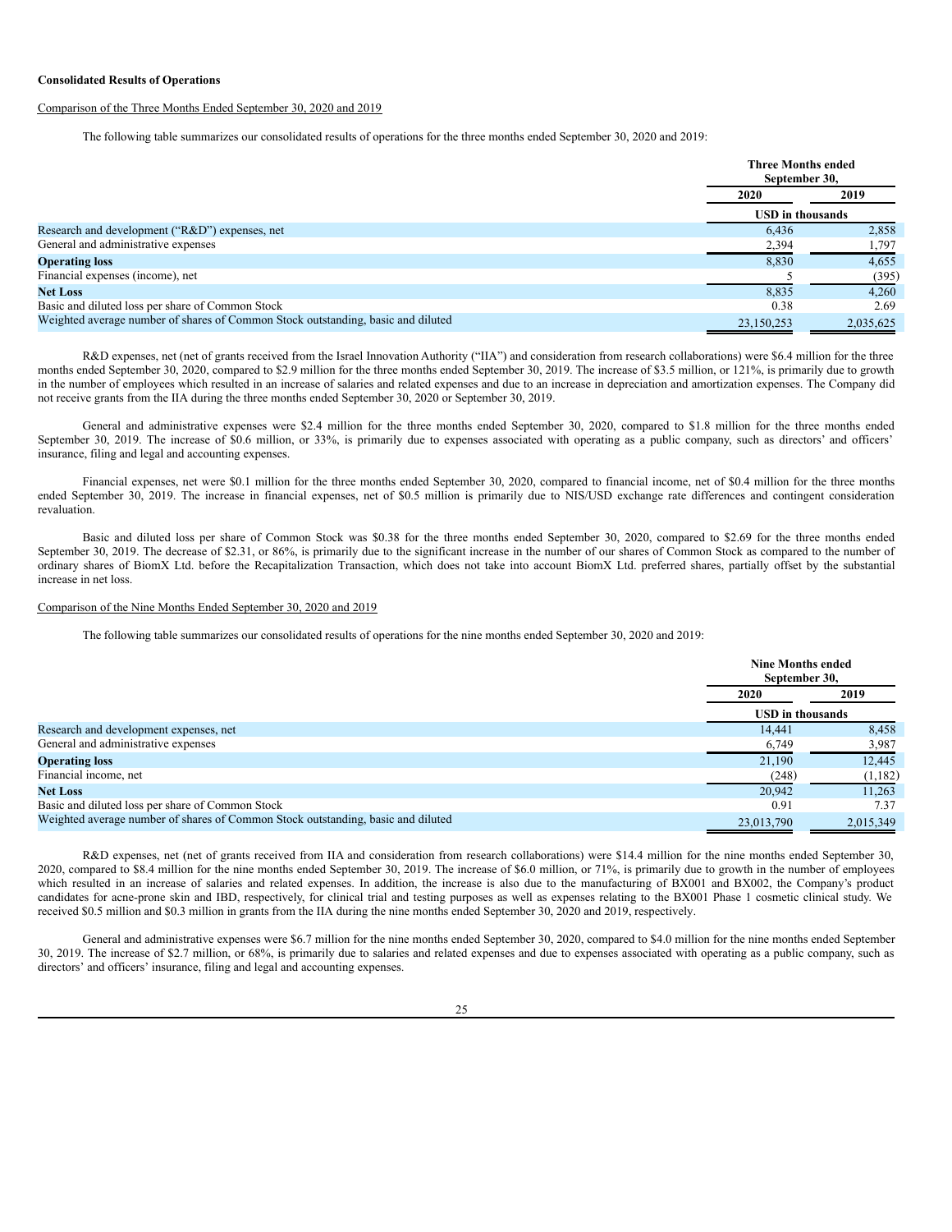**Consolidated Results of Operations**

Comparison of the Three Months Ended September 30, 2020 and 2019

The following table summarizes our consolidated results of operations for the three months ended September 30, 2020 and 2019:

| | Three Months ended September 30, | |
|---|---|---|
| | 2020 | 2019 |
| | USD in thousands | |
| Research and development ("R&D") expenses, net | 6,436 | 2,858 |
| General and administrative expenses | 2,394 | 1,797 |
| **Operating loss** | 8,830 | 4,655 |
| Financial expenses (income), net | 5 | (395) |
| **Net Loss** | 8,835 | 4,260 |
| Basic and diluted loss per share of Common Stock | 0.38 | 2.69 |
| Weighted average number of shares of Common Stock outstanding, basic and diluted | 23,150,253 | 2,035,625 |

R&D expenses, net (net of grants received from the Israel Innovation Authority ("IIA") and consideration from research collaborations) were $6.4 million for the three months ended September 30, 2020, compared to $2.9 million for the three months ended September 30, 2019. The increase of $3.5 million, or 121%, is primarily due to growth in the number of employees which resulted in an increase of salaries and related expenses and due to an increase in depreciation and amortization expenses. The Company did not receive grants from the IIA during the three months ended September 30, 2020 or September 30, 2019.

General and administrative expenses were $2.4 million for the three months ended September 30, 2020, compared to $1.8 million for the three months ended September 30, 2019. The increase of $0.6 million, or 33%, is primarily due to expenses associated with operating as a public company, such as directors' and officers' insurance, filing and legal and accounting expenses.

Financial expenses, net were $0.1 million for the three months ended September 30, 2020, compared to financial income, net of $0.4 million for the three months ended September 30, 2019. The increase in financial expenses, net of $0.5 million is primarily due to NIS/USD exchange rate differences and contingent consideration revaluation.

Basic and diluted loss per share of Common Stock was $0.38 for the three months ended September 30, 2020, compared to $2.69 for the three months ended September 30, 2019. The decrease of $2.31, or 86%, is primarily due to the significant increase in the number of our shares of Common Stock as compared to the number of ordinary shares of BiomX Ltd. before the Recapitalization Transaction, which does not take into account BiomX Ltd. preferred shares, partially offset by the substantial increase in net loss.

Comparison of the Nine Months Ended September 30, 2020 and 2019

The following table summarizes our consolidated results of operations for the nine months ended September 30, 2020 and 2019:

| | Nine Months ended September 30, | |
|---|---|---|
| | 2020 | 2019 |
| | USD in thousands | |
| Research and development expenses, net | 14,441 | 8,458 |
| General and administrative expenses | 6,749 | 3,987 |
| **Operating loss** | 21,190 | 12,445 |
| Financial income, net | (248) | (1,182) |
| **Net Loss** | 20,942 | 11,263 |
| Basic and diluted loss per share of Common Stock | 0.91 | 7.37 |
| Weighted average number of shares of Common Stock outstanding, basic and diluted | 23,013,790 | 2,015,349 |

R&D expenses, net (net of grants received from IIA and consideration from research collaborations) were $14.4 million for the nine months ended September 30, 2020, compared to $8.4 million for the nine months ended September 30, 2019. The increase of $6.0 million, or 71%, is primarily due to growth in the number of employees which resulted in an increase of salaries and related expenses. In addition, the increase is also due to the manufacturing of BX001 and BX002, the Company's product candidates for acne-prone skin and IBD, respectively, for clinical trial and testing purposes as well as expenses relating to the BX001 Phase 1 cosmetic clinical study. We received $0.5 million and $0.3 million in grants from the IIA during the nine months ended September 30, 2020 and 2019, respectively.

General and administrative expenses were $6.7 million for the nine months ended September 30, 2020, compared to $4.0 million for the nine months ended September 30, 2019. The increase of $2.7 million, or 68%, is primarily due to salaries and related expenses and due to expenses associated with operating as a public company, such as directors' and officers' insurance, filing and legal and accounting expenses.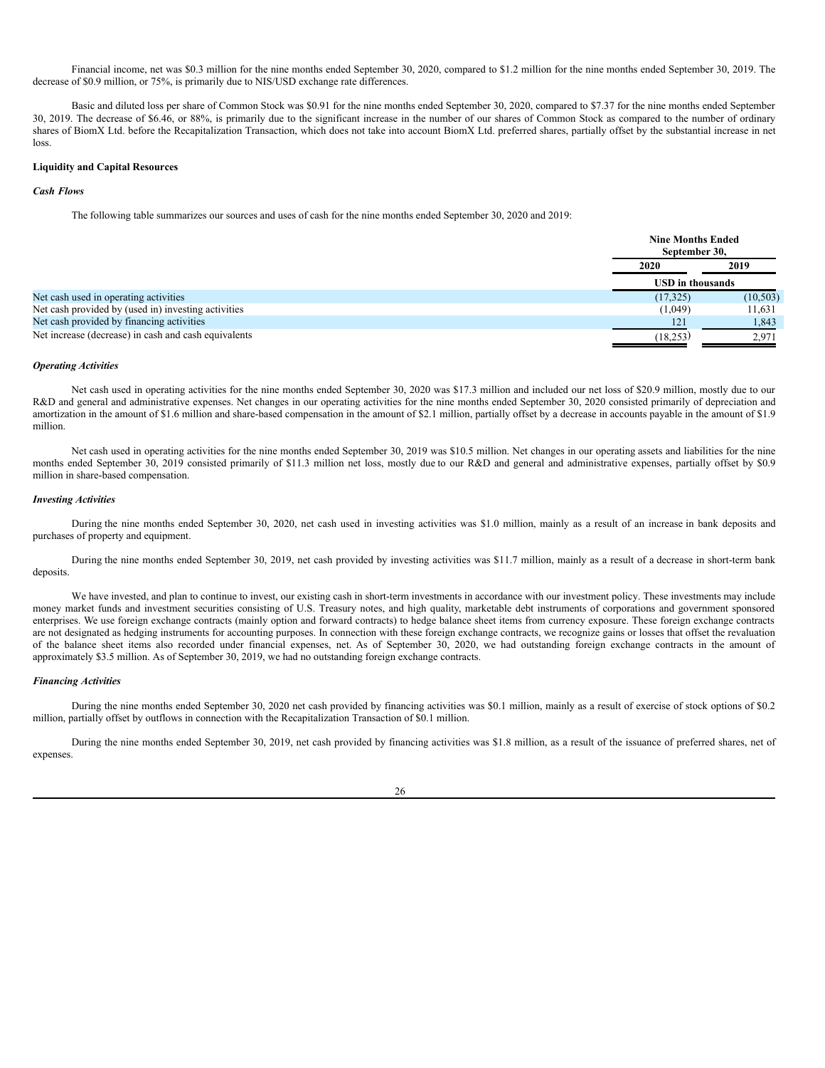Financial income, net was $0.3 million for the nine months ended September 30, 2020, compared to $1.2 million for the nine months ended September 30, 2019. The decrease of $0.9 million, or 75%, is primarily due to NIS/USD exchange rate differences.

Basic and diluted loss per share of Common Stock was $0.91 for the nine months ended September 30, 2020, compared to $7.37 for the nine months ended September 30, 2019. The decrease of $6.46, or 88%, is primarily due to the significant increase in the number of our shares of Common Stock as compared to the number of ordinary shares of BiomX Ltd. before the Recapitalization Transaction, which does not take into account BiomX Ltd. preferred shares, partially offset by the substantial increase in net loss.

**Liquidity and Capital Resources**

***Cash Flows***

The following table summarizes our sources and uses of cash for the nine months ended September 30, 2020 and 2019:

| | Nine Months Ended September 30, | |
|---|---|---|
| | 2020 | 2019 |
| | USD in thousands | |
| Net cash used in operating activities | (17,325) | (10,503) |
| Net cash provided by (used in) investing activities | (1,049) | 11,631 |
| Net cash provided by financing activities | 121 | 1,843 |
| Net increase (decrease) in cash and cash equivalents | (18,253) | 2,971 |

***Operating Activities***

Net cash used in operating activities for the nine months ended September 30 2020 was $17.3 million and included our net loss of $20.9 million, mostly due to our R&D and general and administrative expenses. Net changes in our operating activities for the nine months ended September 30, 2020 consisted primarily of depreciation and amortization in the amount of $1.6 million and share-based compensation in the amount of $2.1 million, partially offset by a decrease in accounts payable in the amount of $1.9 million.

Net cash used in operating activities for the nine months ended September 30, 2019 was $10.5 million. Net changes in our operating assets and liabilities for the nine months ended September 30, 2019 consisted primarily of $11.3 million net loss, mostly due to our R&D and general and administrative expenses, partially offset by $0.9 million in share-based compensation.

***Investing Activities***

During the nine months ended September 30, 2020, net cash used in investing activities was $1.0 million, mainly as a result of an increase in bank deposits and purchases of property and equipment.

During the nine months ended September 30, 2019, net cash provided by investing activities was $11.7 million, mainly as a result of a decrease in short-term bank deposits.

We have invested, and plan to continue to invest, our existing cash in short-term investments in accordance with our investment policy. These investments may include money market funds and investment securities consisting of U.S. Treasury notes, and high quality, marketable debt instruments of corporations and government sponsored enterprises. We use foreign exchange contracts (mainly option and forward contracts) to hedge balance sheet items from currency exposure. These foreign exchange contracts are not designated as hedging instruments for accounting purposes. In connection with these foreign exchange contracts, we recognize gains or losses that offset the revaluation of the balance sheet items also recorded under financial expenses, net. As of September 30, 2020, we had outstanding foreign exchange contracts in the amount of approximately $3.5 million. As of September 30, 2019, we had no outstanding foreign exchange contracts.

***Financing Activities***

During the nine months ended September 30, 2020 net cash provided by financing activities was $0.1 million, mainly as a result of exercise of stock options of $0.2 million, partially offset by outflows in connection with the Recapitalization Transaction of $0.1 million.

During the nine months ended September 30, 2019, net cash provided by financing activities was $1.8 million, as a result of the issuance of preferred shares, net of expenses.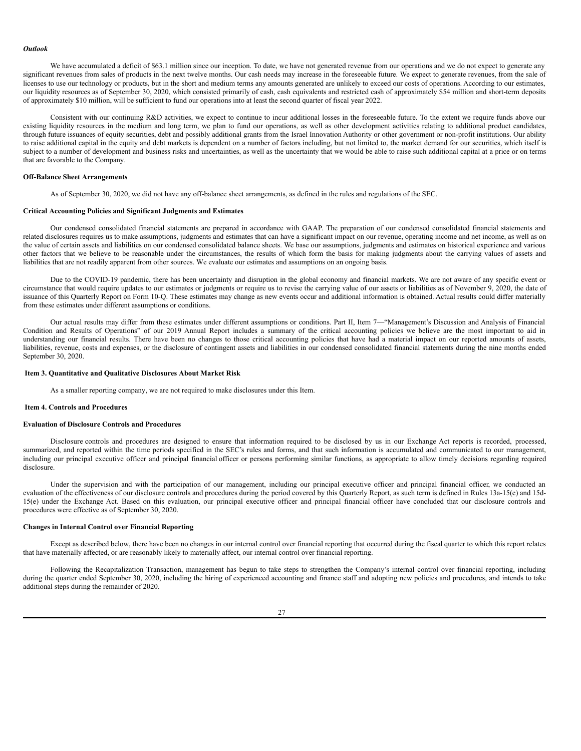***Outlook***

We have accumulated a deficit of $63.1 million since our inception. To date, we have not generated revenue from our operations and we do not expect to generate any significant revenues from sales of products in the next twelve months. Our cash needs may increase in the foreseeable future. We expect to generate revenues, from the sale of licenses to use our technology or products, but in the short and medium terms any amounts generated are unlikely to exceed our costs of operations. According to our estimates, our liquidity resources as of September 30, 2020, which consisted primarily of cash, cash equivalents and restricted cash of approximately $54 million and short-term deposits of approximately $10 million, will be sufficient to fund our operations into at least the second quarter of fiscal year 2022.

Consistent with our continuing R&D activities, we expect to continue to incur additional losses in the foreseeable future. To the extent we require funds above our existing liquidity resources in the medium and long term, we plan to fund our operations, as well as other development activities relating to additional product candidates, through future issuances of equity securities, debt and possibly additional grants from the Israel Innovation Authority or other government or non-profit institutions. Our ability to raise additional capital in the equity and debt markets is dependent on a number of factors including, but not limited to, the market demand for our securities, which itself is subject to a number of development and business risks and uncertainties, as well as the uncertainty that we would be able to raise such additional capital at a price or on terms that are favorable to the Company.

**Off-Balance Sheet Arrangements**

As of September 30, 2020, we did not have any off-balance sheet arrangements, as defined in the rules and regulations of the SEC.

**Critical Accounting Policies and Significant Judgments and Estimates**

Our condensed consolidated financial statements are prepared in accordance with GAAP. The preparation of our condensed consolidated financial statements and related disclosures requires us to make assumptions, judgments and estimates that can have a significant impact on our revenue, operating income and net income, as well as on the value of certain assets and liabilities on our condensed consolidated balance sheets. We base our assumptions, judgments and estimates on historical experience and various other factors that we believe to be reasonable under the circumstances, the results of which form the basis for making judgments about the carrying values of assets and liabilities that are not readily apparent from other sources. We evaluate our estimates and assumptions on an ongoing basis.

Due to the COVID-19 pandemic, there has been uncertainty and disruption in the global economy and financial markets. We are not aware of any specific event or circumstance that would require updates to our estimates or judgments or require us to revise the carrying value of our assets or liabilities as of November 9, 2020, the date of issuance of this Quarterly Report on Form 10-Q. These estimates may change as new events occur and additional information is obtained. Actual results could differ materially from these estimates under different assumptions or conditions.

Our actual results may differ from these estimates under different assumptions or conditions. Part II, Item 7—"Management's Discussion and Analysis of Financial Condition and Results of Operations" of our 2019 Annual Report includes a summary of the critical accounting policies we believe are the most important to aid in understanding our financial results. There have been no changes to those critical accounting policies that have had a material impact on our reported amounts of assets, liabilities, revenue, costs and expenses, or the disclosure of contingent assets and liabilities in our condensed consolidated financial statements during the nine months ended September 30, 2020.

**Item 3. Quantitative and Qualitative Disclosures About Market Risk**

As a smaller reporting company, we are not required to make disclosures under this Item.

**Item 4. Controls and Procedures**

**Evaluation of Disclosure Controls and Procedures**

Disclosure controls and procedures are designed to ensure that information required to be disclosed by us in our Exchange Act reports is recorded, processed, summarized, and reported within the time periods specified in the SEC's rules and forms, and that such information is accumulated and communicated to our management, including our principal executive officer and principal financial officer or persons performing similar functions, as appropriate to allow timely decisions regarding required disclosure.

Under the supervision and with the participation of our management, including our principal executive officer and principal financial officer, we conducted an evaluation of the effectiveness of our disclosure controls and procedures during the period covered by this Quarterly Report, as such term is defined in Rules 13a-15(e) and 15d-15(e) under the Exchange Act. Based on this evaluation, our principal executive officer and principal financial officer have concluded that our disclosure controls and procedures were effective as of September 30, 2020.

**Changes in Internal Control over Financial Reporting**

Except as described below, there have been no changes in our internal control over financial reporting that occurred during the fiscal quarter to which this report relates that have materially affected, or are reasonably likely to materially affect, our internal control over financial reporting.

Following the Recapitalization Transaction, management has begun to take steps to strengthen the Company's internal control over financial reporting, including during the quarter ended September 30, 2020, including the hiring of experienced accounting and finance staff and adopting new policies and procedures, and intends to take additional steps during the remainder of 2020.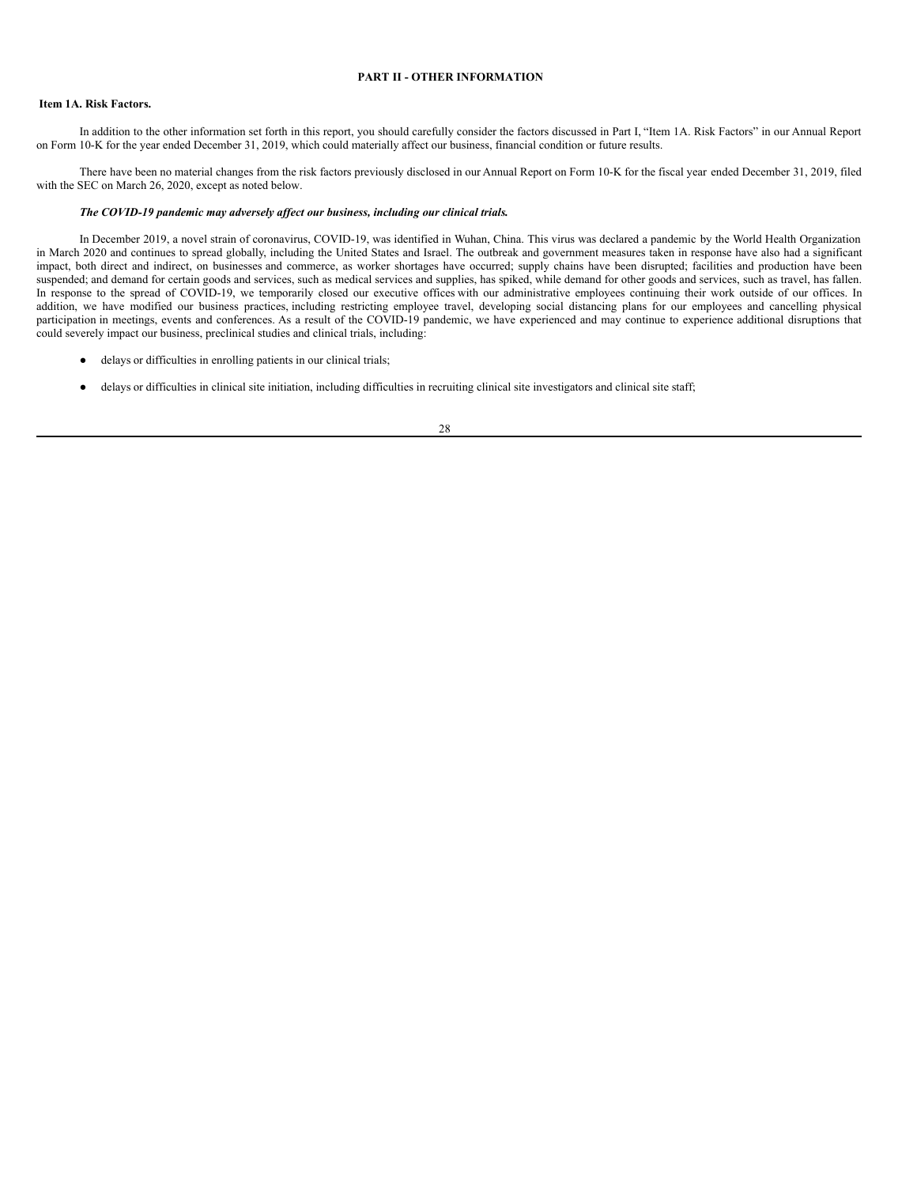## PART II - OTHER INFORMATION

### Item 1A. Risk Factors.

In addition to the other information set forth in this report, you should carefully consider the factors discussed in Part I, "Item 1A. Risk Factors" in our Annual Report on Form 10-K for the year ended December 31, 2019, which could materially affect our business, financial condition or future results.

There have been no material changes from the risk factors previously disclosed in our Annual Report on Form 10-K for the fiscal year ended December 31, 2019, filed with the SEC on March 26, 2020, except as noted below.

***The COVID-19 pandemic may adversely affect our business, including our clinical trials.***

In December 2019, a novel strain of coronavirus, COVID-19, was identified in Wuhan, China. This virus was declared a pandemic by the World Health Organization in March 2020 and continues to spread globally, including the United States and Israel. The outbreak and government measures taken in response have also had a significant impact, both direct and indirect, on businesses and commerce, as worker shortages have occurred; supply chains have been disrupted; facilities and production have been suspended; and demand for certain goods and services, such as medical services and supplies, has spiked, while demand for other goods and services, such as travel, has fallen. In response to the spread of COVID-19, we temporarily closed our executive offices with our administrative employees continuing their work outside of our offices. In addition, we have modified our business practices, including restricting employee travel, developing social distancing plans for our employees and cancelling physical participation in meetings, events and conferences. As a result of the COVID-19 pandemic, we have experienced and may continue to experience additional disruptions that could severely impact our business, preclinical studies and clinical trials, including:

- delays or difficulties in enrolling patients in our clinical trials;
- delays or difficulties in clinical site initiation, including difficulties in recruiting clinical site investigators and clinical site staff;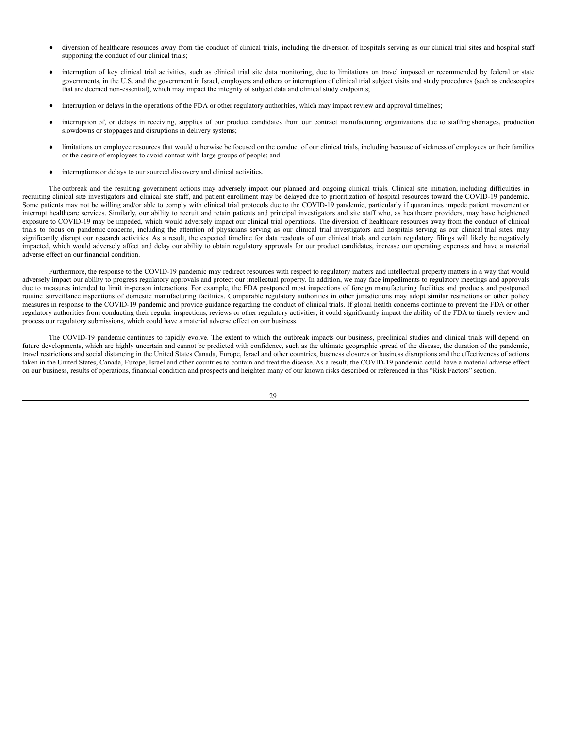- diversion of healthcare resources away from the conduct of clinical trials, including the diversion of hospitals serving as our clinical trial sites and hospital staff supporting the conduct of our clinical trials;

- interruption of key clinical trial activities, such as clinical trial site data monitoring, due to limitations on travel imposed or recommended by federal or state governments, in the U.S. and the government in Israel, employers and others or interruption of clinical trial subject visits and study procedures (such as endoscopies that are deemed non-essential), which may impact the integrity of subject data and clinical study endpoints;

- interruption or delays in the operations of the FDA or other regulatory authorities, which may impact review and approval timelines;

- interruption of, or delays in receiving, supplies of our product candidates from our contract manufacturing organizations due to staffing shortages, production slowdowns or stoppages and disruptions in delivery systems;

- limitations on employee resources that would otherwise be focused on the conduct of our clinical trials, including because of sickness of employees or their families or the desire of employees to avoid contact with large groups of people; and

- interruptions or delays to our sourced discovery and clinical activities.

The outbreak and the resulting government actions may adversely impact our planned and ongoing clinical trials. Clinical site initiation, including difficulties in recruiting clinical site investigators and clinical site staff, and patient enrollment may be delayed due to prioritization of hospital resources toward the COVID-19 pandemic. Some patients may not be willing and/or able to comply with clinical trial protocols due to the COVID-19 pandemic, particularly if quarantines impede patient movement or interrupt healthcare services. Similarly, our ability to recruit and retain patients and principal investigators and site staff who, as healthcare providers, may have heightened exposure to COVID-19 may be impeded, which would adversely impact our clinical trial operations. The diversion of healthcare resources away from the conduct of clinical trials to focus on pandemic concerns, including the attention of physicians serving as our clinical trial investigators and hospitals serving as our clinical trial sites, may significantly disrupt our research activities. As a result, the expected timeline for data readouts of our clinical trials and certain regulatory filings will likely be negatively impacted, which would adversely affect and delay our ability to obtain regulatory approvals for our product candidates, increase our operating expenses and have a material adverse effect on our financial condition.

Furthermore, the response to the COVID-19 pandemic may redirect resources with respect to regulatory matters and intellectual property matters in a way that would adversely impact our ability to progress regulatory approvals and protect our intellectual property. In addition, we may face impediments to regulatory meetings and approvals due to measures intended to limit in-person interactions. For example, the FDA postponed most inspections of foreign manufacturing facilities and products and postponed routine surveillance inspections of domestic manufacturing facilities. Comparable regulatory authorities in other jurisdictions may adopt similar restrictions or other policy measures in response to the COVID-19 pandemic and provide guidance regarding the conduct of clinical trials. If global health concerns continue to prevent the FDA or other regulatory authorities from conducting their regular inspections, reviews or other regulatory activities, it could significantly impact the ability of the FDA to timely review and process our regulatory submissions, which could have a material adverse effect on our business.

The COVID-19 pandemic continues to rapidly evolve. The extent to which the outbreak impacts our business, preclinical studies and clinical trials will depend on future developments, which are highly uncertain and cannot be predicted with confidence, such as the ultimate geographic spread of the disease, the duration of the pandemic, travel restrictions and social distancing in the United States Canada, Europe, Israel and other countries, business closures or business disruptions and the effectiveness of actions taken in the United States, Canada, Europe, Israel and other countries to contain and treat the disease. As a result, the COVID-19 pandemic could have a material adverse effect on our business, results of operations, financial condition and prospects and heighten many of our known risks described or referenced in this "Risk Factors" section.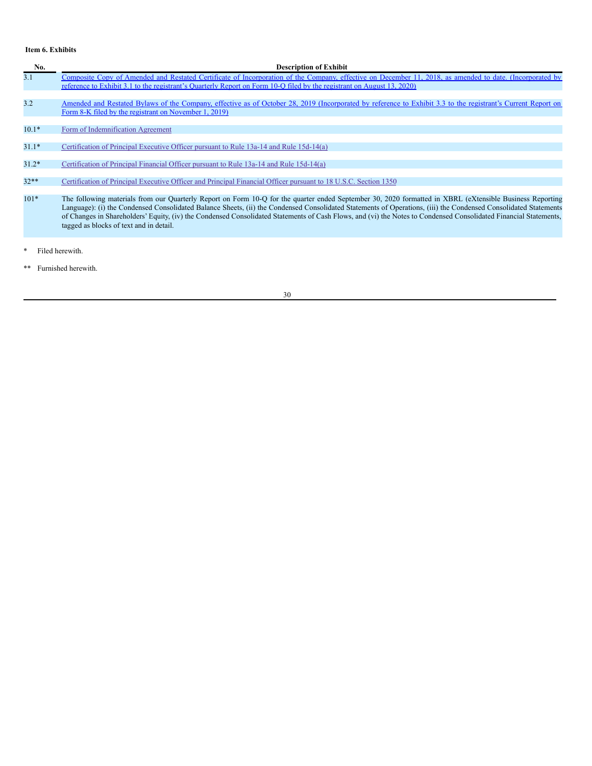**Item 6. Exhibits**

| No. | Description of Exhibit |
| --- | --- |
| 3.1 | Composite Copy of Amended and Restated Certificate of Incorporation of the Company, effective on December 11, 2018, as amended to date. (Incorporated by reference to Exhibit 3.1 to the registrant's Quarterly Report on Form 10-Q filed by the registrant on August 13, 2020) |
| 3.2 | Amended and Restated Bylaws of the Company, effective as of October 28, 2019 (Incorporated by reference to Exhibit 3.3 to the registrant's Current Report on Form 8-K filed by the registrant on November 1, 2019) |
| 10.1* | Form of Indemnification Agreement |
| 31.1* | Certification of Principal Executive Officer pursuant to Rule 13a-14 and Rule 15d-14(a) |
| 31.2* | Certification of Principal Financial Officer pursuant to Rule 13a-14 and Rule 15d-14(a) |
| 32** | Certification of Principal Executive Officer and Principal Financial Officer pursuant to 18 U.S.C. Section 1350 |
| 101* | The following materials from our Quarterly Report on Form 10-Q for the quarter ended September 30, 2020 formatted in XBRL (eXtensible Business Reporting Language): (i) the Condensed Consolidated Balance Sheets, (ii) the Condensed Consolidated Statements of Operations, (iii) the Condensed Consolidated Statements of Changes in Shareholders' Equity, (iv) the Condensed Consolidated Statements of Cash Flows, and (vi) the Notes to Condensed Consolidated Financial Statements, tagged as blocks of text and in detail. |

\* Filed herewith.

\*\* Furnished herewith.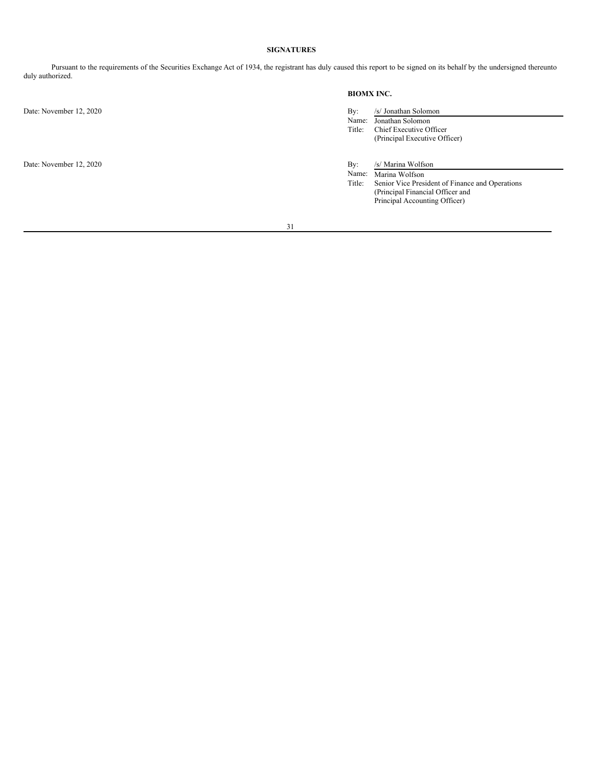## SIGNATURES

Pursuant to the requirements of the Securities Exchange Act of 1934, the registrant has duly caused this report to be signed on its behalf by the undersigned thereunto duly authorized.

**BIOMX INC.**

Date: November 12, 2020

By: /s/ Jonathan Solomon
Name: Jonathan Solomon
Title: Chief Executive Officer
(Principal Executive Officer)

Date: November 12, 2020

By: /s/ Marina Wolfson
Name: Marina Wolfson
Title: Senior Vice President of Finance and Operations
(Principal Financial Officer and
Principal Accounting Officer)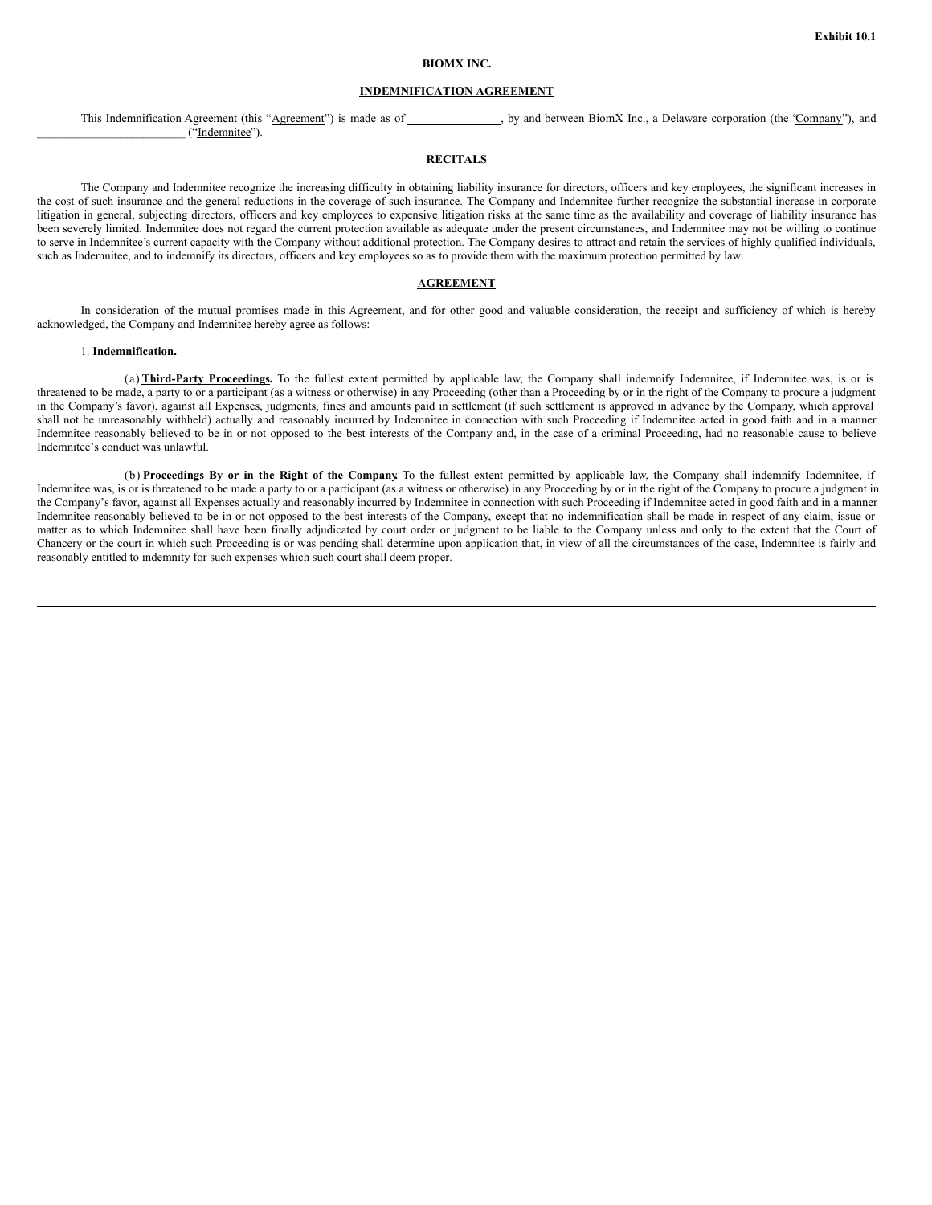Exhibit 10.1

**BIOMX INC.**

**INDEMNIFICATION AGREEMENT**

This Indemnification Agreement (this "Agreement") is made as of ________________, by and between BiomX Inc., a Delaware corporation (the "Company"), and _________________________ ("Indemnitee").

**RECITALS**

The Company and Indemnitee recognize the increasing difficulty in obtaining liability insurance for directors, officers and key employees, the significant increases in the cost of such insurance and the general reductions in the coverage of such insurance. The Company and Indemnitee further recognize the substantial increase in corporate litigation in general, subjecting directors, officers and key employees to expensive litigation risks at the same time as the availability and coverage of liability insurance has been severely limited. Indemnitee does not regard the current protection available as adequate under the present circumstances, and Indemnitee may not be willing to continue to serve in Indemnitee's current capacity with the Company without additional protection. The Company desires to attract and retain the services of highly qualified individuals, such as Indemnitee, and to indemnify its directors, officers and key employees so as to provide them with the maximum protection permitted by law.

**AGREEMENT**

In consideration of the mutual promises made in this Agreement, and for other good and valuable consideration, the receipt and sufficiency of which is hereby acknowledged, the Company and Indemnitee hereby agree as follows:

1. **Indemnification.**

(a) **Third-Party Proceedings.** To the fullest extent permitted by applicable law, the Company shall indemnify Indemnitee, if Indemnitee was, is or is threatened to be made, a party to or a participant (as a witness or otherwise) in any Proceeding (other than a Proceeding by or in the right of the Company to procure a judgment in the Company's favor), against all Expenses, judgments, fines and amounts paid in settlement (if such settlement is approved in advance by the Company, which approval shall not be unreasonably withheld) actually and reasonably incurred by Indemnitee in connection with such Proceeding if Indemnitee acted in good faith and in a manner Indemnitee reasonably believed to be in or not opposed to the best interests of the Company and, in the case of a criminal Proceeding, had no reasonable cause to believe Indemnitee's conduct was unlawful.

(b) **Proceedings By or in the Right of the Company.** To the fullest extent permitted by applicable law, the Company shall indemnify Indemnitee, if Indemnitee was, is or is threatened to be made a party to or a participant (as a witness or otherwise) in any Proceeding by or in the right of the Company to procure a judgment in the Company's favor, against all Expenses actually and reasonably incurred by Indemnitee in connection with such Proceeding if Indemnitee acted in good faith and in a manner Indemnitee reasonably believed to be in or not opposed to the best interests of the Company, except that no indemnification shall be made in respect of any claim, issue or matter as to which Indemnitee shall have been finally adjudicated by court order or judgment to be liable to the Company unless and only to the extent that the Court of Chancery or the court in which such Proceeding is or was pending shall determine upon application that, in view of all the circumstances of the case, Indemnitee is fairly and reasonably entitled to indemnity for such expenses which such court shall deem proper.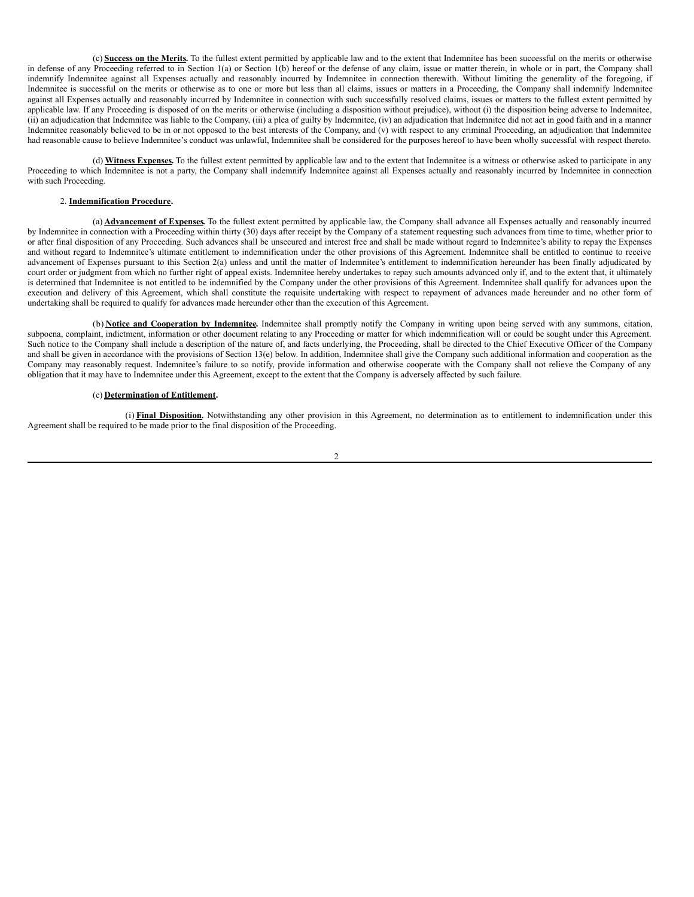(c) **Success on the Merits.** To the fullest extent permitted by applicable law and to the extent that Indemnitee has been successful on the merits or otherwise in defense of any Proceeding referred to in Section 1(a) or Section 1(b) hereof or the defense of any claim, issue or matter therein, in whole or in part, the Company shall indemnify Indemnitee against all Expenses actually and reasonably incurred by Indemnitee in connection therewith. Without limiting the generality of the foregoing, if Indemnitee is successful on the merits or otherwise as to one or more but less than all claims, issues or matters in a Proceeding, the Company shall indemnify Indemnitee against all Expenses actually and reasonably incurred by Indemnitee in connection with such successfully resolved claims, issues or matters to the fullest extent permitted by applicable law. If any Proceeding is disposed of on the merits or otherwise (including a disposition without prejudice), without (i) the disposition being adverse to Indemnitee, (ii) an adjudication that Indemnitee was liable to the Company, (iii) a plea of guilty by Indemnitee, (iv) an adjudication that Indemnitee did not act in good faith and in a manner Indemnitee reasonably believed to be in or not opposed to the best interests of the Company, and (v) with respect to any criminal Proceeding, an adjudication that Indemnitee had reasonable cause to believe Indemnitee's conduct was unlawful, Indemnitee shall be considered for the purposes hereof to have been wholly successful with respect thereto.

(d) **Witness Expenses.** To the fullest extent permitted by applicable law and to the extent that Indemnitee is a witness or otherwise asked to participate in any Proceeding to which Indemnitee is not a party, the Company shall indemnify Indemnitee against all Expenses actually and reasonably incurred by Indemnitee in connection with such Proceeding.

2. **Indemnification Procedure.**

(a) **Advancement of Expenses.** To the fullest extent permitted by applicable law, the Company shall advance all Expenses actually and reasonably incurred by Indemnitee in connection with a Proceeding within thirty (30) days after receipt by the Company of a statement requesting such advances from time to time, whether prior to or after final disposition of any Proceeding. Such advances shall be unsecured and interest free and shall be made without regard to Indemnitee's ability to repay the Expenses and without regard to Indemnitee's ultimate entitlement to indemnification under the other provisions of this Agreement. Indemnitee shall be entitled to continue to receive advancement of Expenses pursuant to this Section 2(a) unless and until the matter of Indemnitee's entitlement to indemnification hereunder has been finally adjudicated by court order or judgment from which no further right of appeal exists. Indemnitee hereby undertakes to repay such amounts advanced only if, and to the extent that, it ultimately is determined that Indemnitee is not entitled to be indemnified by the Company under the other provisions of this Agreement. Indemnitee shall qualify for advances upon the execution and delivery of this Agreement, which shall constitute the requisite undertaking with respect to repayment of advances made hereunder and no other form of undertaking shall be required to qualify for advances made hereunder other than the execution of this Agreement.

(b) **Notice and Cooperation by Indemnitee.** Indemnitee shall promptly notify the Company in writing upon being served with any summons, citation, subpoena, complaint, indictment, information or other document relating to any Proceeding or matter for which indemnification will or could be sought under this Agreement. Such notice to the Company shall include a description of the nature of, and facts underlying, the Proceeding, shall be directed to the Chief Executive Officer of the Company and shall be given in accordance with the provisions of Section 13(e) below. In addition, Indemnitee shall give the Company such additional information and cooperation as the Company may reasonably request. Indemnitee's failure to so notify, provide information and otherwise cooperate with the Company shall not relieve the Company of any obligation that it may have to Indemnitee under this Agreement, except to the extent that the Company is adversely affected by such failure.

(c) **Determination of Entitlement.**

(i) **Final Disposition.** Notwithstanding any other provision in this Agreement, no determination as to entitlement to indemnification under this Agreement shall be required to be made prior to the final disposition of the Proceeding.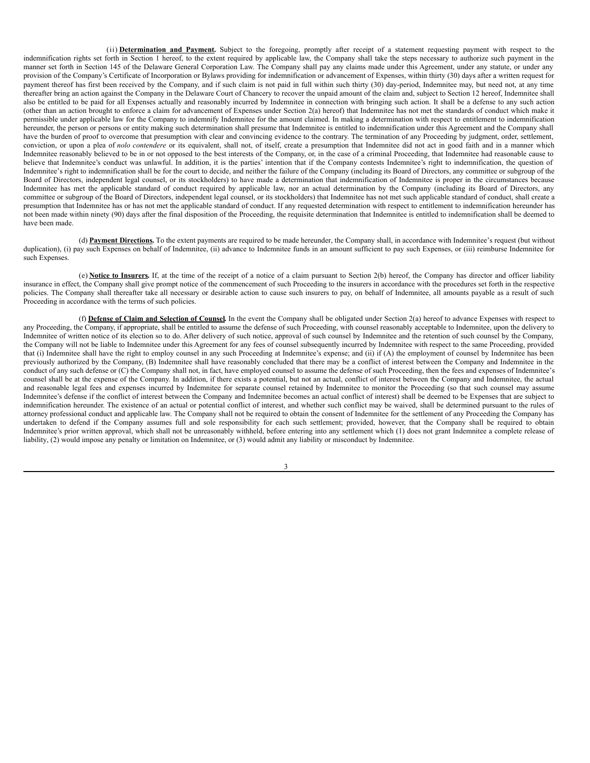(ii) **Determination and Payment.** Subject to the foregoing, promptly after receipt of a statement requesting payment with respect to the indemnification rights set forth in Section 1 hereof, to the extent required by applicable law, the Company shall take the steps necessary to authorize such payment in the manner set forth in Section 145 of the Delaware General Corporation Law. The Company shall pay any claims made under this Agreement, under any statute, or under any provision of the Company's Certificate of Incorporation or Bylaws providing for indemnification or advancement of Expenses, within thirty (30) days after a written request for payment thereof has first been received by the Company, and if such claim is not paid in full within such thirty (30) day-period, Indemnitee may, but need not, at any time thereafter bring an action against the Company in the Delaware Court of Chancery to recover the unpaid amount of the claim and, subject to Section 12 hereof, Indemnitee shall also be entitled to be paid for all Expenses actually and reasonably incurred by Indemnitee in connection with bringing such action. It shall be a defense to any such action (other than an action brought to enforce a claim for advancement of Expenses under Section 2(a) hereof) that Indemnitee has not met the standards of conduct which make it permissible under applicable law for the Company to indemnify Indemnitee for the amount claimed. In making a determination with respect to entitlement to indemnification hereunder, the person or persons or entity making such determination shall presume that Indemnitee is entitled to indemnification under this Agreement and the Company shall have the burden of proof to overcome that presumption with clear and convincing evidence to the contrary. The termination of any Proceeding by judgment, order, settlement, conviction, or upon a plea of *nolo contendere* or its equivalent, shall not, of itself, create a presumption that Indemnitee did not act in good faith and in a manner which Indemnitee reasonably believed to be in or not opposed to the best interests of the Company, or, in the case of a criminal Proceeding, that Indemnitee had reasonable cause to believe that Indemnitee's conduct was unlawful. In addition, it is the parties' intention that if the Company contests Indemnitee's right to indemnification, the question of Indemnitee's right to indemnification shall be for the court to decide, and neither the failure of the Company (including its Board of Directors, any committee or subgroup of the Board of Directors, independent legal counsel, or its stockholders) to have made a determination that indemnification of Indemnitee is proper in the circumstances because Indemnitee has met the applicable standard of conduct required by applicable law, nor an actual determination by the Company (including its Board of Directors, any committee or subgroup of the Board of Directors, independent legal counsel, or its stockholders) that Indemnitee has not met such applicable standard of conduct, shall create a presumption that Indemnitee has or has not met the applicable standard of conduct. If any requested determination with respect to entitlement to indemnification hereunder has not been made within ninety (90) days after the final disposition of the Proceeding, the requisite determination that Indemnitee is entitled to indemnification shall be deemed to have been made.

(d) **Payment Directions.** To the extent payments are required to be made hereunder, the Company shall, in accordance with Indemnitee's request (but without duplication), (i) pay such Expenses on behalf of Indemnitee, (ii) advance to Indemnitee funds in an amount sufficient to pay such Expenses, or (iii) reimburse Indemnitee for such Expenses.

(e) **Notice to Insurers.** If, at the time of the receipt of a notice of a claim pursuant to Section 2(b) hereof, the Company has director and officer liability insurance in effect, the Company shall give prompt notice of the commencement of such Proceeding to the insurers in accordance with the procedures set forth in the respective policies. The Company shall thereafter take all necessary or desirable action to cause such insurers to pay, on behalf of Indemnitee, all amounts payable as a result of such Proceeding in accordance with the terms of such policies.

(f) **Defense of Claim and Selection of Counsel.** In the event the Company shall be obligated under Section 2(a) hereof to advance Expenses with respect to any Proceeding, the Company, if appropriate, shall be entitled to assume the defense of such Proceeding, with counsel reasonably acceptable to Indemnitee, upon the delivery to Indemnitee of written notice of its election so to do. After delivery of such notice, approval of such counsel by Indemnitee and the retention of such counsel by the Company, the Company will not be liable to Indemnitee under this Agreement for any fees of counsel subsequently incurred by Indemnitee with respect to the same Proceeding, provided that (i) Indemnitee shall have the right to employ counsel in any such Proceeding at Indemnitee's expense; and (ii) if (A) the employment of counsel by Indemnitee has been previously authorized by the Company, (B) Indemnitee shall have reasonably concluded that there may be a conflict of interest between the Company and Indemnitee in the conduct of any such defense or (C) the Company shall not, in fact, have employed counsel to assume the defense of such Proceeding, then the fees and expenses of Indemnitee's counsel shall be at the expense of the Company. In addition, if there exists a potential, but not an actual, conflict of interest between the Company and Indemnitee, the actual and reasonable legal fees and expenses incurred by Indemnitee for separate counsel retained by Indemnitee to monitor the Proceeding (so that such counsel may assume Indemnitee's defense if the conflict of interest between the Company and Indemnitee becomes an actual conflict of interest) shall be deemed to be Expenses that are subject to indemnification hereunder. The existence of an actual or potential conflict of interest, and whether such conflict may be waived, shall be determined pursuant to the rules of attorney professional conduct and applicable law. The Company shall not be required to obtain the consent of Indemnitee for the settlement of any Proceeding the Company has undertaken to defend if the Company assumes full and sole responsibility for each such settlement; provided, however, that the Company shall be required to obtain Indemnitee's prior written approval, which shall not be unreasonably withheld, before entering into any settlement which (1) does not grant Indemnitee a complete release of liability, (2) would impose any penalty or limitation on Indemnitee, or (3) would admit any liability or misconduct by Indemnitee.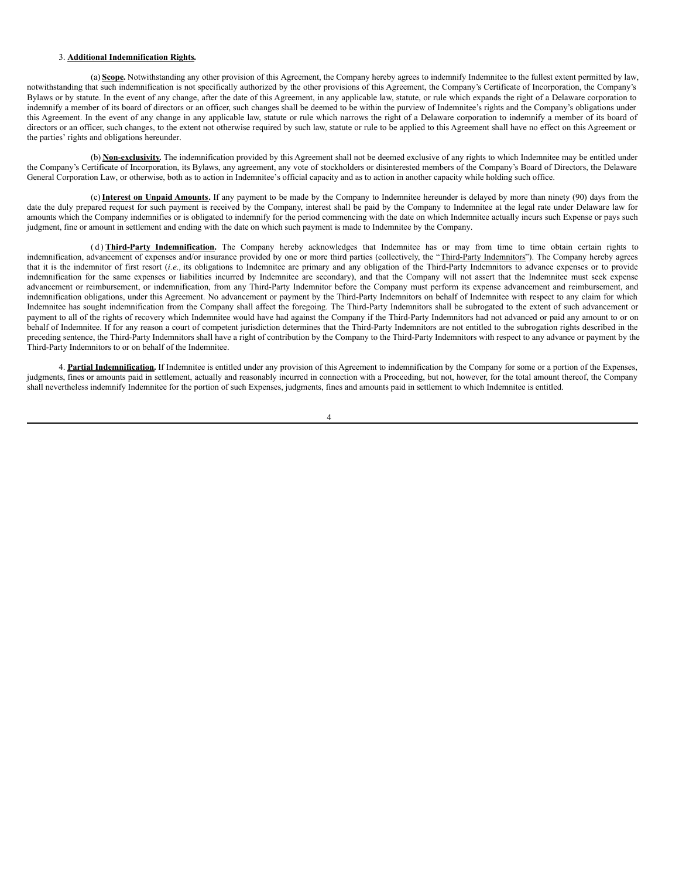3. **Additional Indemnification Rights.**

(a) **Scope.** Notwithstanding any other provision of this Agreement, the Company hereby agrees to indemnify Indemnitee to the fullest extent permitted by law, notwithstanding that such indemnification is not specifically authorized by the other provisions of this Agreement, the Company's Certificate of Incorporation, the Company's Bylaws or by statute. In the event of any change, after the date of this Agreement, in any applicable law, statute, or rule which expands the right of a Delaware corporation to indemnify a member of its board of directors or an officer, such changes shall be deemed to be within the purview of Indemnitee's rights and the Company's obligations under this Agreement. In the event of any change in any applicable law, statute or rule which narrows the right of a Delaware corporation to indemnify a member of its board of directors or an officer, such changes, to the extent not otherwise required by such law, statute or rule to be applied to this Agreement shall have no effect on this Agreement or the parties' rights and obligations hereunder.

(b) **Non-exclusivity.** The indemnification provided by this Agreement shall not be deemed exclusive of any rights to which Indemnitee may be entitled under the Company's Certificate of Incorporation, its Bylaws, any agreement, any vote of stockholders or disinterested members of the Company's Board of Directors, the Delaware General Corporation Law, or otherwise, both as to action in Indemnitee's official capacity and as to action in another capacity while holding such office.

(c) **Interest on Unpaid Amounts.** If any payment to be made by the Company to Indemnitee hereunder is delayed by more than ninety (90) days from the date the duly prepared request for such payment is received by the Company, interest shall be paid by the Company to Indemnitee at the legal rate under Delaware law for amounts which the Company indemnifies or is obligated to indemnify for the period commencing with the date on which Indemnitee actually incurs such Expense or pays such judgment, fine or amount in settlement and ending with the date on which such payment is made to Indemnitee by the Company.

(d) **Third-Party Indemnification.** The Company hereby acknowledges that Indemnitee has or may from time to time obtain certain rights to indemnification, advancement of expenses and/or insurance provided by one or more third parties (collectively, the "Third-Party Indemnitors"). The Company hereby agrees that it is the indemnitor of first resort (*i.e.,* its obligations to Indemnitee are primary and any obligation of the Third-Party Indemnitors to advance expenses or to provide indemnification for the same expenses or liabilities incurred by Indemnitee are secondary), and that the Company will not assert that the Indemnitee must seek expense advancement or reimbursement, or indemnification, from any Third-Party Indemnitor before the Company must perform its expense advancement and reimbursement, and indemnification obligations, under this Agreement. No advancement or payment by the Third-Party Indemnitors on behalf of Indemnitee with respect to any claim for which Indemnitee has sought indemnification from the Company shall affect the foregoing. The Third-Party Indemnitors shall be subrogated to the extent of such advancement or payment to all of the rights of recovery which Indemnitee would have had against the Company if the Third-Party Indemnitors had not advanced or paid any amount to or on behalf of Indemnitee. If for any reason a court of competent jurisdiction determines that the Third-Party Indemnitors are not entitled to the subrogation rights described in the preceding sentence, the Third-Party Indemnitors shall have a right of contribution by the Company to the Third-Party Indemnitors with respect to any advance or payment by the Third-Party Indemnitors to or on behalf of the Indemnitee.

4. **Partial Indemnification.** If Indemnitee is entitled under any provision of this Agreement to indemnification by the Company for some or a portion of the Expenses, judgments, fines or amounts paid in settlement, actually and reasonably incurred in connection with a Proceeding, but not, however, for the total amount thereof, the Company shall nevertheless indemnify Indemnitee for the portion of such Expenses, judgments, fines and amounts paid in settlement to which Indemnitee is entitled.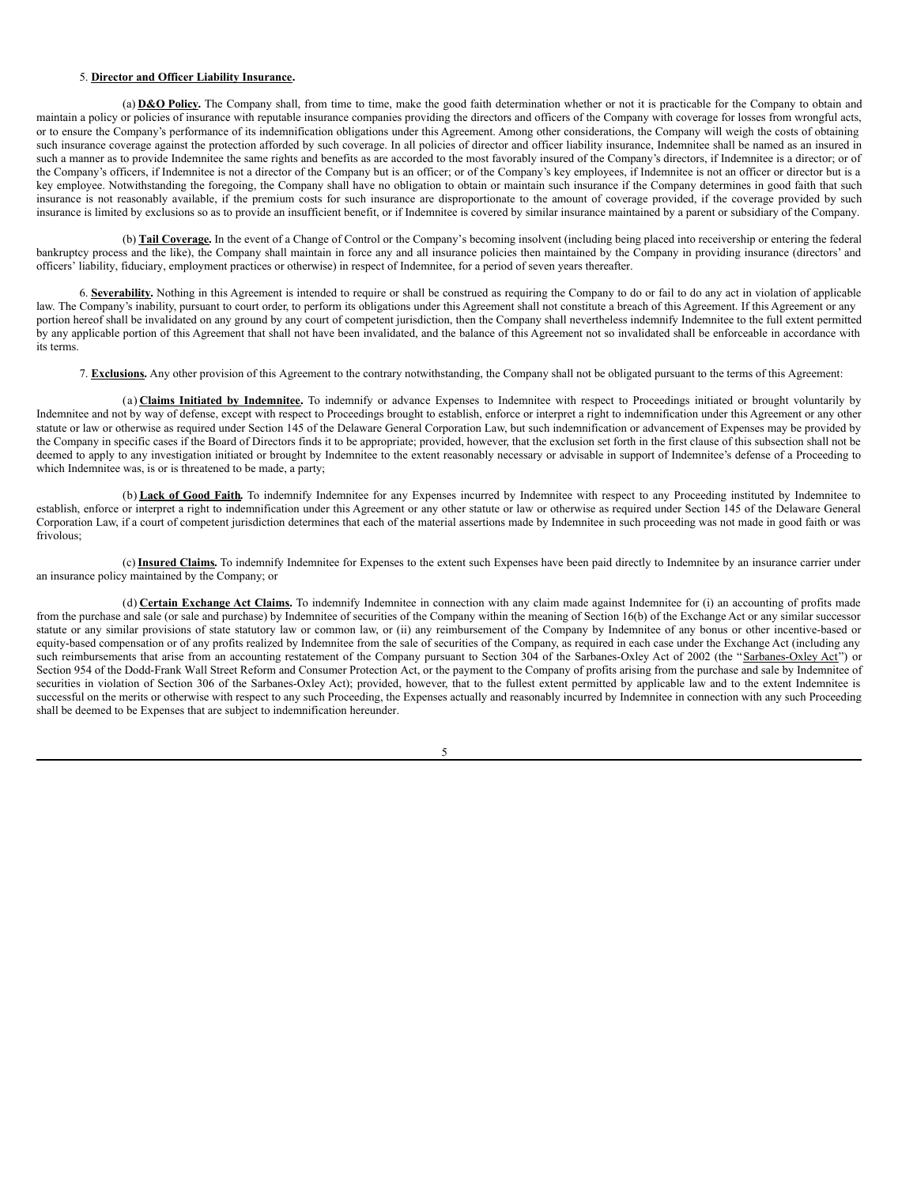5. **Director and Officer Liability Insurance.**

(a) **D&O Policy.** The Company shall, from time to time, make the good faith determination whether or not it is practicable for the Company to obtain and maintain a policy or policies of insurance with reputable insurance companies providing the directors and officers of the Company with coverage for losses from wrongful acts, or to ensure the Company's performance of its indemnification obligations under this Agreement. Among other considerations, the Company will weigh the costs of obtaining such insurance coverage against the protection afforded by such coverage. In all policies of director and officer liability insurance, Indemnitee shall be named as an insured in such a manner as to provide Indemnitee the same rights and benefits as are accorded to the most favorably insured of the Company's directors, if Indemnitee is a director; or of the Company's officers, if Indemnitee is not a director of the Company but is an officer; or of the Company's key employees, if Indemnitee is not an officer or director but is a key employee. Notwithstanding the foregoing, the Company shall have no obligation to obtain or maintain such insurance if the Company determines in good faith that such insurance is not reasonably available, if the premium costs for such insurance are disproportionate to the amount of coverage provided, if the coverage provided by such insurance is limited by exclusions so as to provide an insufficient benefit, or if Indemnitee is covered by similar insurance maintained by a parent or subsidiary of the Company.

(b) **Tail Coverage.** In the event of a Change of Control or the Company's becoming insolvent (including being placed into receivership or entering the federal bankruptcy process and the like), the Company shall maintain in force any and all insurance policies then maintained by the Company in providing insurance (directors' and officers' liability, fiduciary, employment practices or otherwise) in respect of Indemnitee, for a period of seven years thereafter.

6. **Severability.** Nothing in this Agreement is intended to require or shall be construed as requiring the Company to do or fail to do any act in violation of applicable law. The Company's inability, pursuant to court order, to perform its obligations under this Agreement shall not constitute a breach of this Agreement. If this Agreement or any portion hereof shall be invalidated on any ground by any court of competent jurisdiction, then the Company shall nevertheless indemnify Indemnitee to the full extent permitted by any applicable portion of this Agreement that shall not have been invalidated, and the balance of this Agreement not so invalidated shall be enforceable in accordance with its terms.

7. **Exclusions.** Any other provision of this Agreement to the contrary notwithstanding, the Company shall not be obligated pursuant to the terms of this Agreement:

(a) **Claims Initiated by Indemnitee.** To indemnify or advance Expenses to Indemnitee with respect to Proceedings initiated or brought voluntarily by Indemnitee and not by way of defense, except with respect to Proceedings brought to establish, enforce or interpret a right to indemnification under this Agreement or any other statute or law or otherwise as required under Section 145 of the Delaware General Corporation Law, but such indemnification or advancement of Expenses may be provided by the Company in specific cases if the Board of Directors finds it to be appropriate; provided, however, that the exclusion set forth in the first clause of this subsection shall not be deemed to apply to any investigation initiated or brought by Indemnitee to the extent reasonably necessary or advisable in support of Indemnitee's defense of a Proceeding to which Indemnitee was, is or is threatened to be made, a party;

(b) **Lack of Good Faith.** To indemnify Indemnitee for any Expenses incurred by Indemnitee with respect to any Proceeding instituted by Indemnitee to establish, enforce or interpret a right to indemnification under this Agreement or any other statute or law or otherwise as required under Section 145 of the Delaware General Corporation Law, if a court of competent jurisdiction determines that each of the material assertions made by Indemnitee in such proceeding was not made in good faith or was frivolous;

(c) **Insured Claims.** To indemnify Indemnitee for Expenses to the extent such Expenses have been paid directly to Indemnitee by an insurance carrier under an insurance policy maintained by the Company; or

(d) **Certain Exchange Act Claims.** To indemnify Indemnitee in connection with any claim made against Indemnitee for (i) an accounting of profits made from the purchase and sale (or sale and purchase) by Indemnitee of securities of the Company within the meaning of Section 16(b) of the Exchange Act or any similar successor statute or any similar provisions of state statutory law or common law, or (ii) any reimbursement of the Company by Indemnitee of any bonus or other incentive-based or equity-based compensation or of any profits realized by Indemnitee from the sale of securities of the Company, as required in each case under the Exchange Act (including any such reimbursements that arise from an accounting restatement of the Company pursuant to Section 304 of the Sarbanes-Oxley Act of 2002 (the "Sarbanes-Oxley Act") or Section 954 of the Dodd-Frank Wall Street Reform and Consumer Protection Act, or the payment to the Company of profits arising from the purchase and sale by Indemnitee of securities in violation of Section 306 of the Sarbanes-Oxley Act); provided, however, that to the fullest extent permitted by applicable law and to the extent Indemnitee is successful on the merits or otherwise with respect to any such Proceeding, the Expenses actually and reasonably incurred by Indemnitee in connection with any such Proceeding shall be deemed to be Expenses that are subject to indemnification hereunder.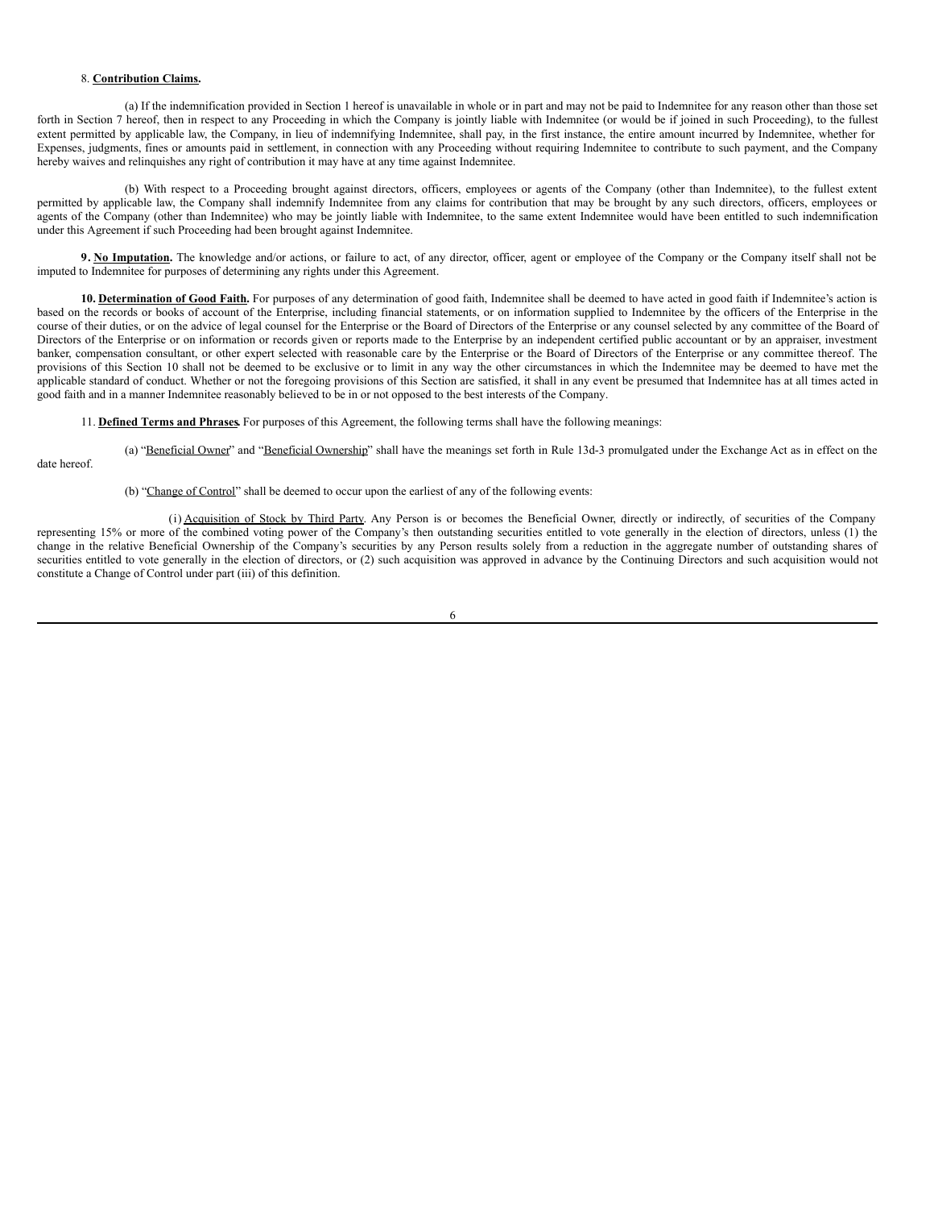8. **Contribution Claims.**

(a) If the indemnification provided in Section 1 hereof is unavailable in whole or in part and may not be paid to Indemnitee for any reason other than those set forth in Section 7 hereof, then in respect to any Proceeding in which the Company is jointly liable with Indemnitee (or would be if joined in such Proceeding), to the fullest extent permitted by applicable law, the Company, in lieu of indemnifying Indemnitee, shall pay, in the first instance, the entire amount incurred by Indemnitee, whether for Expenses, judgments, fines or amounts paid in settlement, in connection with any Proceeding without requiring Indemnitee to contribute to such payment, and the Company hereby waives and relinquishes any right of contribution it may have at any time against Indemnitee.

(b) With respect to a Proceeding brought against directors, officers, employees or agents of the Company (other than Indemnitee), to the fullest extent permitted by applicable law, the Company shall indemnify Indemnitee from any claims for contribution that may be brought by any such directors, officers, employees or agents of the Company (other than Indemnitee) who may be jointly liable with Indemnitee, to the same extent Indemnitee would have been entitled to such indemnification under this Agreement if such Proceeding had been brought against Indemnitee.

**9. No Imputation.** The knowledge and/or actions, or failure to act, of any director, officer, agent or employee of the Company or the Company itself shall not be imputed to Indemnitee for purposes of determining any rights under this Agreement.

**10. Determination of Good Faith.** For purposes of any determination of good faith, Indemnitee shall be deemed to have acted in good faith if Indemnitee's action is based on the records or books of account of the Enterprise, including financial statements, or on information supplied to Indemnitee by the officers of the Enterprise in the course of their duties, or on the advice of legal counsel for the Enterprise or the Board of Directors of the Enterprise or any counsel selected by any committee of the Board of Directors of the Enterprise or on information or records given or reports made to the Enterprise by an independent certified public accountant or by an appraiser, investment banker, compensation consultant, or other expert selected with reasonable care by the Enterprise or the Board of Directors of the Enterprise or any committee thereof. The provisions of this Section 10 shall not be deemed to be exclusive or to limit in any way the other circumstances in which the Indemnitee may be deemed to have met the applicable standard of conduct. Whether or not the foregoing provisions of this Section are satisfied, it shall in any event be presumed that Indemnitee has at all times acted in good faith and in a manner Indemnitee reasonably believed to be in or not opposed to the best interests of the Company.

11. **Defined Terms and Phrases.** For purposes of this Agreement, the following terms shall have the following meanings:

(a) "Beneficial Owner" and "Beneficial Ownership" shall have the meanings set forth in Rule 13d-3 promulgated under the Exchange Act as in effect on the date hereof.

(b) "Change of Control" shall be deemed to occur upon the earliest of any of the following events:

(i) Acquisition of Stock by Third Party. Any Person is or becomes the Beneficial Owner, directly or indirectly, of securities of the Company representing 15% or more of the combined voting power of the Company's then outstanding securities entitled to vote generally in the election of directors, unless (1) the change in the relative Beneficial Ownership of the Company's securities by any Person results solely from a reduction in the aggregate number of outstanding shares of securities entitled to vote generally in the election of directors, or (2) such acquisition was approved in advance by the Continuing Directors and such acquisition would not constitute a Change of Control under part (iii) of this definition.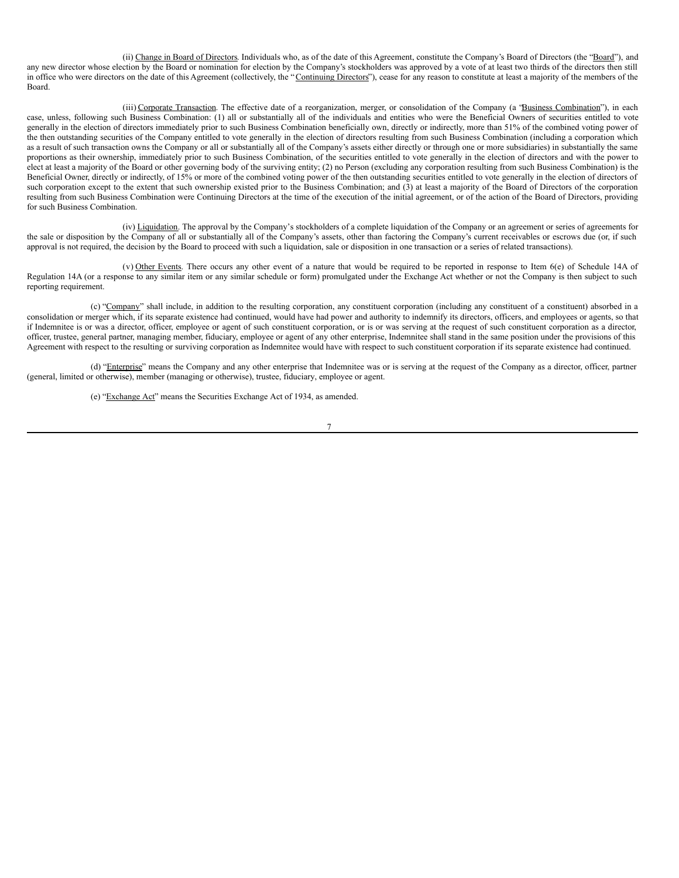(ii) Change in Board of Directors. Individuals who, as of the date of this Agreement, constitute the Company's Board of Directors (the "Board"), and any new director whose election by the Board or nomination for election by the Company's stockholders was approved by a vote of at least two thirds of the directors then still in office who were directors on the date of this Agreement (collectively, the "Continuing Directors"), cease for any reason to constitute at least a majority of the members of the Board.

(iii) Corporate Transaction. The effective date of a reorganization, merger, or consolidation of the Company (a "Business Combination"), in each case, unless, following such Business Combination: (1) all or substantially all of the individuals and entities who were the Beneficial Owners of securities entitled to vote generally in the election of directors immediately prior to such Business Combination beneficially own, directly or indirectly, more than 51% of the combined voting power of the then outstanding securities of the Company entitled to vote generally in the election of directors resulting from such Business Combination (including a corporation which as a result of such transaction owns the Company or all or substantially all of the Company's assets either directly or through one or more subsidiaries) in substantially the same proportions as their ownership, immediately prior to such Business Combination, of the securities entitled to vote generally in the election of directors and with the power to elect at least a majority of the Board or other governing body of the surviving entity; (2) no Person (excluding any corporation resulting from such Business Combination) is the Beneficial Owner, directly or indirectly, of 15% or more of the combined voting power of the then outstanding securities entitled to vote generally in the election of directors of such corporation except to the extent that such ownership existed prior to the Business Combination; and (3) at least a majority of the Board of Directors of the corporation resulting from such Business Combination were Continuing Directors at the time of the execution of the initial agreement, or of the action of the Board of Directors, providing for such Business Combination.

(iv) Liquidation. The approval by the Company's stockholders of a complete liquidation of the Company or an agreement or series of agreements for the sale or disposition by the Company of all or substantially all of the Company's assets, other than factoring the Company's current receivables or escrows due (or, if such approval is not required, the decision by the Board to proceed with such a liquidation, sale or disposition in one transaction or a series of related transactions).

(v) Other Events. There occurs any other event of a nature that would be required to be reported in response to Item 6(e) of Schedule 14A of Regulation 14A (or a response to any similar item or any similar schedule or form) promulgated under the Exchange Act whether or not the Company is then subject to such reporting requirement.

(c) "Company" shall include, in addition to the resulting corporation, any constituent corporation (including any constituent of a constituent) absorbed in a consolidation or merger which, if its separate existence had continued, would have had power and authority to indemnify its directors, officers, and employees or agents, so that if Indemnitee is or was a director, officer, employee or agent of such constituent corporation, or is or was serving at the request of such constituent corporation as a director, officer, trustee, general partner, managing member, fiduciary, employee or agent of any other enterprise, Indemnitee shall stand in the same position under the provisions of this Agreement with respect to the resulting or surviving corporation as Indemnitee would have with respect to such constituent corporation if its separate existence had continued.

(d) "Enterprise" means the Company and any other enterprise that Indemnitee was or is serving at the request of the Company as a director, officer, partner (general, limited or otherwise), member (managing or otherwise), trustee, fiduciary, employee or agent.

(e) "Exchange Act" means the Securities Exchange Act of 1934, as amended.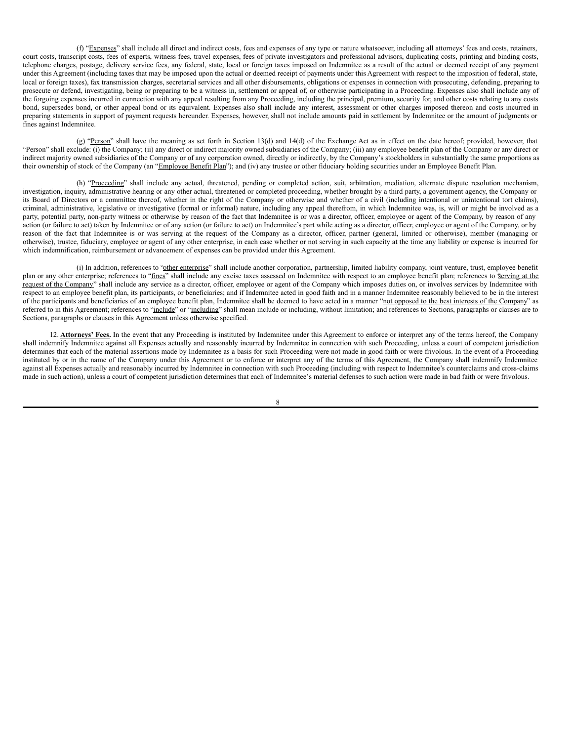(f) "Expenses" shall include all direct and indirect costs, fees and expenses of any type or nature whatsoever, including all attorneys' fees and costs, retainers, court costs, transcript costs, fees of experts, witness fees, travel expenses, fees of private investigators and professional advisors, duplicating costs, printing and binding costs, telephone charges, postage, delivery service fees, any federal, state, local or foreign taxes imposed on Indemnitee as a result of the actual or deemed receipt of any payment under this Agreement (including taxes that may be imposed upon the actual or deemed receipt of payments under this Agreement with respect to the imposition of federal, state, local or foreign taxes), fax transmission charges, secretarial services and all other disbursements, obligations or expenses in connection with prosecuting, defending, preparing to prosecute or defend, investigating, being or preparing to be a witness in, settlement or appeal of, or otherwise participating in a Proceeding. Expenses also shall include any of the forgoing expenses incurred in connection with any appeal resulting from any Proceeding, including the principal, premium, security for, and other costs relating to any costs bond, supersedes bond, or other appeal bond or its equivalent. Expenses also shall include any interest, assessment or other charges imposed thereon and costs incurred in preparing statements in support of payment requests hereunder. Expenses, however, shall not include amounts paid in settlement by Indemnitee or the amount of judgments or fines against Indemnitee.

(g) "Person" shall have the meaning as set forth in Section 13(d) and 14(d) of the Exchange Act as in effect on the date hereof; provided, however, that "Person" shall exclude: (i) the Company; (ii) any direct or indirect majority owned subsidiaries of the Company; (iii) any employee benefit plan of the Company or any direct or indirect majority owned subsidiaries of the Company or of any corporation owned, directly or indirectly, by the Company's stockholders in substantially the same proportions as their ownership of stock of the Company (an "Employee Benefit Plan"); and (iv) any trustee or other fiduciary holding securities under an Employee Benefit Plan.

(h) "Proceeding" shall include any actual, threatened, pending or completed action, suit, arbitration, mediation, alternate dispute resolution mechanism, investigation, inquiry, administrative hearing or any other actual, threatened or completed proceeding, whether brought by a third party, a government agency, the Company or its Board of Directors or a committee thereof, whether in the right of the Company or otherwise and whether of a civil (including intentional or unintentional tort claims), criminal, administrative, legislative or investigative (formal or informal) nature, including any appeal therefrom, in which Indemnitee was, is, will or might be involved as a party, potential party, non-party witness or otherwise by reason of the fact that Indemnitee is or was a director, officer, employee or agent of the Company, by reason of any action (or failure to act) taken by Indemnitee or of any action (or failure to act) on Indemnitee's part while acting as a director, officer, employee or agent of the Company, or by reason of the fact that Indemnitee is or was serving at the request of the Company as a director, officer, partner (general, limited or otherwise), member (managing or otherwise), trustee, fiduciary, employee or agent of any other enterprise, in each case whether or not serving in such capacity at the time any liability or expense is incurred for which indemnification, reimbursement or advancement of expenses can be provided under this Agreement.

(i) In addition, references to "other enterprise" shall include another corporation, partnership, limited liability company, joint venture, trust, employee benefit plan or any other enterprise; references to "fines" shall include any excise taxes assessed on Indemnitee with respect to an employee benefit plan; references to "serving at the request of the Company" shall include any service as a director, officer, employee or agent of the Company which imposes duties on, or involves services by Indemnitee with respect to an employee benefit plan, its participants, or beneficiaries; and if Indemnitee acted in good faith and in a manner Indemnitee reasonably believed to be in the interest of the participants and beneficiaries of an employee benefit plan, Indemnitee shall be deemed to have acted in a manner "not opposed to the best interests of the Company" as referred to in this Agreement; references to "include" or "including" shall mean include or including, without limitation; and references to Sections, paragraphs or clauses are to Sections, paragraphs or clauses in this Agreement unless otherwise specified.

12. **Attorneys' Fees.** In the event that any Proceeding is instituted by Indemnitee under this Agreement to enforce or interpret any of the terms hereof, the Company shall indemnify Indemnitee against all Expenses actually and reasonably incurred by Indemnitee in connection with such Proceeding, unless a court of competent jurisdiction determines that each of the material assertions made by Indemnitee as a basis for such Proceeding were not made in good faith or were frivolous. In the event of a Proceeding instituted by or in the name of the Company under this Agreement or to enforce or interpret any of the terms of this Agreement, the Company shall indemnify Indemnitee against all Expenses actually and reasonably incurred by Indemnitee in connection with such Proceeding (including with respect to Indemnitee's counterclaims and cross-claims made in such action), unless a court of competent jurisdiction determines that each of Indemnitee's material defenses to such action were made in bad faith or were frivolous.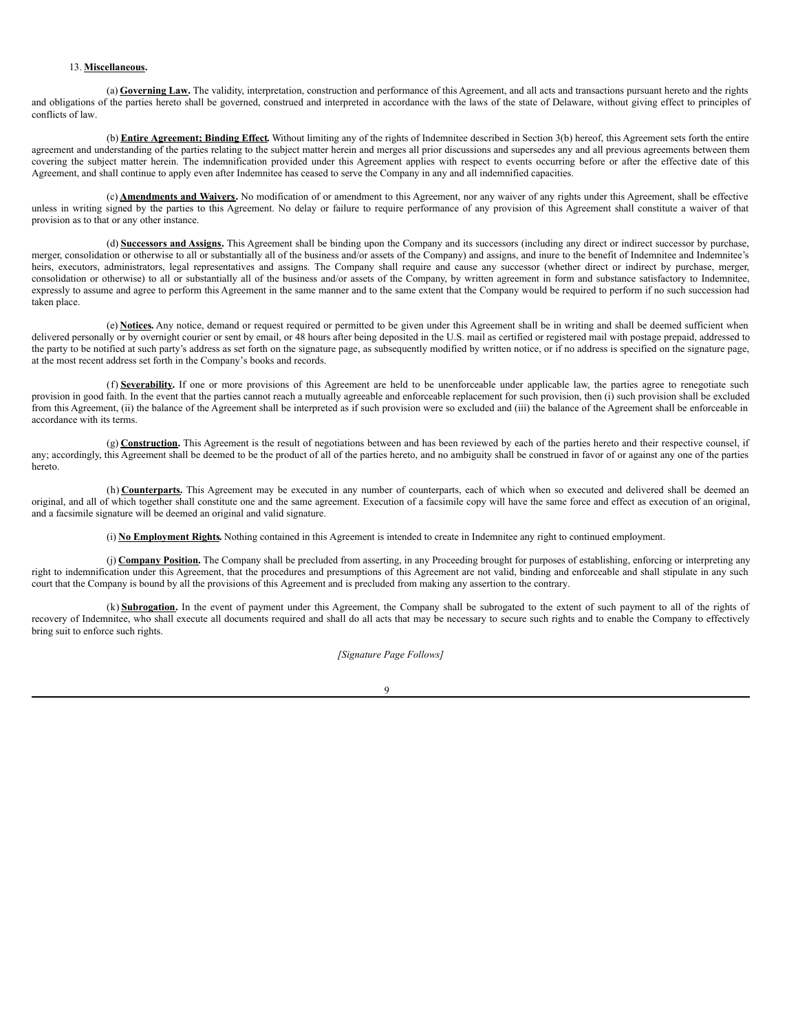13. **Miscellaneous.**

(a) **Governing Law.** The validity, interpretation, construction and performance of this Agreement, and all acts and transactions pursuant hereto and the rights and obligations of the parties hereto shall be governed, construed and interpreted in accordance with the laws of the state of Delaware, without giving effect to principles of conflicts of law.

(b) **Entire Agreement; Binding Effect.** Without limiting any of the rights of Indemnitee described in Section 3(b) hereof, this Agreement sets forth the entire agreement and understanding of the parties relating to the subject matter herein and merges all prior discussions and supersedes any and all previous agreements between them covering the subject matter herein. The indemnification provided under this Agreement applies with respect to events occurring before or after the effective date of this Agreement, and shall continue to apply even after Indemnitee has ceased to serve the Company in any and all indemnified capacities.

(c) **Amendments and Waivers.** No modification of or amendment to this Agreement, nor any waiver of any rights under this Agreement, shall be effective unless in writing signed by the parties to this Agreement. No delay or failure to require performance of any provision of this Agreement shall constitute a waiver of that provision as to that or any other instance.

(d) **Successors and Assigns.** This Agreement shall be binding upon the Company and its successors (including any direct or indirect successor by purchase, merger, consolidation or otherwise to all or substantially all of the business and/or assets of the Company) and assigns, and inure to the benefit of Indemnitee and Indemnitee's heirs, executors, administrators, legal representatives and assigns. The Company shall require and cause any successor (whether direct or indirect by purchase, merger, consolidation or otherwise) to all or substantially all of the business and/or assets of the Company, by written agreement in form and substance satisfactory to Indemnitee, expressly to assume and agree to perform this Agreement in the same manner and to the same extent that the Company would be required to perform if no such succession had taken place.

(e) **Notices.** Any notice, demand or request required or permitted to be given under this Agreement shall be in writing and shall be deemed sufficient when delivered personally or by overnight courier or sent by email, or 48 hours after being deposited in the U.S. mail as certified or registered mail with postage prepaid, addressed to the party to be notified at such party's address as set forth on the signature page, as subsequently modified by written notice, or if no address is specified on the signature page, at the most recent address set forth in the Company's books and records.

(f) **Severability.** If one or more provisions of this Agreement are held to be unenforceable under applicable law, the parties agree to renegotiate such provision in good faith. In the event that the parties cannot reach a mutually agreeable and enforceable replacement for such provision, then (i) such provision shall be excluded from this Agreement, (ii) the balance of the Agreement shall be interpreted as if such provision were so excluded and (iii) the balance of the Agreement shall be enforceable in accordance with its terms.

(g) **Construction.** This Agreement is the result of negotiations between and has been reviewed by each of the parties hereto and their respective counsel, if any; accordingly, this Agreement shall be deemed to be the product of all of the parties hereto, and no ambiguity shall be construed in favor of or against any one of the parties hereto.

(h) **Counterparts.** This Agreement may be executed in any number of counterparts, each of which when so executed and delivered shall be deemed an original, and all of which together shall constitute one and the same agreement. Execution of a facsimile copy will have the same force and effect as execution of an original, and a facsimile signature will be deemed an original and valid signature.

(i) **No Employment Rights.** Nothing contained in this Agreement is intended to create in Indemnitee any right to continued employment.

(j) **Company Position.** The Company shall be precluded from asserting, in any Proceeding brought for purposes of establishing, enforcing or interpreting any right to indemnification under this Agreement, that the procedures and presumptions of this Agreement are not valid, binding and enforceable and shall stipulate in any such court that the Company is bound by all the provisions of this Agreement and is precluded from making any assertion to the contrary.

(k) **Subrogation.** In the event of payment under this Agreement, the Company shall be subrogated to the extent of such payment to all of the rights of recovery of Indemnitee, who shall execute all documents required and shall do all acts that may be necessary to secure such rights and to enable the Company to effectively bring suit to enforce such rights.

*[Signature Page Follows]*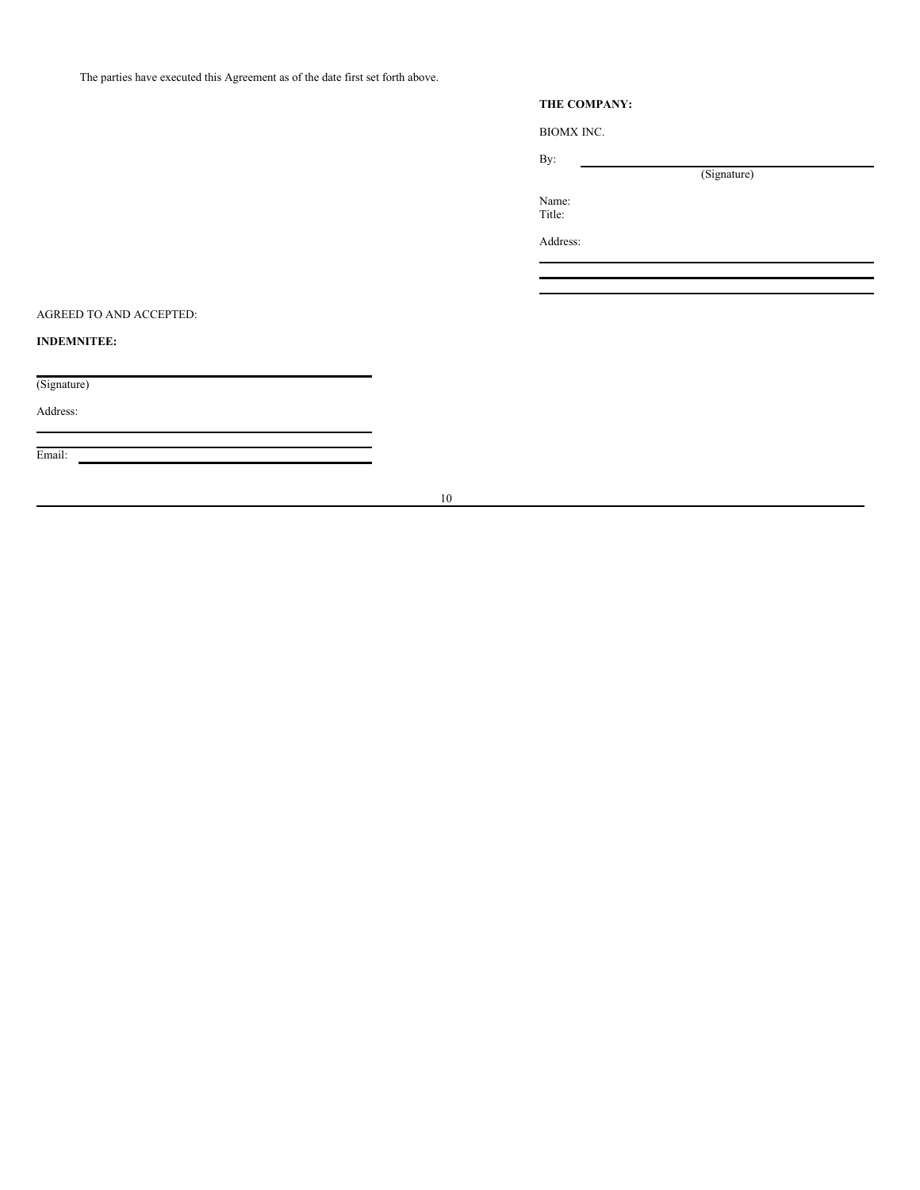The parties have executed this Agreement as of the date first set forth above.

**THE COMPANY:**

BIOMX INC.

By: \_\_\_\_\_\_\_\_\_\_\_\_\_\_\_\_\_\_\_\_\_\_\_\_\_\_\_\_\_\_
(Signature)

Name:
Title:

Address:

\_\_\_\_\_\_\_\_\_\_\_\_\_\_\_\_\_\_\_\_\_\_\_\_\_\_\_\_\_\_

\_\_\_\_\_\_\_\_\_\_\_\_\_\_\_\_\_\_\_\_\_\_\_\_\_\_\_\_\_\_

\_\_\_\_\_\_\_\_\_\_\_\_\_\_\_\_\_\_\_\_\_\_\_\_\_\_\_\_\_\_

AGREED TO AND ACCEPTED:

**INDEMNITEE:**

\_\_\_\_\_\_\_\_\_\_\_\_\_\_\_\_\_\_\_\_\_\_\_\_\_\_\_\_\_\_
(Signature)

Address:

\_\_\_\_\_\_\_\_\_\_\_\_\_\_\_\_\_\_\_\_\_\_\_\_\_\_\_\_\_\_

\_\_\_\_\_\_\_\_\_\_\_\_\_\_\_\_\_\_\_\_\_\_\_\_\_\_\_\_\_\_

Email: \_\_\_\_\_\_\_\_\_\_\_\_\_\_\_\_\_\_\_\_\_\_\_\_\_\_\_\_\_\_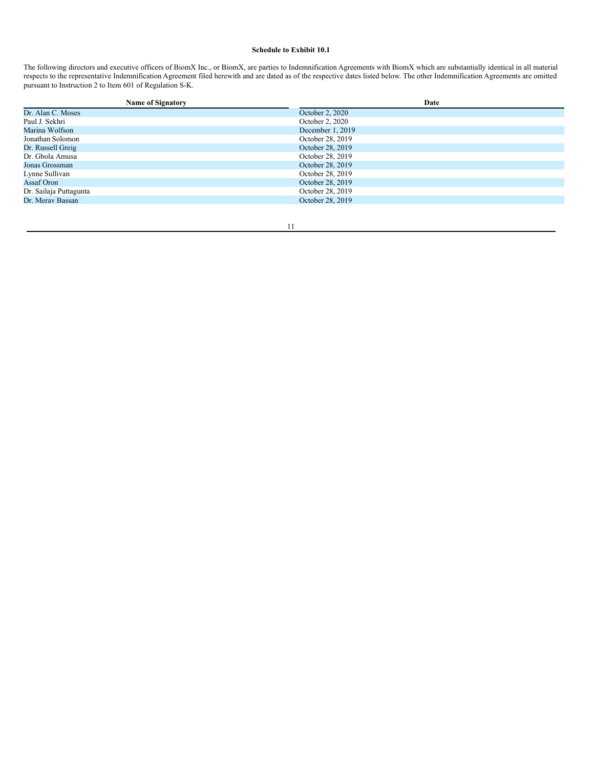**Schedule to Exhibit 10.1**

The following directors and executive officers of BiomX Inc., or BiomX, are parties to Indemnification Agreements with BiomX which are substantially identical in all material respects to the representative Indemnification Agreement filed herewith and are dated as of the respective dates listed below. The other Indemnification Agreements are omitted pursuant to Instruction 2 to Item 601 of Regulation S-K.

| Name of Signatory | Date |
|---|---|
| Dr. Alan C. Moses | October 2, 2020 |
| Paul J. Sekhri | October 2, 2020 |
| Marina Wolfson | December 1, 2019 |
| Jonathan Solomon | October 28, 2019 |
| Dr. Russell Greig | October 28, 2019 |
| Dr. Gbola Amusa | October 28, 2019 |
| Jonas Grossman | October 28, 2019 |
| Lynne Sullivan | October 28, 2019 |
| Assaf Oron | October 28, 2019 |
| Dr. Sailaja Puttagunta | October 28, 2019 |
| Dr. Merav Bassan | October 28, 2019 |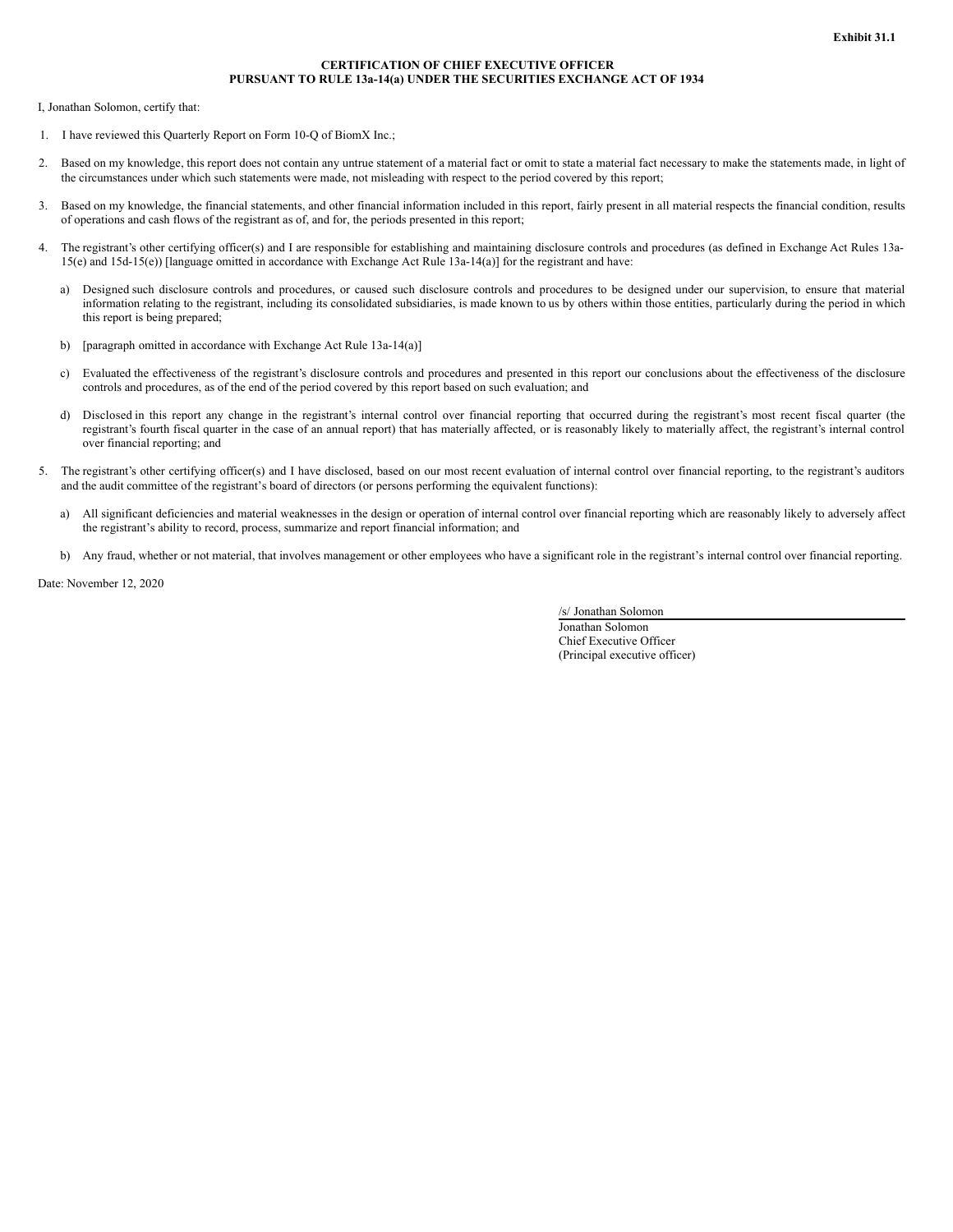**Exhibit 31.1**

**CERTIFICATION OF CHIEF EXECUTIVE OFFICER PURSUANT TO RULE 13a-14(a) UNDER THE SECURITIES EXCHANGE ACT OF 1934**

I, Jonathan Solomon, certify that:

1. I have reviewed this Quarterly Report on Form 10-Q of BiomX Inc.;

2. Based on my knowledge, this report does not contain any untrue statement of a material fact or omit to state a material fact necessary to make the statements made, in light of the circumstances under which such statements were made, not misleading with respect to the period covered by this report;

3. Based on my knowledge, the financial statements, and other financial information included in this report, fairly present in all material respects the financial condition, results of operations and cash flows of the registrant as of, and for, the periods presented in this report;

4. The registrant's other certifying officer(s) and I are responsible for establishing and maintaining disclosure controls and procedures (as defined in Exchange Act Rules 13a-15(e) and 15d-15(e)) [language omitted in accordance with Exchange Act Rule 13a-14(a)] for the registrant and have:

   a) Designed such disclosure controls and procedures, or caused such disclosure controls and procedures to be designed under our supervision, to ensure that material information relating to the registrant, including its consolidated subsidiaries, is made known to us by others within those entities, particularly during the period in which this report is being prepared;

   b) [paragraph omitted in accordance with Exchange Act Rule 13a-14(a)]

   c) Evaluated the effectiveness of the registrant's disclosure controls and procedures and presented in this report our conclusions about the effectiveness of the disclosure controls and procedures, as of the end of the period covered by this report based on such evaluation; and

   d) Disclosed in this report any change in the registrant's internal control over financial reporting that occurred during the registrant's most recent fiscal quarter (the registrant's fourth fiscal quarter in the case of an annual report) that has materially affected, or is reasonably likely to materially affect, the registrant's internal control over financial reporting; and

5. The registrant's other certifying officer(s) and I have disclosed, based on our most recent evaluation of internal control over financial reporting, to the registrant's auditors and the audit committee of the registrant's board of directors (or persons performing the equivalent functions):

   a) All significant deficiencies and material weaknesses in the design or operation of internal control over financial reporting which are reasonably likely to adversely affect the registrant's ability to record, process, summarize and report financial information; and

   b) Any fraud, whether or not material, that involves management or other employees who have a significant role in the registrant's internal control over financial reporting.

Date: November 12, 2020

/s/ Jonathan Solomon
Jonathan Solomon
Chief Executive Officer
(Principal executive officer)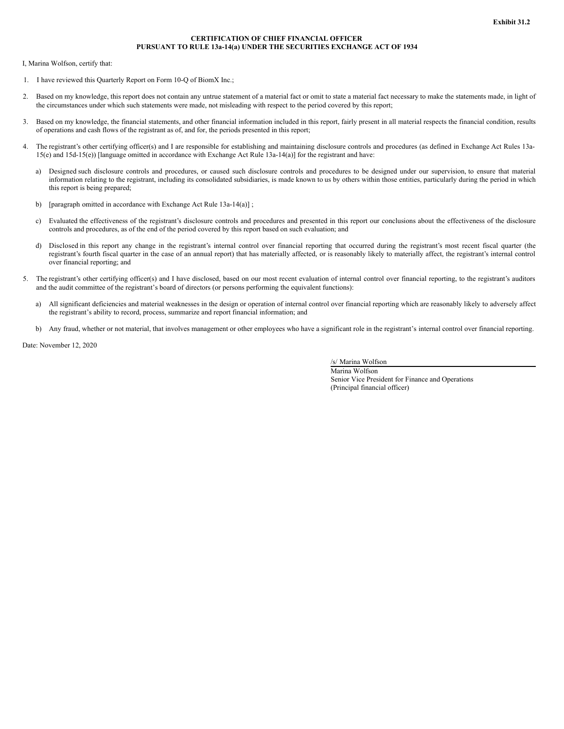**Exhibit 31.2**

**CERTIFICATION OF CHIEF FINANCIAL OFFICER**
**PURSUANT TO RULE 13a-14(a) UNDER THE SECURITIES EXCHANGE ACT OF 1934**

I, Marina Wolfson, certify that:

1. I have reviewed this Quarterly Report on Form 10-Q of BiomX Inc.;

2. Based on my knowledge, this report does not contain any untrue statement of a material fact or omit to state a material fact necessary to make the statements made, in light of the circumstances under which such statements were made, not misleading with respect to the period covered by this report;

3. Based on my knowledge, the financial statements, and other financial information included in this report, fairly present in all material respects the financial condition, results of operations and cash flows of the registrant as of, and for, the periods presented in this report;

4. The registrant's other certifying officer(s) and I are responsible for establishing and maintaining disclosure controls and procedures (as defined in Exchange Act Rules 13a-15(e) and 15d-15(e)) [language omitted in accordance with Exchange Act Rule 13a-14(a)] for the registrant and have:

   a) Designed such disclosure controls and procedures, or caused such disclosure controls and procedures to be designed under our supervision, to ensure that material information relating to the registrant, including its consolidated subsidiaries, is made known to us by others within those entities, particularly during the period in which this report is being prepared;

   b) [paragraph omitted in accordance with Exchange Act Rule 13a-14(a)] ;

   c) Evaluated the effectiveness of the registrant's disclosure controls and procedures and presented in this report our conclusions about the effectiveness of the disclosure controls and procedures, as of the end of the period covered by this report based on such evaluation; and

   d) Disclosed in this report any change in the registrant's internal control over financial reporting that occurred during the registrant's most recent fiscal quarter (the registrant's fourth fiscal quarter in the case of an annual report) that has materially affected, or is reasonably likely to materially affect, the registrant's internal control over financial reporting; and

5. The registrant's other certifying officer(s) and I have disclosed, based on our most recent evaluation of internal control over financial reporting, to the registrant's auditors and the audit committee of the registrant's board of directors (or persons performing the equivalent functions):

   a) All significant deficiencies and material weaknesses in the design or operation of internal control over financial reporting which are reasonably likely to adversely affect the registrant's ability to record, process, summarize and report financial information; and

   b) Any fraud, whether or not material, that involves management or other employees who have a significant role in the registrant's internal control over financial reporting.

Date: November 12, 2020

/s/ Marina Wolfson
Marina Wolfson
Senior Vice President for Finance and Operations
(Principal financial officer)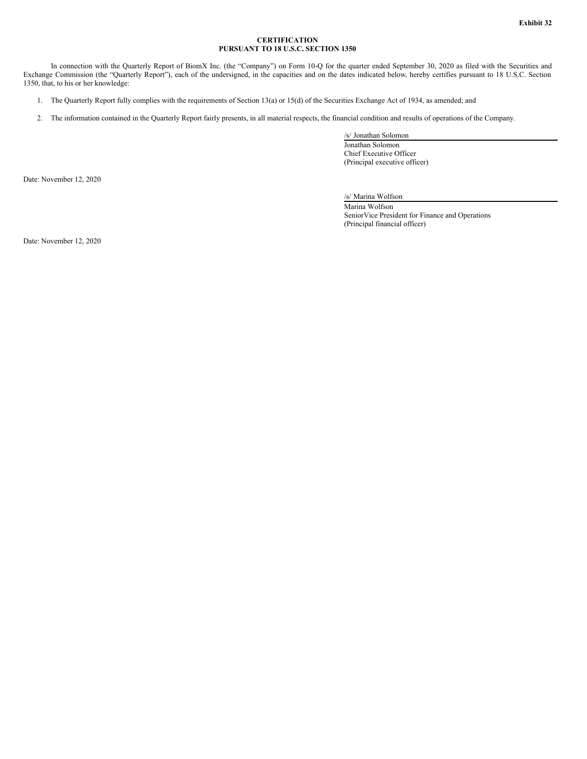**Exhibit 32**

**CERTIFICATION**
**PURSUANT TO 18 U.S.C. SECTION 1350**

In connection with the Quarterly Report of BiomX Inc. (the "Company") on Form 10-Q for the quarter ended September 30, 2020 as filed with the Securities and Exchange Commission (the "Quarterly Report"), each of the undersigned, in the capacities and on the dates indicated below, hereby certifies pursuant to 18 U.S.C. Section 1350, that, to his or her knowledge:

1. The Quarterly Report fully complies with the requirements of Section 13(a) or 15(d) of the Securities Exchange Act of 1934, as amended; and

2. The information contained in the Quarterly Report fairly presents, in all material respects, the financial condition and results of operations of the Company.

/s/ Jonathan Solomon
Jonathan Solomon
Chief Executive Officer
(Principal executive officer)

Date: November 12, 2020

/s/ Marina Wolfson
Marina Wolfson
SeniorVice President for Finance and Operations
(Principal financial officer)

Date: November 12, 2020